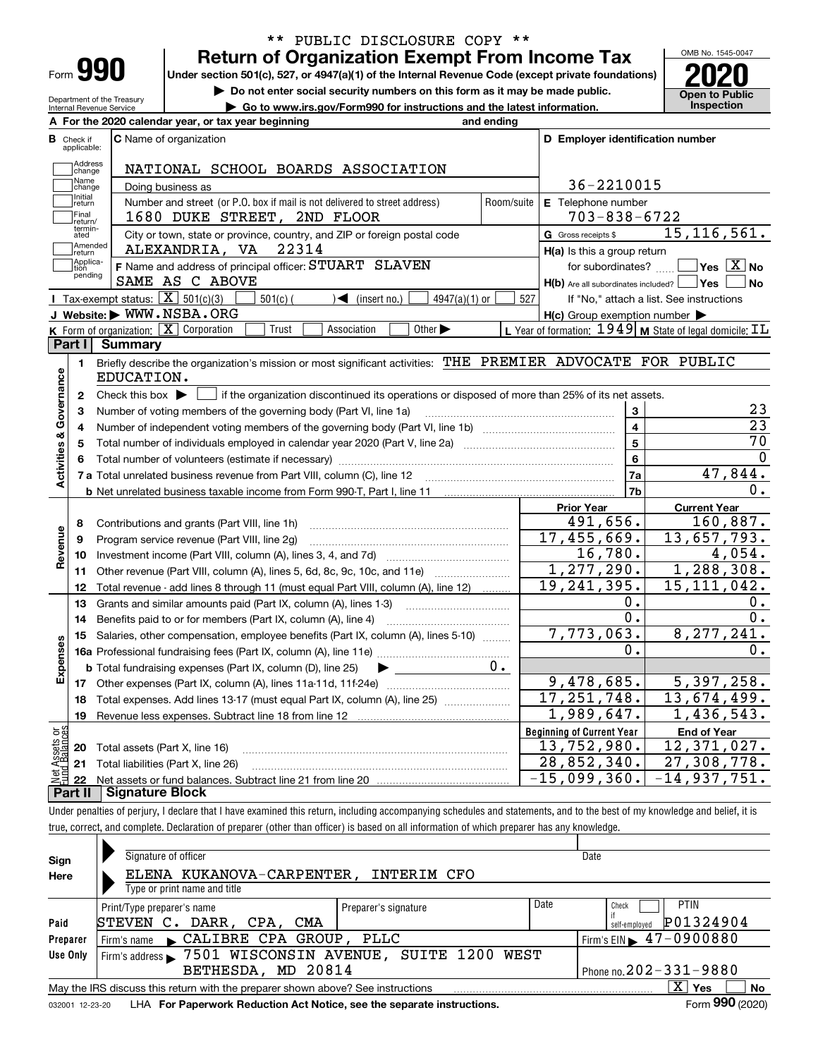** PUBLIC DISCLOSURE COPY **

# Form 990 — Return of Organization Exempt From Income Tax (2020)

Under section 501(c), 527, or 4947(a)(1) of the Internal Revenue Code (except private foundations)

▶ Do not enter social security numbers on this form as it may be made public.

▶ Go to www.irs.gov/Form990 for instructions and the latest information.

OMB No. 1545-0047 — **Open to Public Inspection**

Department of the Treasury, Internal Revenue Service

**A** For the 2020 calendar year, or tax year beginning and ending

**B** Check if applicable: Address change, Name change, Initial return, Final return/terminated, Amended return, Application pending

**C** Name of organization: NATIONAL SCHOOL BOARDS ASSOCIATION

Doing business as

Number and street (or P.O. box if mail is not delivered to street address): 1680 DUKE STREET, 2ND FLOOR — Room/suite

City or town, state or province, country, and ZIP or foreign postal code: ALEXANDRIA, VA 22314

**D** Employer identification number: 36-2210015

**E** Telephone number: 703-838-6722

**G** Gross receipts $ 15,116,561.

**F** Name and address of principal officer: STUART SLAVEN, SAME AS C ABOVE

**H(a)** Is this a group return for subordinates? ☐ Yes ☒ No

**H(b)** Are all subordinates included? ☐ Yes ☐ No — If "No," attach a list. See instructions

**H(c)** Group exemption number ▶

**I** Tax-exempt status: ☒ 501(c)(3) ☐ 501(c) ( ) ◀ (insert no.) ☐ 4947(a)(1) or ☐ 527

**J** Website: ▶ WWW.NSBA.ORG

**K** Form of organization: ☒ Corporation ☐ Trust ☐ Association ☐ Other ▶

**L** Year of formation: 1949 **M** State of legal domicile: IL

## Part I Summary

**Activities & Governance**

1. Briefly describe the organization's mission or most significant activities: THE PREMIER ADVOCATE FOR PUBLIC EDUCATION.
2. Check this box ▶ ☐ if the organization discontinued its operations or disposed of more than 25% of its net assets.

| Line | Description | | Value |
|---|---|---|---|
| 3 | Number of voting members of the governing body (Part VI, line 1a) | 3 | 23 |
| 4 | Number of independent voting members of the governing body (Part VI, line 1b) | 4 | 23 |
| 5 | Total number of individuals employed in calendar year 2020 (Part V, line 2a) | 5 | 70 |
| 6 | Total number of volunteers (estimate if necessary) | 6 | 0 |
| 7a | Total unrelated business revenue from Part VIII, column (C), line 12 | 7a | 47,844. |
| 7b | Net unrelated business taxable income from Form 990-T, Part I, line 11 | 7b | 0. |

| Line | Description | Prior Year | Current Year |
|---|---|---|---|
| **Revenue** | | | |
| 8 | Contributions and grants (Part VIII, line 1h) | 491,656. | 160,887. |
| 9 | Program service revenue (Part VIII, line 2g) | 17,455,669. | 13,657,793. |
| 10 | Investment income (Part VIII, column (A), lines 3, 4, and 7d) | 16,780. | 4,054. |
| 11 | Other revenue (Part VIII, column (A), lines 5, 6d, 8c, 9c, 10c, and 11e) | 1,277,290. | 1,288,308. |
| 12 | Total revenue - add lines 8 through 11 (must equal Part VIII, column (A), line 12) | 19,241,395. | 15,111,042. |
| **Expenses** | | | |
| 13 | Grants and similar amounts paid (Part IX, column (A), lines 1-3) | 0. | 0. |
| 14 | Benefits paid to or for members (Part IX, column (A), line 4) | 0. | 0. |
| 15 | Salaries, other compensation, employee benefits (Part IX, column (A), lines 5-10) | 7,773,063. | 8,277,241. |
| 16a | Professional fundraising fees (Part IX, column (A), line 11e) | 0. | 0. |
| b | Total fundraising expenses (Part IX, column (D), line 25) ▶ 0. | | |
| 17 | Other expenses (Part IX, column (A), lines 11a-11d, 11f-24e) | 9,478,685. | 5,397,258. |
| 18 | Total expenses. Add lines 13-17 (must equal Part IX, column (A), line 25) | 17,251,748. | 13,674,499. |
| 19 | Revenue less expenses. Subtract line 18 from line 12 | 1,989,647. | 1,436,543. |

| Line | Net Assets or Fund Balances | Beginning of Current Year | End of Year |
|---|---|---|---|
| 20 | Total assets (Part X, line 16) | 13,752,980. | 12,371,027. |
| 21 | Total liabilities (Part X, line 26) | 28,852,340. | 27,308,778. |
| 22 | Net assets or fund balances. Subtract line 21 from line 20 | -15,099,360. | -14,937,751. |

## Part II Signature Block

Under penalties of perjury, I declare that I have examined this return, including accompanying schedules and statements, and to the best of my knowledge and belief, it is true, correct, and complete. Declaration of preparer (other than officer) is based on all information of which preparer has any knowledge.

**Sign Here**

Signature of officer — Date

ELENA KUKANOVA-CARPENTER, INTERIM CFO

Type or print name and title

**Paid Preparer Use Only**

| Print/Type preparer's name | Preparer's signature | Date | Check ☐ if self-employed | PTIN |
|---|---|---|---|---|
| STEVEN C. DARR, CPA, CMA | | | | P01324904 |

Firm's name ▶ CALIBRE CPA GROUP, PLLC — Firm's EIN ▶ 47-0900880

Firm's address ▶ 7501 WISCONSIN AVENUE, SUITE 1200 WEST, BETHESDA, MD 20814 — Phone no. 202-331-9880

May the IRS discuss this return with the preparer shown above? See instructions ☒ Yes ☐ No

032001 12-23-20 LHA For Paperwork Reduction Act Notice, see the separate instructions. Form **990** (2020)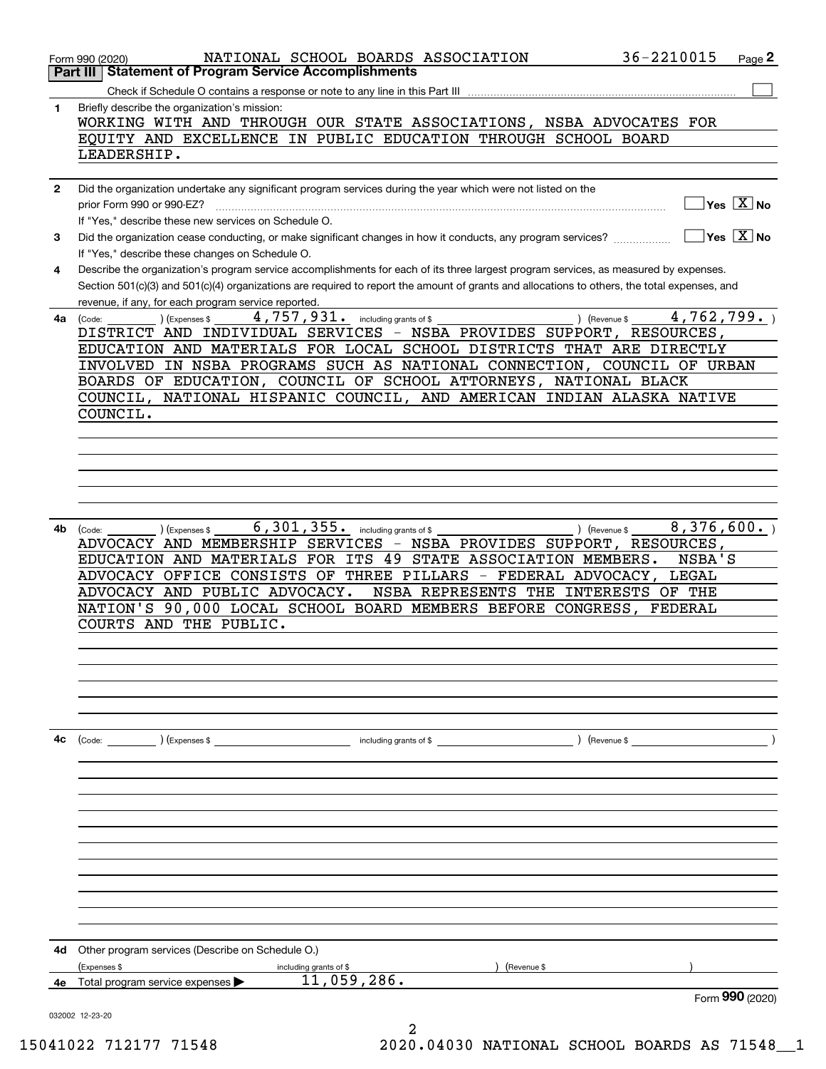Form 990 (2020) NATIONAL SCHOOL BOARDS ASSOCIATION 36-2210015 Page **2**

## Part III Statement of Program Service Accomplishments

Check if Schedule O contains a response or note to any line in this Part III [ ]

**1** Briefly describe the organization's mission:

WORKING WITH AND THROUGH OUR STATE ASSOCIATIONS, NSBA ADVOCATES FOR EQUITY AND EXCELLENCE IN PUBLIC EDUCATION THROUGH SCHOOL BOARD LEADERSHIP.

**2** Did the organization undertake any significant program services during the year which were not listed on the prior Form 990 or 990-EZ? [ ] Yes [X] No

If "Yes," describe these new services on Schedule O.

**3** Did the organization cease conducting, or make significant changes in how it conducts, any program services? [ ] Yes [X] No

If "Yes," describe these changes on Schedule O.

**4** Describe the organization's program service accomplishments for each of its three largest program services, as measured by expenses. Section 501(c)(3) and 501(c)(4) organizations are required to report the amount of grants and allocations to others, the total expenses, and revenue, if any, for each program service reported.

**4a** (Code: ) (Expenses $ 4,757,931. including grants of $ ) (Revenue $ 4,762,799. )

DISTRICT AND INDIVIDUAL SERVICES - NSBA PROVIDES SUPPORT, RESOURCES, EDUCATION AND MATERIALS FOR LOCAL SCHOOL DISTRICTS THAT ARE DIRECTLY INVOLVED IN NSBA PROGRAMS SUCH AS NATIONAL CONNECTION, COUNCIL OF URBAN BOARDS OF EDUCATION, COUNCIL OF SCHOOL ATTORNEYS, NATIONAL BLACK COUNCIL, NATIONAL HISPANIC COUNCIL, AND AMERICAN INDIAN ALASKA NATIVE COUNCIL.

**4b** (Code: ) (Expenses $ 6,301,355. including grants of $ ) (Revenue $ 8,376,600. )

ADVOCACY AND MEMBERSHIP SERVICES - NSBA PROVIDES SUPPORT, RESOURCES, EDUCATION AND MATERIALS FOR ITS 49 STATE ASSOCIATION MEMBERS. NSBA'S ADVOCACY OFFICE CONSISTS OF THREE PILLARS - FEDERAL ADVOCACY, LEGAL ADVOCACY AND PUBLIC ADVOCACY. NSBA REPRESENTS THE INTERESTS OF THE NATION'S 90,000 LOCAL SCHOOL BOARD MEMBERS BEFORE CONGRESS, FEDERAL COURTS AND THE PUBLIC.

**4c** (Code: ) (Expenses $ including grants of $ ) (Revenue $ )

**4d** Other program services (Describe on Schedule O.)

(Expenses $ including grants of $ ) (Revenue $ )

**4e** Total program service expenses ▶ 11,059,286.

Form **990** (2020)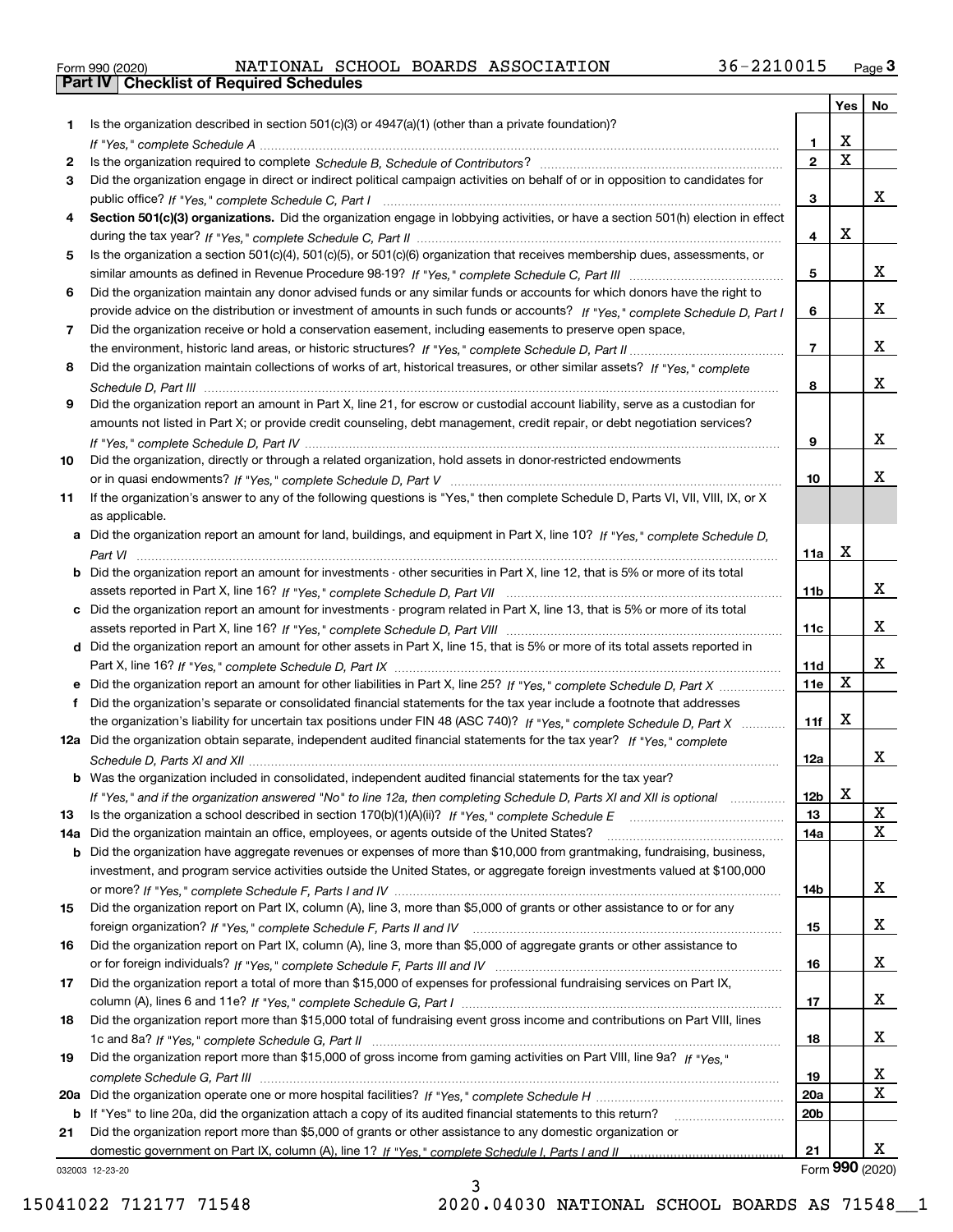Form 990 (2020) NATIONAL SCHOOL BOARDS ASSOCIATION 36-2210015

## Part IV Checklist of Required Schedules

| | | | Yes | No |
|---|---|---|---|---|
| **1** | Is the organization described in section 501(c)(3) or 4947(a)(1) (other than a private foundation)? *If "Yes," complete Schedule A* | 1 | X | |
| **2** | Is the organization required to complete *Schedule B, Schedule of Contributors*? | 2 | X | |
| **3** | Did the organization engage in direct or indirect political campaign activities on behalf of or in opposition to candidates for public office? *If "Yes," complete Schedule C, Part I* | 3 | | X |
| **4** | **Section 501(c)(3) organizations.** Did the organization engage in lobbying activities, or have a section 501(h) election in effect during the tax year? *If "Yes," complete Schedule C, Part II* | 4 | X | |
| **5** | Is the organization a section 501(c)(4), 501(c)(5), or 501(c)(6) organization that receives membership dues, assessments, or similar amounts as defined in Revenue Procedure 98-19? *If "Yes," complete Schedule C, Part III* | 5 | | X |
| **6** | Did the organization maintain any donor advised funds or any similar funds or accounts for which donors have the right to provide advice on the distribution or investment of amounts in such funds or accounts? *If "Yes," complete Schedule D, Part I* | 6 | | X |
| **7** | Did the organization receive or hold a conservation easement, including easements to preserve open space, the environment, historic land areas, or historic structures? *If "Yes," complete Schedule D, Part II* | 7 | | X |
| **8** | Did the organization maintain collections of works of art, historical treasures, or other similar assets? *If "Yes," complete Schedule D, Part III* | 8 | | X |
| **9** | Did the organization report an amount in Part X, line 21, for escrow or custodial account liability, serve as a custodian for amounts not listed in Part X; or provide credit counseling, debt management, credit repair, or debt negotiation services? *If "Yes," complete Schedule D, Part IV* | 9 | | X |
| **10** | Did the organization, directly or through a related organization, hold assets in donor-restricted endowments or in quasi endowments? *If "Yes," complete Schedule D, Part V* | 10 | | X |
| **11** | If the organization's answer to any of the following questions is "Yes," then complete Schedule D, Parts VI, VII, VIII, IX, or X as applicable. | | | |
| **a** | Did the organization report an amount for land, buildings, and equipment in Part X, line 10? *If "Yes," complete Schedule D, Part VI* | 11a | X | |
| **b** | Did the organization report an amount for investments - other securities in Part X, line 12, that is 5% or more of its total assets reported in Part X, line 16? *If "Yes," complete Schedule D, Part VII* | 11b | | X |
| **c** | Did the organization report an amount for investments - program related in Part X, line 13, that is 5% or more of its total assets reported in Part X, line 16? *If "Yes," complete Schedule D, Part VIII* | 11c | | X |
| **d** | Did the organization report an amount for other assets in Part X, line 15, that is 5% or more of its total assets reported in Part X, line 16? *If "Yes," complete Schedule D, Part IX* | 11d | | X |
| **e** | Did the organization report an amount for other liabilities in Part X, line 25? *If "Yes," complete Schedule D, Part X* | 11e | X | |
| **f** | Did the organization's separate or consolidated financial statements for the tax year include a footnote that addresses the organization's liability for uncertain tax positions under FIN 48 (ASC 740)? *If "Yes," complete Schedule D, Part X* | 11f | X | |
| **12a** | Did the organization obtain separate, independent audited financial statements for the tax year? *If "Yes," complete Schedule D, Parts XI and XII* | 12a | | X |
| **b** | Was the organization included in consolidated, independent audited financial statements for the tax year? *If "Yes," and if the organization answered "No" to line 12a, then completing Schedule D, Parts XI and XII is optional* | 12b | X | |
| **13** | Is the organization a school described in section 170(b)(1)(A)(ii)? *If "Yes," complete Schedule E* | 13 | | X |
| **14a** | Did the organization maintain an office, employees, or agents outside of the United States? | 14a | | X |
| **b** | Did the organization have aggregate revenues or expenses of more than $10,000 from grantmaking, fundraising, business, investment, and program service activities outside the United States, or aggregate foreign investments valued at $100,000 or more? *If "Yes," complete Schedule F, Parts I and IV* | 14b | | X |
| **15** | Did the organization report on Part IX, column (A), line 3, more than $5,000 of grants or other assistance to or for any foreign organization? *If "Yes," complete Schedule F, Parts II and IV* | 15 | | X |
| **16** | Did the organization report on Part IX, column (A), line 3, more than $5,000 of aggregate grants or other assistance to or for foreign individuals? *If "Yes," complete Schedule F, Parts III and IV* | 16 | | X |
| **17** | Did the organization report a total of more than $15,000 of expenses for professional fundraising services on Part IX, column (A), lines 6 and 11e? *If "Yes," complete Schedule G, Part I* | 17 | | X |
| **18** | Did the organization report more than $15,000 total of fundraising event gross income and contributions on Part VIII, lines 1c and 8a? *If "Yes," complete Schedule G, Part II* | 18 | | X |
| **19** | Did the organization report more than $15,000 of gross income from gaming activities on Part VIII, line 9a? *If "Yes," complete Schedule G, Part III* | 19 | | X |
| **20a** | Did the organization operate one or more hospital facilities? *If "Yes," complete Schedule H* | 20a | | X |
| **b** | If "Yes" to line 20a, did the organization attach a copy of its audited financial statements to this return? | 20b | | |
| **21** | Did the organization report more than $5,000 of grants or other assistance to any domestic organization or domestic government on Part IX, column (A), line 1? *If "Yes," complete Schedule I, Parts I and II* | 21 | | X |

032003 12-23-20 Form **990** (2020)

15041022 712177 71548 2020.04030 NATIONAL SCHOOL BOARDS AS 71548__1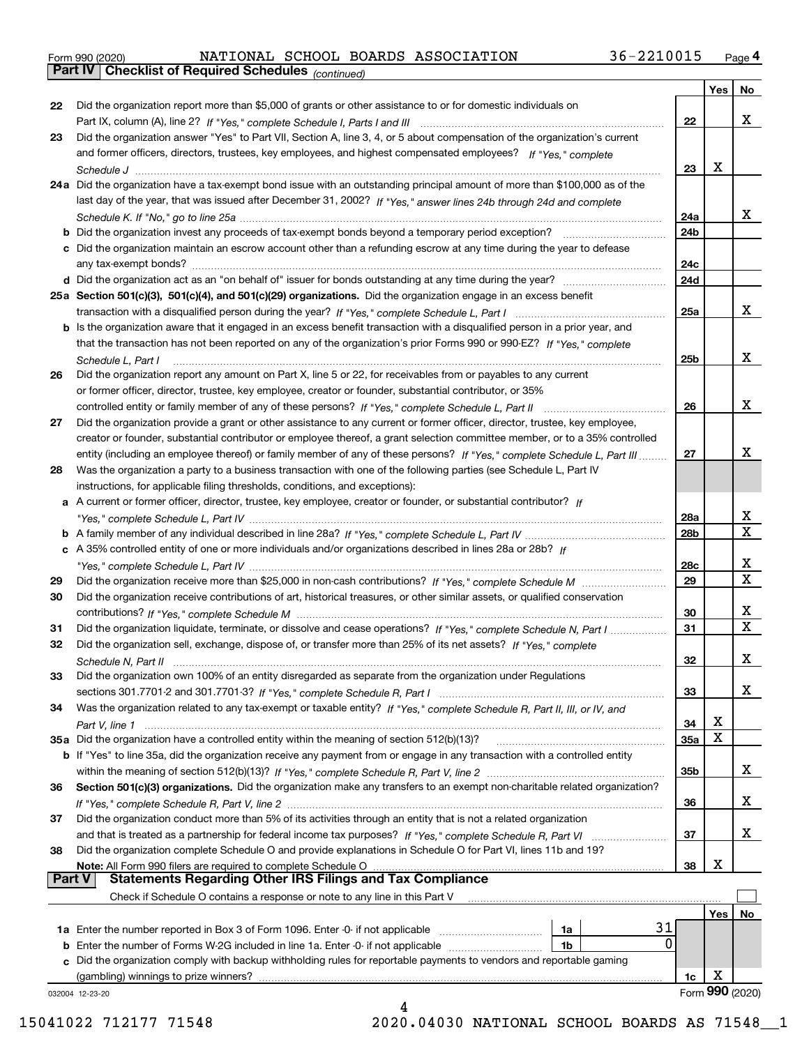Form 990 (2020) NATIONAL SCHOOL BOARDS ASSOCIATION 36-2210015 Page 4

## Part IV Checklist of Required Schedules *(continued)*

| | | | Yes | No |
|---|---|---|---|---|
| 22 | Did the organization report more than $5,000 of grants or other assistance to or for domestic individuals on Part IX, column (A), line 2? *If "Yes," complete Schedule I, Parts I and III* | 22 | | X |
| 23 | Did the organization answer "Yes" to Part VII, Section A, line 3, 4, or 5 about compensation of the organization's current and former officers, directors, trustees, key employees, and highest compensated employees? *If "Yes," complete Schedule J* | 23 | X | |
| 24a | Did the organization have a tax-exempt bond issue with an outstanding principal amount of more than $100,000 as of the last day of the year, that was issued after December 31, 2002? *If "Yes," answer lines 24b through 24d and complete Schedule K. If "No," go to line 25a* | 24a | | X |
| b | Did the organization invest any proceeds of tax-exempt bonds beyond a temporary period exception? | 24b | | |
| c | Did the organization maintain an escrow account other than a refunding escrow at any time during the year to defease any tax-exempt bonds? | 24c | | |
| d | Did the organization act as an "on behalf of" issuer for bonds outstanding at any time during the year? | 24d | | |
| 25a | **Section 501(c)(3), 501(c)(4), and 501(c)(29) organizations.** Did the organization engage in an excess benefit transaction with a disqualified person during the year? *If "Yes," complete Schedule L, Part I* | 25a | | X |
| b | Is the organization aware that it engaged in an excess benefit transaction with a disqualified person in a prior year, and that the transaction has not been reported on any of the organization's prior Forms 990 or 990-EZ? *If "Yes," complete Schedule L, Part I* | 25b | | X |
| 26 | Did the organization report any amount on Part X, line 5 or 22, for receivables from or payables to any current or former officer, director, trustee, key employee, creator or founder, substantial contributor, or 35% controlled entity or family member of any of these persons? *If "Yes," complete Schedule L, Part II* | 26 | | X |
| 27 | Did the organization provide a grant or other assistance to any current or former officer, director, trustee, key employee, creator or founder, substantial contributor or employee thereof, a grant selection committee member, or to a 35% controlled entity (including an employee thereof) or family member of any of these persons? *If "Yes," complete Schedule L, Part III* | 27 | | X |
| 28 | Was the organization a party to a business transaction with one of the following parties (see Schedule L, Part IV instructions, for applicable filing thresholds, conditions, and exceptions): | | | |
| a | A current or former officer, director, trustee, key employee, creator or founder, or substantial contributor? *If "Yes," complete Schedule L, Part IV* | 28a | | X |
| b | A family member of any individual described in line 28a? *If "Yes," complete Schedule L, Part IV* | 28b | | X |
| c | A 35% controlled entity of one or more individuals and/or organizations described in lines 28a or 28b? *If "Yes," complete Schedule L, Part IV* | 28c | | X |
| 29 | Did the organization receive more than $25,000 in non-cash contributions? *If "Yes," complete Schedule M* | 29 | | X |
| 30 | Did the organization receive contributions of art, historical treasures, or other similar assets, or qualified conservation contributions? *If "Yes," complete Schedule M* | 30 | | X |
| 31 | Did the organization liquidate, terminate, or dissolve and cease operations? *If "Yes," complete Schedule N, Part I* | 31 | | X |
| 32 | Did the organization sell, exchange, dispose of, or transfer more than 25% of its net assets? *If "Yes," complete Schedule N, Part II* | 32 | | X |
| 33 | Did the organization own 100% of an entity disregarded as separate from the organization under Regulations sections 301.7701-2 and 301.7701-3? *If "Yes," complete Schedule R, Part I* | 33 | | X |
| 34 | Was the organization related to any tax-exempt or taxable entity? *If "Yes," complete Schedule R, Part II, III, or IV, and Part V, line 1* | 34 | X | |
| 35a | Did the organization have a controlled entity within the meaning of section 512(b)(13)? | 35a | X | |
| b | If "Yes" to line 35a, did the organization receive any payment from or engage in any transaction with a controlled entity within the meaning of section 512(b)(13)? *If "Yes," complete Schedule R, Part V, line 2* | 35b | | X |
| 36 | **Section 501(c)(3) organizations.** Did the organization make any transfers to an exempt non-charitable related organization? *If "Yes," complete Schedule R, Part V, line 2* | 36 | | X |
| 37 | Did the organization conduct more than 5% of its activities through an entity that is not a related organization and that is treated as a partnership for federal income tax purposes? *If "Yes," complete Schedule R, Part VI* | 37 | | X |
| 38 | Did the organization complete Schedule O and provide explanations in Schedule O for Part VI, lines 11b and 19? **Note:** All Form 990 filers are required to complete Schedule O | 38 | X | |

## Part V Statements Regarding Other IRS Filings and Tax Compliance

Check if Schedule O contains a response or note to any line in this Part V ☐

| | | | | | Yes | No |
|---|---|---|---|---|---|---|
| 1a | Enter the number reported in Box 3 of Form 1096. Enter -0- if not applicable | 1a | 31 | | | |
| b | Enter the number of Forms W-2G included in line 1a. Enter -0- if not applicable | 1b | 0 | | | |
| c | Did the organization comply with backup withholding rules for reportable payments to vendors and reportable gaming (gambling) winnings to prize winners? | | | 1c | X | |

032004 12-23-20 Form **990** (2020)

15041022 712177 71548 2020.04030 NATIONAL SCHOOL BOARDS AS 71548__1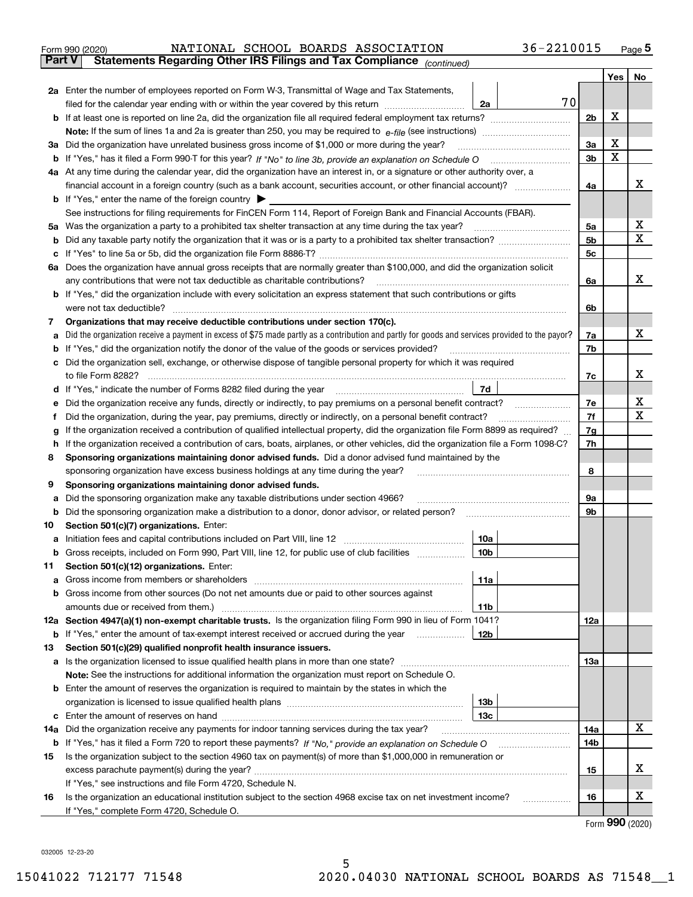Form 990 (2020) NATIONAL SCHOOL BOARDS ASSOCIATION 36-2210015 Page 5

## Part V Statements Regarding Other IRS Filings and Tax Compliance *(continued)*

| | | | | | Yes | No |
|---|---|---|---|---|---|---|
| **2a** | Enter the number of employees reported on Form W-3, Transmittal of Wage and Tax Statements, filed for the calendar year ending with or within the year covered by this return | 2a | 70 | | | |
| **b** | If at least one is reported on line 2a, did the organization file all required federal employment tax returns? | | | 2b | X | |
| | **Note:** If the sum of lines 1a and 2a is greater than 250, you may be required to *e-file* (see instructions) | | | | | |
| **3a** | Did the organization have unrelated business gross income of $1,000 or more during the year? | | | 3a | X | |
| **b** | If "Yes," has it filed a Form 990-T for this year? *If "No" to line 3b, provide an explanation on Schedule O* | | | 3b | X | |
| **4a** | At any time during the calendar year, did the organization have an interest in, or a signature or other authority over, a financial account in a foreign country (such as a bank account, securities account, or other financial account)? | | | 4a | | X |
| **b** | If "Yes," enter the name of the foreign country ▶ | | | | | |
| | See instructions for filing requirements for FinCEN Form 114, Report of Foreign Bank and Financial Accounts (FBAR). | | | | | |
| **5a** | Was the organization a party to a prohibited tax shelter transaction at any time during the tax year? | | | 5a | | X |
| **b** | Did any taxable party notify the organization that it was or is a party to a prohibited tax shelter transaction? | | | 5b | | X |
| **c** | If "Yes" to line 5a or 5b, did the organization file Form 8886-T? | | | 5c | | |
| **6a** | Does the organization have annual gross receipts that are normally greater than $100,000, and did the organization solicit any contributions that were not tax deductible as charitable contributions? | | | 6a | | X |
| **b** | If "Yes," did the organization include with every solicitation an express statement that such contributions or gifts were not tax deductible? | | | 6b | | |
| **7** | **Organizations that may receive deductible contributions under section 170(c).** | | | | | |
| **a** | Did the organization receive a payment in excess of $75 made partly as a contribution and partly for goods and services provided to the payor? | | | 7a | | X |
| **b** | If "Yes," did the organization notify the donor of the value of the goods or services provided? | | | 7b | | |
| **c** | Did the organization sell, exchange, or otherwise dispose of tangible personal property for which it was required to file Form 8282? | | | 7c | | X |
| **d** | If "Yes," indicate the number of Forms 8282 filed during the year | 7d | | | | |
| **e** | Did the organization receive any funds, directly or indirectly, to pay premiums on a personal benefit contract? | | | 7e | | X |
| **f** | Did the organization, during the year, pay premiums, directly or indirectly, on a personal benefit contract? | | | 7f | | X |
| **g** | If the organization received a contribution of qualified intellectual property, did the organization file Form 8899 as required? | | | 7g | | |
| **h** | If the organization received a contribution of cars, boats, airplanes, or other vehicles, did the organization file a Form 1098-C? | | | 7h | | |
| **8** | **Sponsoring organizations maintaining donor advised funds.** Did a donor advised fund maintained by the sponsoring organization have excess business holdings at any time during the year? | | | 8 | | |
| **9** | **Sponsoring organizations maintaining donor advised funds.** | | | | | |
| **a** | Did the sponsoring organization make any taxable distributions under section 4966? | | | 9a | | |
| **b** | Did the sponsoring organization make a distribution to a donor, donor advisor, or related person? | | | 9b | | |
| **10** | **Section 501(c)(7) organizations.** Enter: | | | | | |
| **a** | Initiation fees and capital contributions included on Part VIII, line 12 | 10a | | | | |
| **b** | Gross receipts, included on Form 990, Part VIII, line 12, for public use of club facilities | 10b | | | | |
| **11** | **Section 501(c)(12) organizations.** Enter: | | | | | |
| **a** | Gross income from members or shareholders | 11a | | | | |
| **b** | Gross income from other sources (Do not net amounts due or paid to other sources against amounts due or received from them.) | 11b | | | | |
| **12a** | **Section 4947(a)(1) non-exempt charitable trusts.** Is the organization filing Form 990 in lieu of Form 1041? | | | 12a | | |
| **b** | If "Yes," enter the amount of tax-exempt interest received or accrued during the year | 12b | | | | |
| **13** | **Section 501(c)(29) qualified nonprofit health insurance issuers.** | | | | | |
| **a** | Is the organization licensed to issue qualified health plans in more than one state? | | | 13a | | |
| | **Note:** See the instructions for additional information the organization must report on Schedule O. | | | | | |
| **b** | Enter the amount of reserves the organization is required to maintain by the states in which the organization is licensed to issue qualified health plans | 13b | | | | |
| **c** | Enter the amount of reserves on hand | 13c | | | | |
| **14a** | Did the organization receive any payments for indoor tanning services during the tax year? | | | 14a | | X |
| **b** | If "Yes," has it filed a Form 720 to report these payments? *If "No," provide an explanation on Schedule O* | | | 14b | | |
| **15** | Is the organization subject to the section 4960 tax on payment(s) of more than $1,000,000 in remuneration or excess parachute payment(s) during the year? | | | 15 | | X |
| | If "Yes," see instructions and file Form 4720, Schedule N. | | | | | |
| **16** | Is the organization an educational institution subject to the section 4968 excise tax on net investment income? | | | 16 | | X |
| | If "Yes," complete Form 4720, Schedule O. | | | | | |

Form **990** (2020)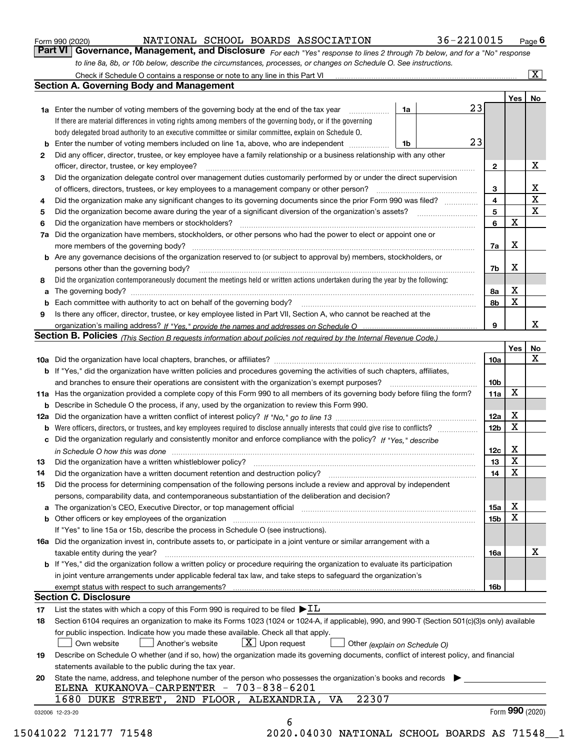Form 990 (2020) NATIONAL SCHOOL BOARDS ASSOCIATION 36-2210015 Page 6

**Part VI Governance, Management, and Disclosure** *For each "Yes" response to lines 2 through 7b below, and for a "No" response to line 8a, 8b, or 10b below, describe the circumstances, processes, or changes on Schedule O. See instructions.*

Check if Schedule O contains a response or note to any line in this Part VI ..... [X]

## Section A. Governing Body and Management

| | | | | Yes | No |
|---|---|---|---|---|---|
| **1a** | Enter the number of voting members of the governing body at the end of the tax year ..... **1a** 23 | | | | |
| | If there are material differences in voting rights among members of the governing body, or if the governing body delegated broad authority to an executive committee or similar committee, explain on Schedule O. | | | | |
| **b** | Enter the number of voting members included on line 1a, above, who are independent ..... **1b** 23 | | | | |
| **2** | Did any officer, director, trustee, or key employee have a family relationship or a business relationship with any other officer, director, trustee, or key employee? | | **2** | | X |
| **3** | Did the organization delegate control over management duties customarily performed by or under the direct supervision of officers, directors, trustees, or key employees to a management company or other person? | | **3** | | X |
| **4** | Did the organization make any significant changes to its governing documents since the prior Form 990 was filed? | | **4** | | X |
| **5** | Did the organization become aware during the year of a significant diversion of the organization's assets? | | **5** | | X |
| **6** | Did the organization have members or stockholders? | | **6** | X | |
| **7a** | Did the organization have members, stockholders, or other persons who had the power to elect or appoint one or more members of the governing body? | | **7a** | X | |
| **b** | Are any governance decisions of the organization reserved to (or subject to approval by) members, stockholders, or persons other than the governing body? | | **7b** | X | |
| **8** | Did the organization contemporaneously document the meetings held or written actions undertaken during the year by the following: | | | | |
| **a** | The governing body? | | **8a** | X | |
| **b** | Each committee with authority to act on behalf of the governing body? | | **8b** | X | |
| **9** | Is there any officer, director, trustee, or key employee listed in Part VII, Section A, who cannot be reached at the organization's mailing address? *If "Yes," provide the names and addresses on Schedule O* | | **9** | | X |

## Section B. Policies *(This Section B requests information about policies not required by the Internal Revenue Code.)*

| | | | Yes | No |
|---|---|---|---|---|
| **10a** | Did the organization have local chapters, branches, or affiliates? | **10a** | | X |
| **b** | If "Yes," did the organization have written policies and procedures governing the activities of such chapters, affiliates, and branches to ensure their operations are consistent with the organization's exempt purposes? | **10b** | | |
| **11a** | Has the organization provided a complete copy of this Form 990 to all members of its governing body before filing the form? | **11a** | X | |
| **b** | Describe in Schedule O the process, if any, used by the organization to review this Form 990. | | | |
| **12a** | Did the organization have a written conflict of interest policy? *If "No," go to line 13* | **12a** | X | |
| **b** | Were officers, directors, or trustees, and key employees required to disclose annually interests that could give rise to conflicts? | **12b** | X | |
| **c** | Did the organization regularly and consistently monitor and enforce compliance with the policy? *If "Yes," describe in Schedule O how this was done* | **12c** | X | |
| **13** | Did the organization have a written whistleblower policy? | **13** | X | |
| **14** | Did the organization have a written document retention and destruction policy? | **14** | X | |
| **15** | Did the process for determining compensation of the following persons include a review and approval by independent persons, comparability data, and contemporaneous substantiation of the deliberation and decision? | | | |
| **a** | The organization's CEO, Executive Director, or top management official | **15a** | X | |
| **b** | Other officers or key employees of the organization | **15b** | X | |
| | If "Yes" to line 15a or 15b, describe the process in Schedule O (see instructions). | | | |
| **16a** | Did the organization invest in, contribute assets to, or participate in a joint venture or similar arrangement with a taxable entity during the year? | **16a** | | X |
| **b** | If "Yes," did the organization follow a written policy or procedure requiring the organization to evaluate its participation in joint venture arrangements under applicable federal tax law, and take steps to safeguard the organization's exempt status with respect to such arrangements? | **16b** | | |

## Section C. Disclosure

**17** List the states with which a copy of this Form 990 is required to be filed ▶ IL

**18** Section 6104 requires an organization to make its Forms 1023 (1024 or 1024-A, if applicable), 990, and 990-T (Section 501(c)(3)s only) available for public inspection. Indicate how you made these available. Check all that apply.

[ ] Own website [ ] Another's website [X] Upon request [ ] Other *(explain on Schedule O)*

**19** Describe on Schedule O whether (and if so, how) the organization made its governing documents, conflict of interest policy, and financial statements available to the public during the tax year.

**20** State the name, address, and telephone number of the person who possesses the organization's books and records ▶

ELENA KUKANOVA-CARPENTER - 703-838-6201
1680 DUKE STREET, 2ND FLOOR, ALEXANDRIA, VA 22307

032006 12-23-20 Form **990** (2020)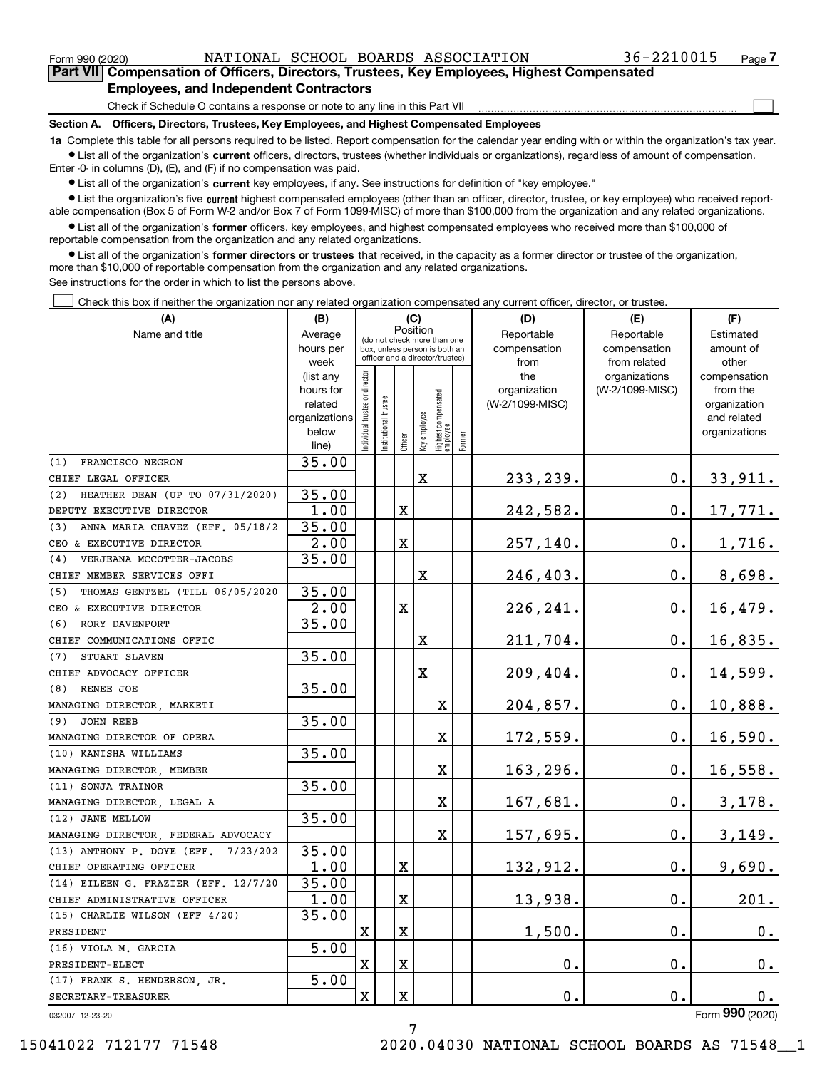Form 990 (2020) NATIONAL SCHOOL BOARDS ASSOCIATION 36-2210015 Page 7

## Part VII Compensation of Officers, Directors, Trustees, Key Employees, Highest Compensated Employees, and Independent Contractors

Check if Schedule O contains a response or note to any line in this Part VII ☐

### Section A. Officers, Directors, Trustees, Key Employees, and Highest Compensated Employees

**1a** Complete this table for all persons required to be listed. Report compensation for the calendar year ending with or within the organization's tax year.

- List all of the organization's **current** officers, directors, trustees (whether individuals or organizations), regardless of amount of compensation. Enter -0- in columns (D), (E), and (F) if no compensation was paid.
- List all of the organization's **current** key employees, if any. See instructions for definition of "key employee."
- List the organization's five **current** highest compensated employees (other than an officer, director, trustee, or key employee) who received reportable compensation (Box 5 of Form W-2 and/or Box 7 of Form 1099-MISC) of more than $100,000 from the organization and any related organizations.
- List all of the organization's **former** officers, key employees, and highest compensated employees who received more than $100,000 of reportable compensation from the organization and any related organizations.
- List all of the organization's **former directors or trustees** that received, in the capacity as a former director or trustee of the organization, more than $10,000 of reportable compensation from the organization and any related organizations.

See instructions for the order in which to list the persons above.

☐ Check this box if neither the organization nor any related organization compensated any current officer, director, or trustee.

| (A) Name and title | (B) Average hours per week (list any hours for related organizations below line) | (C) Position: Individual trustee or director | Institutional trustee | Officer | Key employee | Highest compensated employee | Former | (D) Reportable compensation from the organization (W-2/1099-MISC) | (E) Reportable compensation from related organizations (W-2/1099-MISC) | (F) Estimated amount of other compensation from the organization and related organizations |
|---|---|---|---|---|---|---|---|---|---|---|
| (1) FRANCISCO NEGRON<br>CHIEF LEGAL OFFICER | 35.00 | | | | X | | | 233,239. | 0. | 33,911. |
| (2) HEATHER DEAN (UP TO 07/31/2020)<br>DEPUTY EXECUTIVE DIRECTOR | 35.00<br>1.00 | | | X | | | | 242,582. | 0. | 17,771. |
| (3) ANNA MARIA CHAVEZ (EFF. 05/18/2<br>CEO & EXECUTIVE DIRECTOR | 35.00<br>2.00 | | | X | | | | 257,140. | 0. | 1,716. |
| (4) VERJEANA MCCOTTER-JACOBS<br>CHIEF MEMBER SERVICES OFFI | 35.00 | | | | X | | | 246,403. | 0. | 8,698. |
| (5) THOMAS GENTZEL (TILL 06/05/2020<br>CEO & EXECUTIVE DIRECTOR | 35.00<br>2.00 | | | X | | | | 226,241. | 0. | 16,479. |
| (6) RORY DAVENPORT<br>CHIEF COMMUNICATIONS OFFIC | 35.00 | | | | X | | | 211,704. | 0. | 16,835. |
| (7) STUART SLAVEN<br>CHIEF ADVOCACY OFFICER | 35.00 | | | | X | | | 209,404. | 0. | 14,599. |
| (8) RENEE JOE<br>MANAGING DIRECTOR, MARKETI | 35.00 | | | | | X | | 204,857. | 0. | 10,888. |
| (9) JOHN REEB<br>MANAGING DIRECTOR OF OPERA | 35.00 | | | | | X | | 172,559. | 0. | 16,590. |
| (10) KANISHA WILLIAMS<br>MANAGING DIRECTOR, MEMBER | 35.00 | | | | | X | | 163,296. | 0. | 16,558. |
| (11) SONJA TRAINOR<br>MANAGING DIRECTOR, LEGAL A | 35.00 | | | | | X | | 167,681. | 0. | 3,178. |
| (12) JANE MELLOW<br>MANAGING DIRECTOR, FEDERAL ADVOCACY | 35.00 | | | | | X | | 157,695. | 0. | 3,149. |
| (13) ANTHONY P. DOYE (EFF. 7/23/202<br>CHIEF OPERATING OFFICER | 35.00<br>1.00 | | | X | | | | 132,912. | 0. | 9,690. |
| (14) EILEEN G. FRAZIER (EFF. 12/7/20<br>CHIEF ADMINISTRATIVE OFFICER | 35.00<br>1.00 | | | X | | | | 13,938. | 0. | 201. |
| (15) CHARLIE WILSON (EFF 4/20)<br>PRESIDENT | 35.00 | X | | X | | | | 1,500. | 0. | 0. |
| (16) VIOLA M. GARCIA<br>PRESIDENT-ELECT | 5.00 | X | | X | | | | 0. | 0. | 0. |
| (17) FRANK S. HENDERSON, JR.<br>SECRETARY-TREASURER | 5.00 | X | | X | | | | 0. | 0. | 0. |

032007 12-23-20 Form 990 (2020)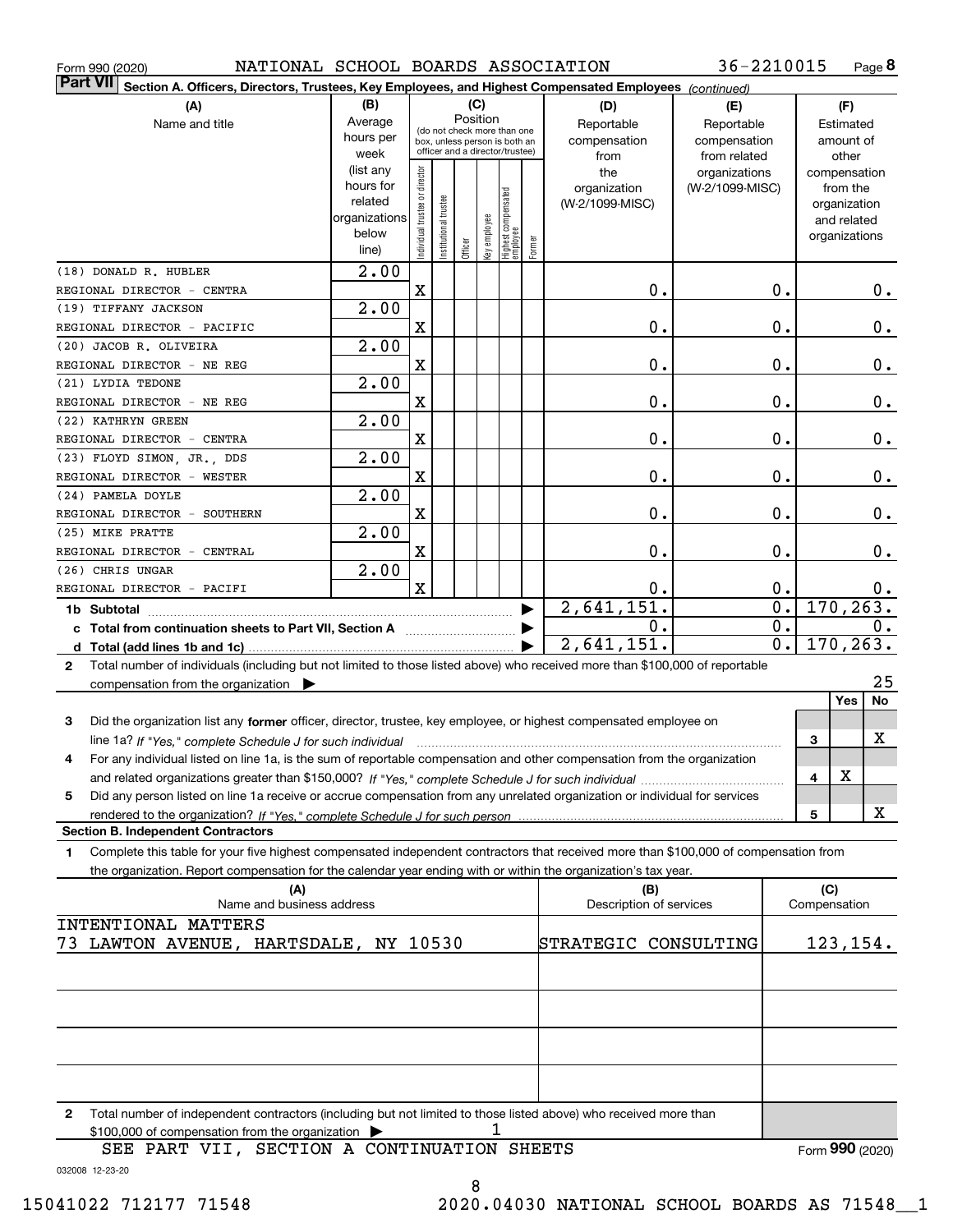Form 990 (2020) NATIONAL SCHOOL BOARDS ASSOCIATION 36-2210015 Page **8**

**Part VII** **Section A. Officers, Directors, Trustees, Key Employees, and Highest Compensated Employees** *(continued)*

| (A) Name and title | (B) Average hours per week (list any hours for related organizations below line) | (C) Position: Individual trustee or director | Institutional trustee | Officer | Key employee | Highest compensated employee | Former | (D) Reportable compensation from the organization (W-2/1099-MISC) | (E) Reportable compensation from related organizations (W-2/1099-MISC) | (F) Estimated amount of other compensation from the organization and related organizations |
|---|---|---|---|---|---|---|---|---|---|---|
| (18) DONALD R. HUBLER<br>REGIONAL DIRECTOR - CENTRA | 2.00 | X | | | | | | 0. | 0. | 0. |
| (19) TIFFANY JACKSON<br>REGIONAL DIRECTOR - PACIFIC | 2.00 | X | | | | | | 0. | 0. | 0. |
| (20) JACOB R. OLIVEIRA<br>REGIONAL DIRECTOR - NE REG | 2.00 | X | | | | | | 0. | 0. | 0. |
| (21) LYDIA TEDONE<br>REGIONAL DIRECTOR - NE REG | 2.00 | X | | | | | | 0. | 0. | 0. |
| (22) KATHRYN GREEN<br>REGIONAL DIRECTOR - CENTRA | 2.00 | X | | | | | | 0. | 0. | 0. |
| (23) FLOYD SIMON, JR., DDS<br>REGIONAL DIRECTOR - WESTER | 2.00 | X | | | | | | 0. | 0. | 0. |
| (24) PAMELA DOYLE<br>REGIONAL DIRECTOR - SOUTHERN | 2.00 | X | | | | | | 0. | 0. | 0. |
| (25) MIKE PRATTE<br>REGIONAL DIRECTOR - CENTRAL | 2.00 | X | | | | | | 0. | 0. | 0. |
| (26) CHRIS UNGAR<br>REGIONAL DIRECTOR - PACIFI | 2.00 | X | | | | | | 0. | 0. | 0. |
| **1b Subtotal** | | | | | | | | 2,641,151. | 0. | 170,263. |
| **c Total from continuation sheets to Part VII, Section A** | | | | | | | | 0. | 0. | 0. |
| **d Total (add lines 1b and 1c)** | | | | | | | | 2,641,151. | 0. | 170,263. |

**2** Total number of individuals (including but not limited to those listed above) who received more than $100,000 of reportable compensation from the organization ▶ 25

| | | | Yes | No |
|---|---|---|---|---|
| **3** | Did the organization list any **former** officer, director, trustee, key employee, or highest compensated employee on line 1a? *If "Yes," complete Schedule J for such individual* | 3 | | X |
| **4** | For any individual listed on line 1a, is the sum of reportable compensation and other compensation from the organization and related organizations greater than $150,000? *If "Yes," complete Schedule J for such individual* | 4 | X | |
| **5** | Did any person listed on line 1a receive or accrue compensation from any unrelated organization or individual for services rendered to the organization? *If "Yes," complete Schedule J for such person* | 5 | | X |

**Section B. Independent Contractors**

**1** Complete this table for your five highest compensated independent contractors that received more than $100,000 of compensation from the organization. Report compensation for the calendar year ending with or within the organization's tax year.

| (A) Name and business address | (B) Description of services | (C) Compensation |
|---|---|---|
| INTENTIONAL MATTERS<br>73 LAWTON AVENUE, HARTSDALE, NY 10530 | STRATEGIC CONSULTING | 123,154. |
| | | |
| | | |
| | | |
| | | |

**2** Total number of independent contractors (including but not limited to those listed above) who received more than $100,000 of compensation from the organization ▶ 1

SEE PART VII, SECTION A CONTINUATION SHEETS

Form **990** (2020)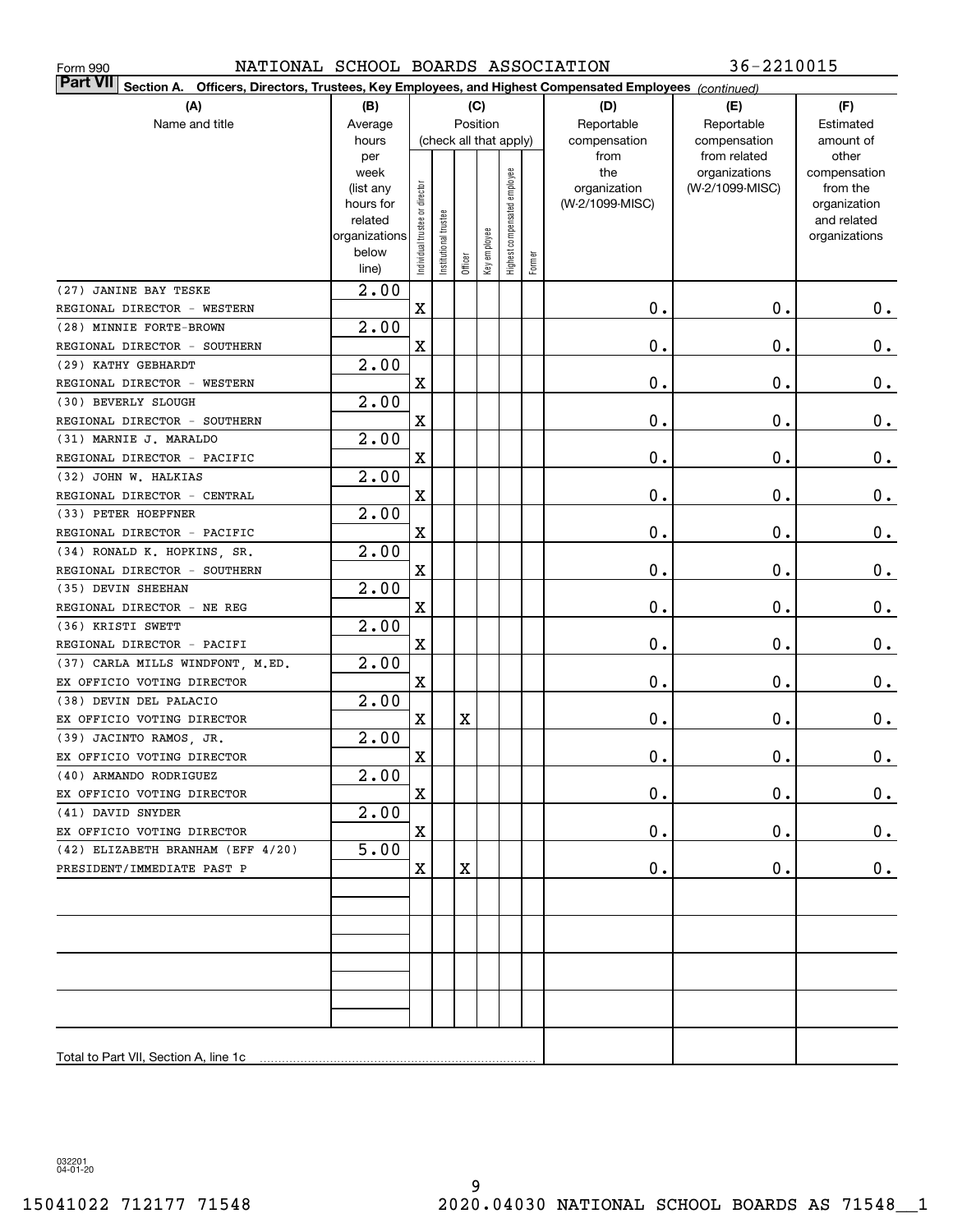Form 990 NATIONAL SCHOOL BOARDS ASSOCIATION 36-2210015

**Part VII Section A. Officers, Directors, Trustees, Key Employees, and Highest Compensated Employees** *(continued)*

| (A) Name and title | (B) Average hours per week (list any hours for related organizations below line) | (C) Position (check all that apply): Individual trustee or director | Institutional trustee | Officer | Key employee | Highest compensated employee | Former | (D) Reportable compensation from the organization (W-2/1099-MISC) | (E) Reportable compensation from related organizations (W-2/1099-MISC) | (F) Estimated amount of other compensation from the organization and related organizations |
|---|---|---|---|---|---|---|---|---|---|---|
| (27) JANINE BAY TESKE<br>REGIONAL DIRECTOR - WESTERN | 2.00 | X | | | | | | 0. | 0. | 0. |
| (28) MINNIE FORTE-BROWN<br>REGIONAL DIRECTOR - SOUTHERN | 2.00 | X | | | | | | 0. | 0. | 0. |
| (29) KATHY GEBHARDT<br>REGIONAL DIRECTOR - WESTERN | 2.00 | X | | | | | | 0. | 0. | 0. |
| (30) BEVERLY SLOUGH<br>REGIONAL DIRECTOR - SOUTHERN | 2.00 | X | | | | | | 0. | 0. | 0. |
| (31) MARNIE J. MARALDO<br>REGIONAL DIRECTOR - PACIFIC | 2.00 | X | | | | | | 0. | 0. | 0. |
| (32) JOHN W. HALKIAS<br>REGIONAL DIRECTOR - CENTRAL | 2.00 | X | | | | | | 0. | 0. | 0. |
| (33) PETER HOEPFNER<br>REGIONAL DIRECTOR - PACIFIC | 2.00 | X | | | | | | 0. | 0. | 0. |
| (34) RONALD K. HOPKINS, SR.<br>REGIONAL DIRECTOR - SOUTHERN | 2.00 | X | | | | | | 0. | 0. | 0. |
| (35) DEVIN SHEEHAN<br>REGIONAL DIRECTOR - NE REG | 2.00 | X | | | | | | 0. | 0. | 0. |
| (36) KRISTI SWETT<br>REGIONAL DIRECTOR - PACIFI | 2.00 | X | | | | | | 0. | 0. | 0. |
| (37) CARLA MILLS WINDFONT, M.ED.<br>EX OFFICIO VOTING DIRECTOR | 2.00 | X | | | | | | 0. | 0. | 0. |
| (38) DEVIN DEL PALACIO<br>EX OFFICIO VOTING DIRECTOR | 2.00 | X | | X | | | | 0. | 0. | 0. |
| (39) JACINTO RAMOS, JR.<br>EX OFFICIO VOTING DIRECTOR | 2.00 | X | | | | | | 0. | 0. | 0. |
| (40) ARMANDO RODRIGUEZ<br>EX OFFICIO VOTING DIRECTOR | 2.00 | X | | | | | | 0. | 0. | 0. |
| (41) DAVID SNYDER<br>EX OFFICIO VOTING DIRECTOR | 2.00 | X | | | | | | 0. | 0. | 0. |
| (42) ELIZABETH BRANHAM (EFF 4/20)<br>PRESIDENT/IMMEDIATE PAST P | 5.00 | X | | X | | | | 0. | 0. | 0. |
| | | | | | | | | | | |
| | | | | | | | | | | |
| | | | | | | | | | | |
| | | | | | | | | | | |
| Total to Part VII, Section A, line 1c | | | | | | | | | | |

032201 04-01-20

15041022 712177 71548 2020.04030 NATIONAL SCHOOL BOARDS AS 71548__1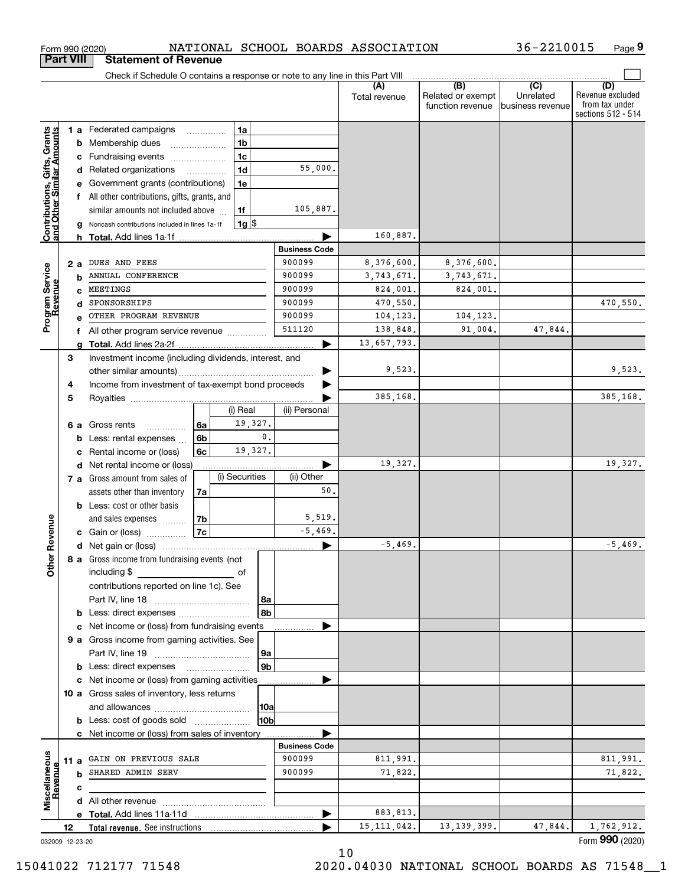Form 990 (2020) NATIONAL SCHOOL BOARDS ASSOCIATION 36-2210015 Page 9

## Part VIII Statement of Revenue

Check if Schedule O contains a response or note to any line in this Part VIII

| | | | | (A) Total revenue | (B) Related or exempt function revenue | (C) Unrelated business revenue | (D) Revenue excluded from tax under sections 512 - 514 |
|---|---|---|---|---|---|---|---|
| **Contributions, Gifts, Grants and Other Similar Amounts** | 1 a Federated campaigns | 1a | | | | | |
| | b Membership dues | 1b | | | | | |
| | c Fundraising events | 1c | | | | | |
| | d Related organizations | 1d | 55,000. | | | | |
| | e Government grants (contributions) | 1e | | | | | |
| | f All other contributions, gifts, grants, and similar amounts not included above | 1f | 105,887. | | | | |
| | g Noncash contributions included in lines 1a-1f | 1g | $ | | | | |
| | h Total. Add lines 1a-1f | | | 160,887. | | | |
| | | | **Business Code** | | | | |
| **Program Service Revenue** | 2 a DUES AND FEES | | 900099 | 8,376,600. | 8,376,600. | | |
| | b ANNUAL CONFERENCE | | 900099 | 3,743,671. | 3,743,671. | | |
| | c MEETINGS | | 900099 | 824,001. | 824,001. | | |
| | d SPONSORSHIPS | | 900099 | 470,550. | | | 470,550. |
| | e OTHER PROGRAM REVENUE | | 900099 | 104,123. | 104,123. | | |
| | f All other program service revenue | | 511120 | 138,848. | 91,004. | 47,844. | |
| | g Total. Add lines 2a-2f | | | 13,657,793. | | | |
| **Other Revenue** | 3 Investment income (including dividends, interest, and other similar amounts) | | | 9,523. | | | 9,523. |
| | 4 Income from investment of tax-exempt bond proceeds | | | | | | |
| | 5 Royalties | | | 385,168. | | | 385,168. |
| | | | (i) Real / (ii) Personal | | | | |
| | 6 a Gross rents | 6a | 19,327. | | | | |
| | b Less: rental expenses | 6b | 0. | | | | |
| | c Rental income or (loss) | 6c | 19,327. | | | | |
| | d Net rental income or (loss) | | | 19,327. | | | 19,327. |
| | | | (i) Securities / (ii) Other | | | | |
| | 7 a Gross amount from sales of assets other than inventory | 7a | (ii) 50. | | | | |
| | b Less: cost or other basis and sales expenses | 7b | (ii) 5,519. | | | | |
| | c Gain or (loss) | 7c | (ii) -5,469. | | | | |
| | d Net gain or (loss) | | | -5,469. | | | -5,469. |
| | 8 a Gross income from fundraising events (not including $ of contributions reported on line 1c). See Part IV, line 18 | 8a | | | | | |
| | b Less: direct expenses | 8b | | | | | |
| | c Net income or (loss) from fundraising events | | | | | | |
| | 9 a Gross income from gaming activities. See Part IV, line 19 | 9a | | | | | |
| | b Less: direct expenses | 9b | | | | | |
| | c Net income or (loss) from gaming activities | | | | | | |
| | 10 a Gross sales of inventory, less returns and allowances | 10a | | | | | |
| | b Less: cost of goods sold | 10b | | | | | |
| | c Net income or (loss) from sales of inventory | | | | | | |
| | | | **Business Code** | | | | |
| **Miscellaneous Revenue** | 11 a GAIN ON PREVIOUS SALE | | 900099 | 811,991. | | | 811,991. |
| | b SHARED ADMIN SERV | | 900099 | 71,822. | | | 71,822. |
| | c | | | | | | |
| | d All other revenue | | | | | | |
| | e Total. Add lines 11a-11d | | | 883,813. | | | |
| | 12 **Total revenue.** See instructions | | | 15,111,042. | 13,139,399. | 47,844. | 1,762,912. |

032009 12-23-20

Form **990** (2020)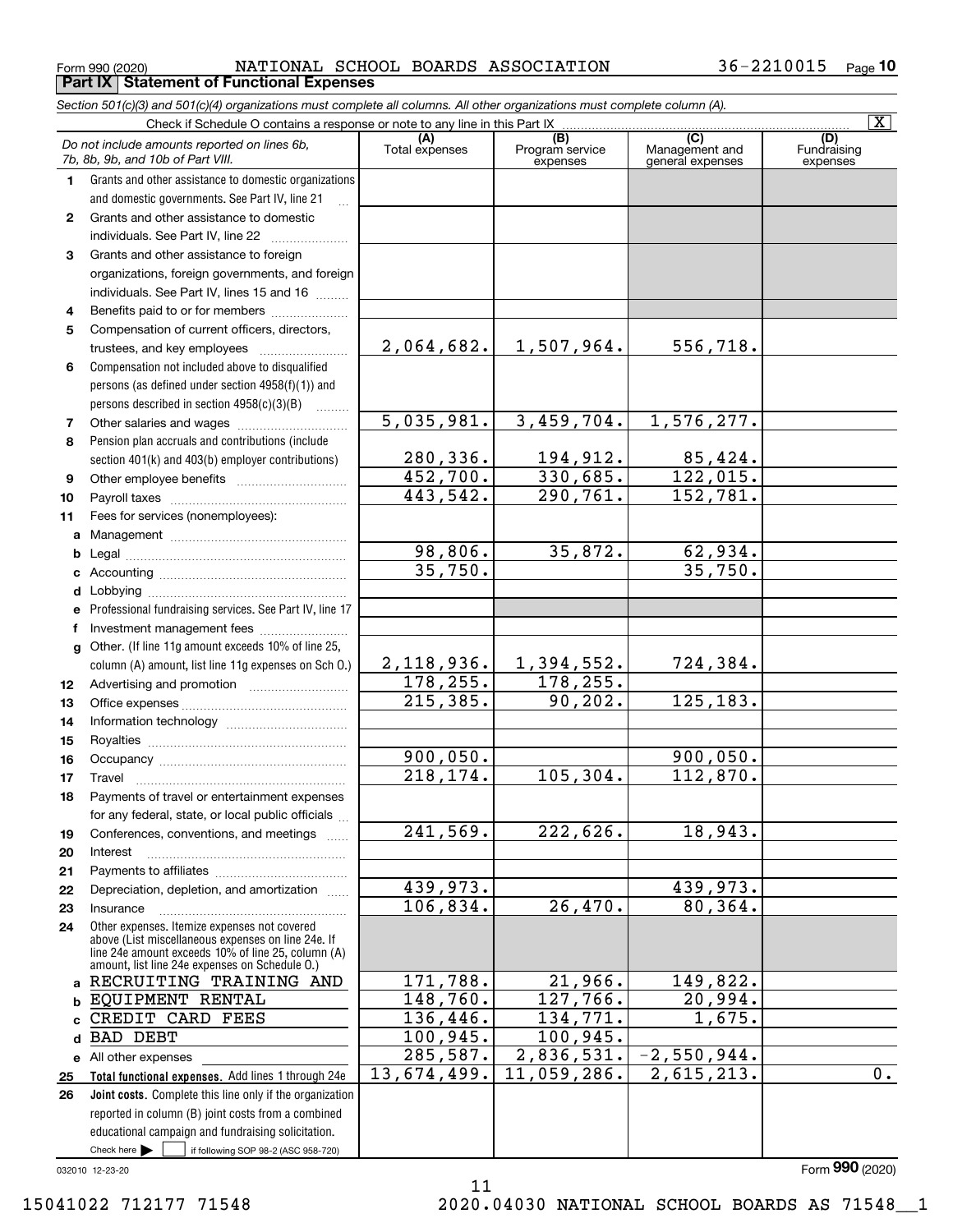Form 990 (2020) NATIONAL SCHOOL BOARDS ASSOCIATION 36-2210015 Page **10**

## Part IX Statement of Functional Expenses

*Section 501(c)(3) and 501(c)(4) organizations must complete all columns. All other organizations must complete column (A).*

Check if Schedule O contains a response or note to any line in this Part IX [X]

| | *Do not include amounts reported on lines 6b, 7b, 8b, 9b, and 10b of Part VIII.* | (A) Total expenses | (B) Program service expenses | (C) Management and general expenses | (D) Fundraising expenses |
|---|---|---|---|---|---|
| 1 | Grants and other assistance to domestic organizations and domestic governments. See Part IV, line 21 | | | | |
| 2 | Grants and other assistance to domestic individuals. See Part IV, line 22 | | | | |
| 3 | Grants and other assistance to foreign organizations, foreign governments, and foreign individuals. See Part IV, lines 15 and 16 | | | | |
| 4 | Benefits paid to or for members | | | | |
| 5 | Compensation of current officers, directors, trustees, and key employees | 2,064,682. | 1,507,964. | 556,718. | |
| 6 | Compensation not included above to disqualified persons (as defined under section 4958(f)(1)) and persons described in section 4958(c)(3)(B) | | | | |
| 7 | Other salaries and wages | 5,035,981. | 3,459,704. | 1,576,277. | |
| 8 | Pension plan accruals and contributions (include section 401(k) and 403(b) employer contributions) | 280,336. | 194,912. | 85,424. | |
| 9 | Other employee benefits | 452,700. | 330,685. | 122,015. | |
| 10 | Payroll taxes | 443,542. | 290,761. | 152,781. | |
| 11 | Fees for services (nonemployees): | | | | |
| a | Management | | | | |
| b | Legal | 98,806. | 35,872. | 62,934. | |
| c | Accounting | 35,750. | | 35,750. | |
| d | Lobbying | | | | |
| e | Professional fundraising services. See Part IV, line 17 | | | | |
| f | Investment management fees | | | | |
| g | Other. (If line 11g amount exceeds 10% of line 25, column (A) amount, list line 11g expenses on Sch O.) | 2,118,936. | 1,394,552. | 724,384. | |
| 12 | Advertising and promotion | 178,255. | 178,255. | | |
| 13 | Office expenses | 215,385. | 90,202. | 125,183. | |
| 14 | Information technology | | | | |
| 15 | Royalties | | | | |
| 16 | Occupancy | 900,050. | | 900,050. | |
| 17 | Travel | 218,174. | 105,304. | 112,870. | |
| 18 | Payments of travel or entertainment expenses for any federal, state, or local public officials | | | | |
| 19 | Conferences, conventions, and meetings | 241,569. | 222,626. | 18,943. | |
| 20 | Interest | | | | |
| 21 | Payments to affiliates | | | | |
| 22 | Depreciation, depletion, and amortization | 439,973. | | 439,973. | |
| 23 | Insurance | 106,834. | 26,470. | 80,364. | |
| 24 | Other expenses. Itemize expenses not covered above (List miscellaneous expenses on line 24e. If line 24e amount exceeds 10% of line 25, column (A) amount, list line 24e expenses on Schedule O.) | | | | |
| a | RECRUITING TRAINING AND | 171,788. | 21,966. | 149,822. | |
| b | EQUIPMENT RENTAL | 148,760. | 127,766. | 20,994. | |
| c | CREDIT CARD FEES | 136,446. | 134,771. | 1,675. | |
| d | BAD DEBT | 100,945. | 100,945. | | |
| e | All other expenses | 285,587. | 2,836,531. | -2,550,944. | |
| 25 | **Total functional expenses.** Add lines 1 through 24e | 13,674,499. | 11,059,286. | 2,615,213. | 0. |
| 26 | **Joint costs.** Complete this line only if the organization reported in column (B) joint costs from a combined educational campaign and fundraising solicitation. Check here [ ] if following SOP 98-2 (ASC 958-720) | | | | |

032010 12-23-20

Form **990** (2020)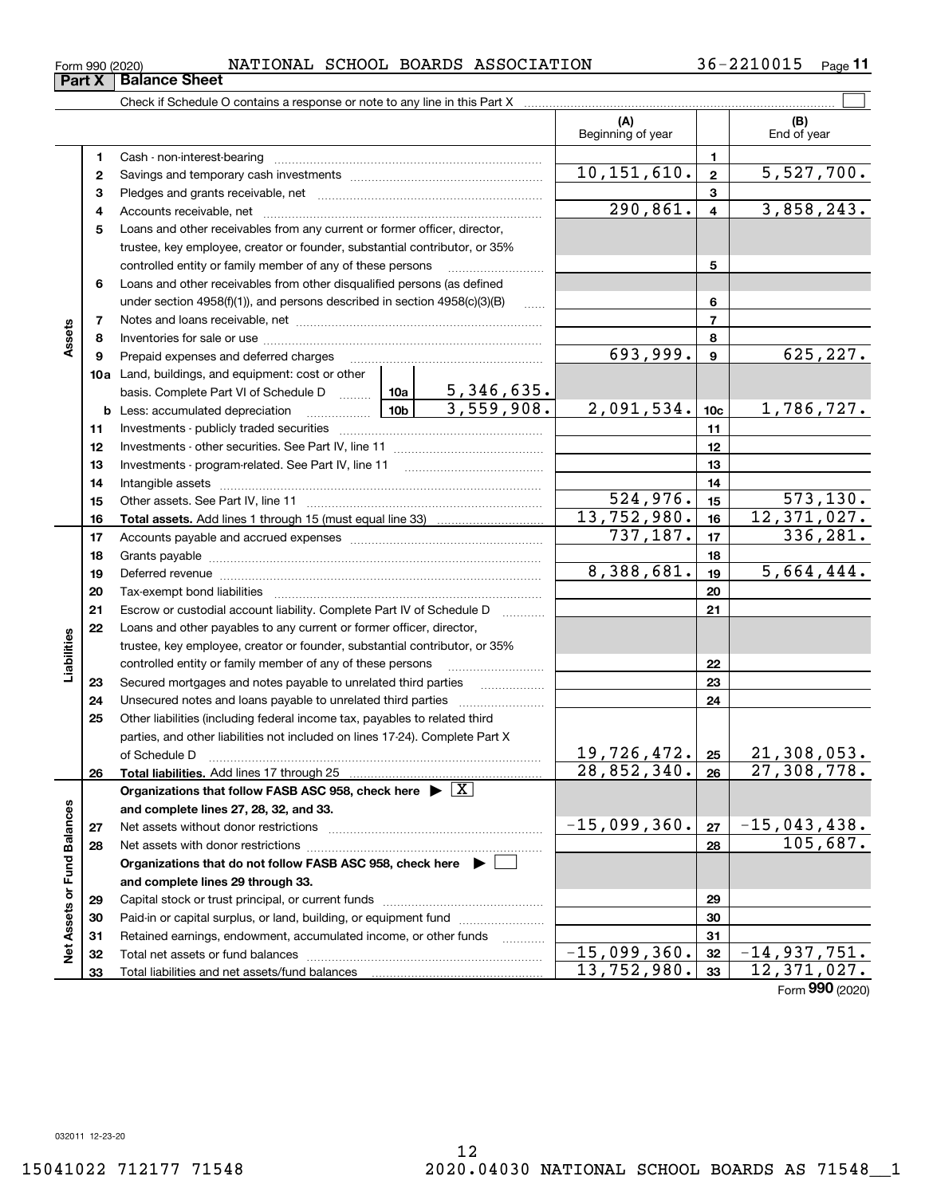Form 990 (2020) NATIONAL SCHOOL BOARDS ASSOCIATION 36-2210015

## Part X Balance Sheet

Check if Schedule O contains a response or note to any line in this Part X

| | | | | (A) Beginning of year | | (B) End of year |
|---|---|---|---|---|---|---|
| Assets | 1 | Cash - non-interest-bearing | | | 1 | |
| | 2 | Savings and temporary cash investments | | 10,151,610. | 2 | 5,527,700. |
| | 3 | Pledges and grants receivable, net | | | 3 | |
| | 4 | Accounts receivable, net | | 290,861. | 4 | 3,858,243. |
| | 5 | Loans and other receivables from any current or former officer, director, trustee, key employee, creator or founder, substantial contributor, or 35% controlled entity or family member of any of these persons | | | 5 | |
| | 6 | Loans and other receivables from other disqualified persons (as defined under section 4958(f)(1)), and persons described in section 4958(c)(3)(B) | | | 6 | |
| | 7 | Notes and loans receivable, net | | | 7 | |
| | 8 | Inventories for sale or use | | | 8 | |
| | 9 | Prepaid expenses and deferred charges | | 693,999. | 9 | 625,227. |
| | 10a | Land, buildings, and equipment: cost or other basis. Complete Part VI of Schedule D | 10a 5,346,635. | | | |
| | b | Less: accumulated depreciation | 10b 3,559,908. | 2,091,534. | 10c | 1,786,727. |
| | 11 | Investments - publicly traded securities | | | 11 | |
| | 12 | Investments - other securities. See Part IV, line 11 | | | 12 | |
| | 13 | Investments - program-related. See Part IV, line 11 | | | 13 | |
| | 14 | Intangible assets | | | 14 | |
| | 15 | Other assets. See Part IV, line 11 | | 524,976. | 15 | 573,130. |
| | 16 | **Total assets.** Add lines 1 through 15 (must equal line 33) | | 13,752,980. | 16 | 12,371,027. |
| Liabilities | 17 | Accounts payable and accrued expenses | | 737,187. | 17 | 336,281. |
| | 18 | Grants payable | | | 18 | |
| | 19 | Deferred revenue | | 8,388,681. | 19 | 5,664,444. |
| | 20 | Tax-exempt bond liabilities | | | 20 | |
| | 21 | Escrow or custodial account liability. Complete Part IV of Schedule D | | | 21 | |
| | 22 | Loans and other payables to any current or former officer, director, trustee, key employee, creator or founder, substantial contributor, or 35% controlled entity or family member of any of these persons | | | 22 | |
| | 23 | Secured mortgages and notes payable to unrelated third parties | | | 23 | |
| | 24 | Unsecured notes and loans payable to unrelated third parties | | | 24 | |
| | 25 | Other liabilities (including federal income tax, payables to related third parties, and other liabilities not included on lines 17-24). Complete Part X of Schedule D | | 19,726,472. | 25 | 21,308,053. |
| | 26 | **Total liabilities.** Add lines 17 through 25 | | 28,852,340. | 26 | 27,308,778. |
| Net Assets or Fund Balances | | **Organizations that follow FASB ASC 958, check here** ☒ **and complete lines 27, 28, 32, and 33.** | | | | |
| | 27 | Net assets without donor restrictions | | -15,099,360. | 27 | -15,043,438. |
| | 28 | Net assets with donor restrictions | | | 28 | 105,687. |
| | | **Organizations that do not follow FASB ASC 958, check here** ☐ **and complete lines 29 through 33.** | | | | |
| | 29 | Capital stock or trust principal, or current funds | | | 29 | |
| | 30 | Paid-in or capital surplus, or land, building, or equipment fund | | | 30 | |
| | 31 | Retained earnings, endowment, accumulated income, or other funds | | | 31 | |
| | 32 | Total net assets or fund balances | | -15,099,360. | 32 | -14,937,751. |
| | 33 | Total liabilities and net assets/fund balances | | 13,752,980. | 33 | 12,371,027. |

Form **990** (2020)

032011 12-23-20

15041022 712177 71548 2020.04030 NATIONAL SCHOOL BOARDS AS 71548__1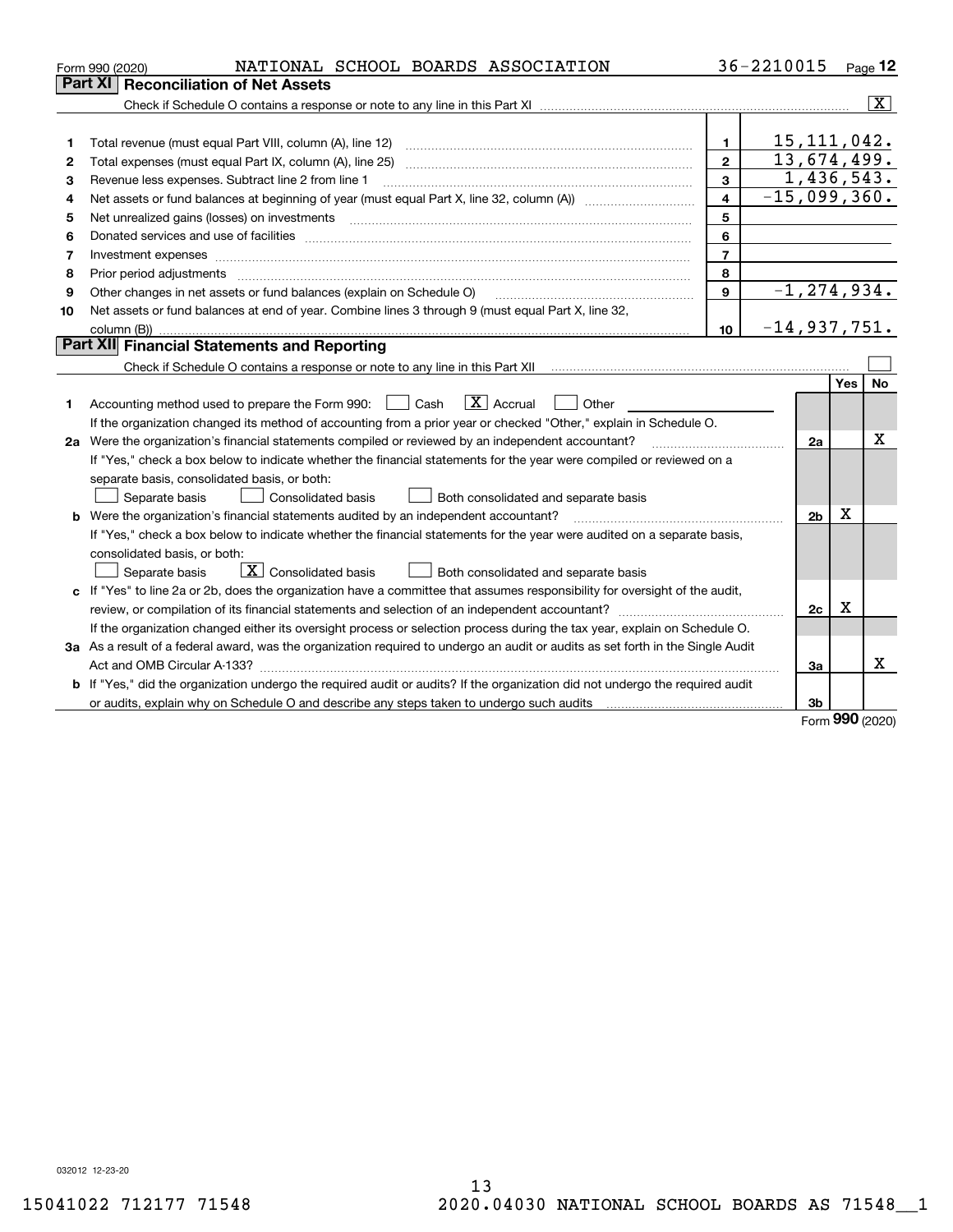Form 990 (2020) NATIONAL SCHOOL BOARDS ASSOCIATION 36-2210015 Page 12

## Part XI Reconciliation of Net Assets

Check if Schedule O contains a response or note to any line in this Part XI ..... [X]

| | | | |
|---|---|---|---|
| 1 | Total revenue (must equal Part VIII, column (A), line 12) | 1 | 15,111,042. |
| 2 | Total expenses (must equal Part IX, column (A), line 25) | 2 | 13,674,499. |
| 3 | Revenue less expenses. Subtract line 2 from line 1 | 3 | 1,436,543. |
| 4 | Net assets or fund balances at beginning of year (must equal Part X, line 32, column (A)) | 4 | -15,099,360. |
| 5 | Net unrealized gains (losses) on investments | 5 | |
| 6 | Donated services and use of facilities | 6 | |
| 7 | Investment expenses | 7 | |
| 8 | Prior period adjustments | 8 | |
| 9 | Other changes in net assets or fund balances (explain on Schedule O) | 9 | -1,274,934. |
| 10 | Net assets or fund balances at end of year. Combine lines 3 through 9 (must equal Part X, line 32, column (B)) | 10 | -14,937,751. |

## Part XII Financial Statements and Reporting

Check if Schedule O contains a response or note to any line in this Part XII ..... [ ]

| | | | Yes | No |
|---|---|---|---|---|
| 1 | Accounting method used to prepare the Form 990: [ ] Cash [X] Accrual [ ] Other<br>If the organization changed its method of accounting from a prior year or checked "Other," explain in Schedule O. | | | |
| 2a | Were the organization's financial statements compiled or reviewed by an independent accountant?<br>If "Yes," check a box below to indicate whether the financial statements for the year were compiled or reviewed on a separate basis, consolidated basis, or both:<br>[ ] Separate basis [ ] Consolidated basis [ ] Both consolidated and separate basis | 2a | | X |
| b | Were the organization's financial statements audited by an independent accountant?<br>If "Yes," check a box below to indicate whether the financial statements for the year were audited on a separate basis, consolidated basis, or both:<br>[ ] Separate basis [X] Consolidated basis [ ] Both consolidated and separate basis | 2b | X | |
| c | If "Yes" to line 2a or 2b, does the organization have a committee that assumes responsibility for oversight of the audit, review, or compilation of its financial statements and selection of an independent accountant?<br>If the organization changed either its oversight process or selection process during the tax year, explain on Schedule O. | 2c | X | |
| 3a | As a result of a federal award, was the organization required to undergo an audit or audits as set forth in the Single Audit Act and OMB Circular A-133? | 3a | | X |
| b | If "Yes," did the organization undergo the required audit or audits? If the organization did not undergo the required audit or audits, explain why on Schedule O and describe any steps taken to undergo such audits | 3b | | |

Form 990 (2020)

032012 12-23-20

15041022 712177 71548 2020.04030 NATIONAL SCHOOL BOARDS AS 71548__1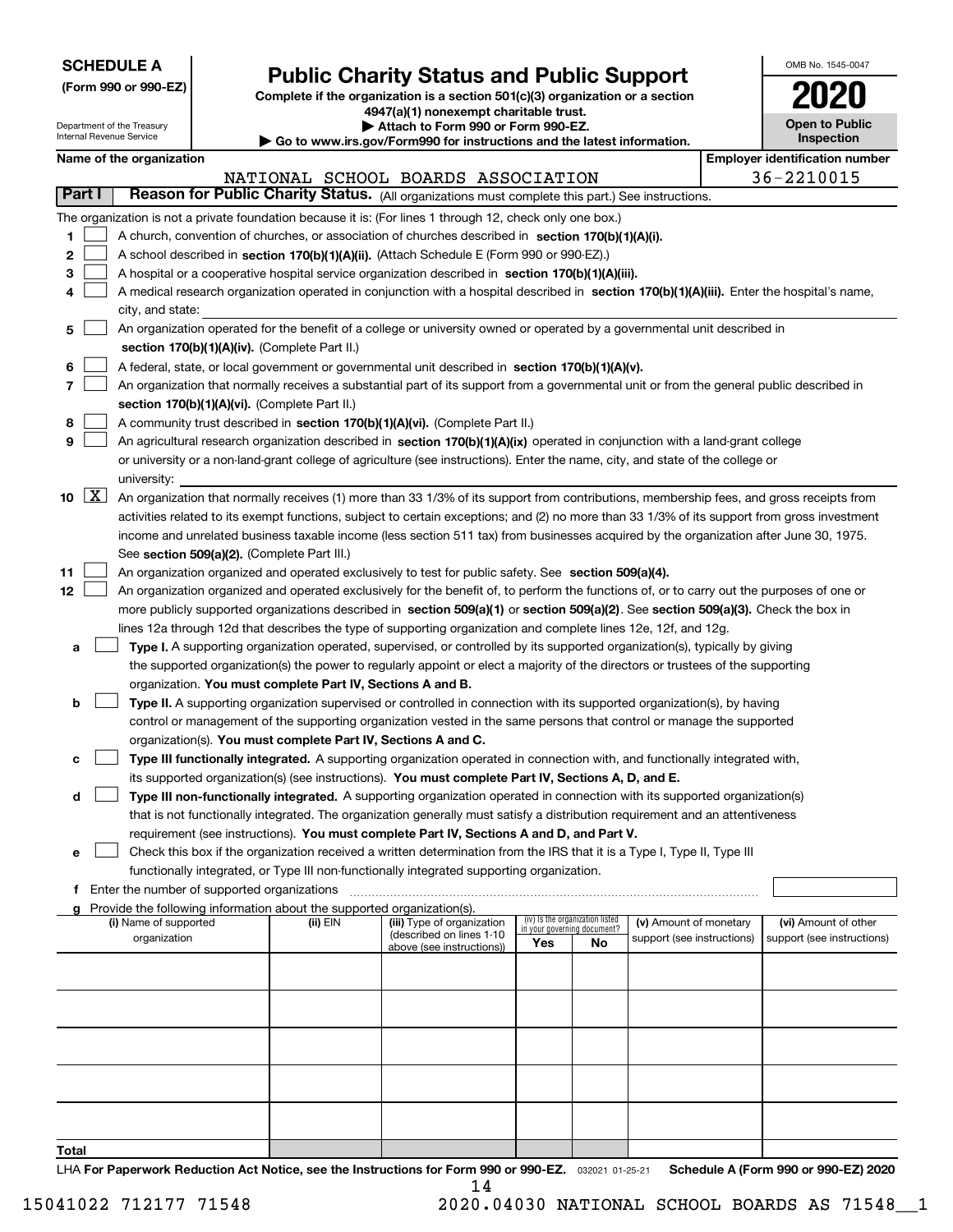**SCHEDULE A**
**(Form 990 or 990-EZ)**

Department of the Treasury
Internal Revenue Service

# Public Charity Status and Public Support

**Complete if the organization is a section 501(c)(3) organization or a section 4947(a)(1) nonexempt charitable trust.**
**▶ Attach to Form 990 or Form 990-EZ.**
**▶ Go to www.irs.gov/Form990 for instructions and the latest information.**

OMB No. 1545-0047

**2020**

**Open to Public Inspection**

**Name of the organization:** NATIONAL SCHOOL BOARDS ASSOCIATION

**Employer identification number:** 36-2210015

## Part I — Reason for Public Charity Status. (All organizations must complete this part.) See instructions.

The organization is not a private foundation because it is: (For lines 1 through 12, check only one box.)

1. ☐ A church, convention of churches, or association of churches described in **section 170(b)(1)(A)(i).**
2. ☐ A school described in **section 170(b)(1)(A)(ii).** (Attach Schedule E (Form 990 or 990-EZ).)
3. ☐ A hospital or a cooperative hospital service organization described in **section 170(b)(1)(A)(iii).**
4. ☐ A medical research organization operated in conjunction with a hospital described in **section 170(b)(1)(A)(iii).** Enter the hospital's name, city, and state:
5. ☐ An organization operated for the benefit of a college or university owned or operated by a governmental unit described in **section 170(b)(1)(A)(iv).** (Complete Part II.)
6. ☐ A federal, state, or local government or governmental unit described in **section 170(b)(1)(A)(v).**
7. ☐ An organization that normally receives a substantial part of its support from a governmental unit or from the general public described in **section 170(b)(1)(A)(vi).** (Complete Part II.)
8. ☐ A community trust described in **section 170(b)(1)(A)(vi).** (Complete Part II.)
9. ☐ An agricultural research organization described in **section 170(b)(1)(A)(ix)** operated in conjunction with a land-grant college or university or a non-land-grant college of agriculture (see instructions). Enter the name, city, and state of the college or university:
10. ☒ An organization that normally receives (1) more than 33 1/3% of its support from contributions, membership fees, and gross receipts from activities related to its exempt functions, subject to certain exceptions; and (2) no more than 33 1/3% of its support from gross investment income and unrelated business taxable income (less section 511 tax) from businesses acquired by the organization after June 30, 1975. See **section 509(a)(2).** (Complete Part III.)
11. ☐ An organization organized and operated exclusively to test for public safety. See **section 509(a)(4).**
12. ☐ An organization organized and operated exclusively for the benefit of, to perform the functions of, or to carry out the purposes of one or more publicly supported organizations described in **section 509(a)(1)** or **section 509(a)(2).** See **section 509(a)(3).** Check the box in lines 12a through 12d that describes the type of supporting organization and complete lines 12e, 12f, and 12g.
   - **a** ☐ **Type I.** A supporting organization operated, supervised, or controlled by its supported organization(s), typically by giving the supported organization(s) the power to regularly appoint or elect a majority of the directors or trustees of the supporting organization. **You must complete Part IV, Sections A and B.**
   - **b** ☐ **Type II.** A supporting organization supervised or controlled in connection with its supported organization(s), by having control or management of the supporting organization vested in the same persons that control or manage the supported organization(s). **You must complete Part IV, Sections A and C.**
   - **c** ☐ **Type III functionally integrated.** A supporting organization operated in connection with, and functionally integrated with, its supported organization(s) (see instructions). **You must complete Part IV, Sections A, D, and E.**
   - **d** ☐ **Type III non-functionally integrated.** A supporting organization operated in connection with its supported organization(s) that is not functionally integrated. The organization generally must satisfy a distribution requirement and an attentiveness requirement (see instructions). **You must complete Part IV, Sections A and D, and Part V.**
   - **e** ☐ Check this box if the organization received a written determination from the IRS that it is a Type I, Type II, Type III functionally integrated, or Type III non-functionally integrated supporting organization.
   - **f** Enter the number of supported organizations
   - **g** Provide the following information about the supported organization(s).

| (i) Name of supported organization | (ii) EIN | (iii) Type of organization (described on lines 1-10 above (see instructions)) | (iv) Is the organization listed in your governing document? Yes | No | (v) Amount of monetary support (see instructions) | (vi) Amount of other support (see instructions) |
|---|---|---|---|---|---|---|
| | | | | | | |
| | | | | | | |
| | | | | | | |
| | | | | | | |
| | | | | | | |
| **Total** | | | | | | |

LHA **For Paperwork Reduction Act Notice, see the Instructions for Form 990 or 990-EZ.** 032021 01-25-21 **Schedule A (Form 990 or 990-EZ) 2020**

15041022 712177 71548 2020.04030 NATIONAL SCHOOL BOARDS AS 71548__1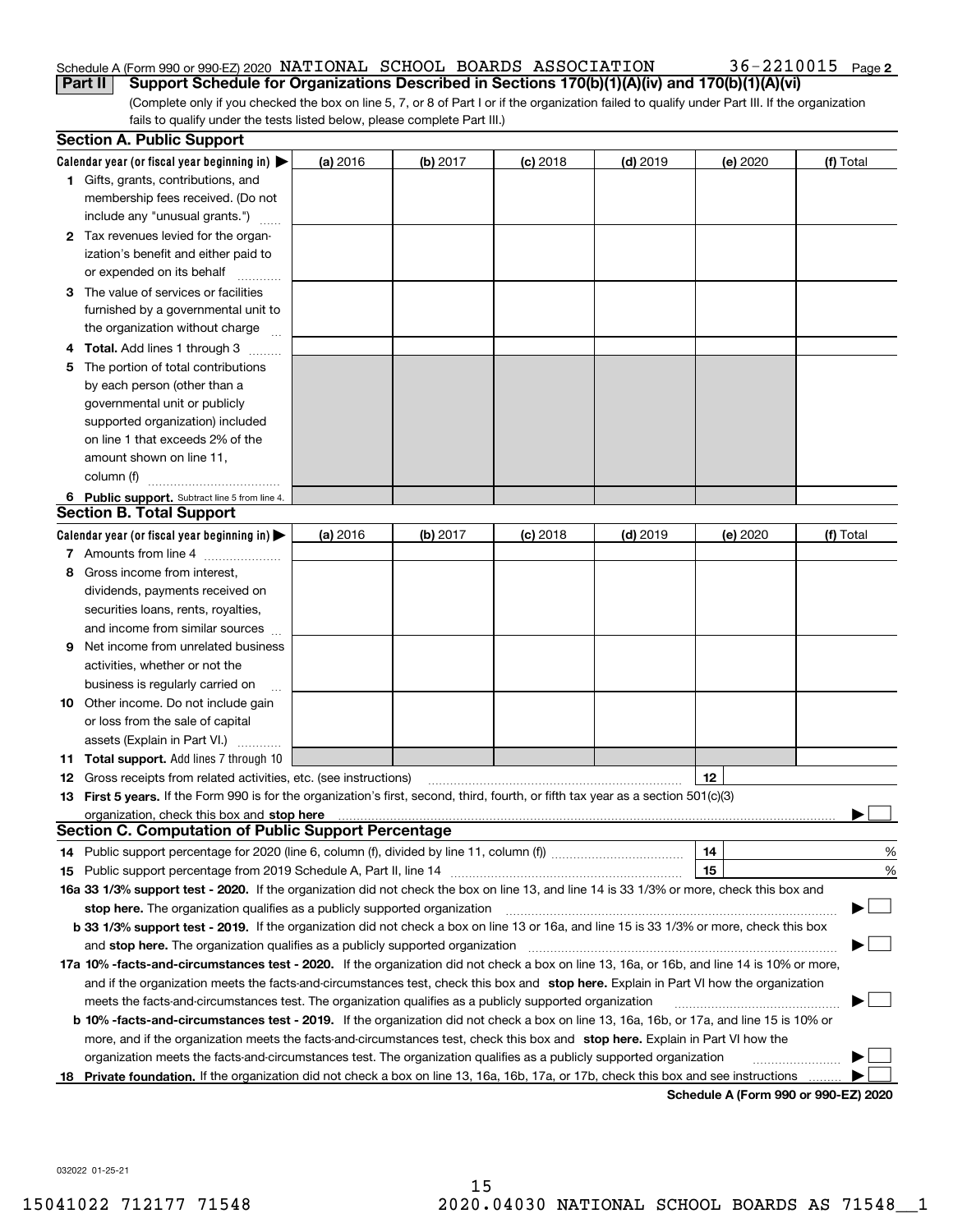Schedule A (Form 990 or 990-EZ) 2020 NATIONAL SCHOOL BOARDS ASSOCIATION 36-2210015 Page 2

**Part II Support Schedule for Organizations Described in Sections 170(b)(1)(A)(iv) and 170(b)(1)(A)(vi)**

(Complete only if you checked the box on line 5, 7, or 8 of Part I or if the organization failed to qualify under Part III. If the organization fails to qualify under the tests listed below, please complete Part III.)

## Section A. Public Support

| Calendar year (or fiscal year beginning in) ▶ | (a) 2016 | (b) 2017 | (c) 2018 | (d) 2019 | (e) 2020 | (f) Total |
|---|---|---|---|---|---|---|
| 1 Gifts, grants, contributions, and membership fees received. (Do not include any "unusual grants.") | | | | | | |
| 2 Tax revenues levied for the organization's benefit and either paid to or expended on its behalf | | | | | | |
| 3 The value of services or facilities furnished by a governmental unit to the organization without charge | | | | | | |
| 4 **Total.** Add lines 1 through 3 | | | | | | |
| 5 The portion of total contributions by each person (other than a governmental unit or publicly supported organization) included on line 1 that exceeds 2% of the amount shown on line 11, column (f) | | | | | | |
| 6 **Public support.** Subtract line 5 from line 4. | | | | | | |

## Section B. Total Support

| Calendar year (or fiscal year beginning in) ▶ | (a) 2016 | (b) 2017 | (c) 2018 | (d) 2019 | (e) 2020 | (f) Total |
|---|---|---|---|---|---|---|
| 7 Amounts from line 4 | | | | | | |
| 8 Gross income from interest, dividends, payments received on securities loans, rents, royalties, and income from similar sources | | | | | | |
| 9 Net income from unrelated business activities, whether or not the business is regularly carried on | | | | | | |
| 10 Other income. Do not include gain or loss from the sale of capital assets (Explain in Part VI.) | | | | | | |
| 11 **Total support.** Add lines 7 through 10 | | | | | | |

12 Gross receipts from related activities, etc. (see instructions) 12

13 **First 5 years.** If the Form 990 is for the organization's first, second, third, fourth, or fifth tax year as a section 501(c)(3) organization, check this box and **stop here** ▶ ☐

## Section C. Computation of Public Support Percentage

14 Public support percentage for 2020 (line 6, column (f), divided by line 11, column (f)) 14 %

15 Public support percentage from 2019 Schedule A, Part II, line 14 15 %

**16a 33 1/3% support test - 2020.** If the organization did not check the box on line 13, and line 14 is 33 1/3% or more, check this box and **stop here.** The organization qualifies as a publicly supported organization ▶ ☐

**b 33 1/3% support test - 2019.** If the organization did not check a box on line 13 or 16a, and line 15 is 33 1/3% or more, check this box and **stop here.** The organization qualifies as a publicly supported organization ▶ ☐

**17a 10% -facts-and-circumstances test - 2020.** If the organization did not check a box on line 13, 16a, or 16b, and line 14 is 10% or more, and if the organization meets the facts-and-circumstances test, check this box and **stop here.** Explain in Part VI how the organization meets the facts-and-circumstances test. The organization qualifies as a publicly supported organization ▶ ☐

**b 10% -facts-and-circumstances test - 2019.** If the organization did not check a box on line 13, 16a, 16b, or 17a, and line 15 is 10% or more, and if the organization meets the facts-and-circumstances test, check this box and **stop here.** Explain in Part VI how the organization meets the facts-and-circumstances test. The organization qualifies as a publicly supported organization ▶ ☐

**18 Private foundation.** If the organization did not check a box on line 13, 16a, 16b, 17a, or 17b, check this box and see instructions ▶ ☐

**Schedule A (Form 990 or 990-EZ) 2020**

032022 01-25-21

15041022 712177 71548 2020.04030 NATIONAL SCHOOL BOARDS AS 71548__1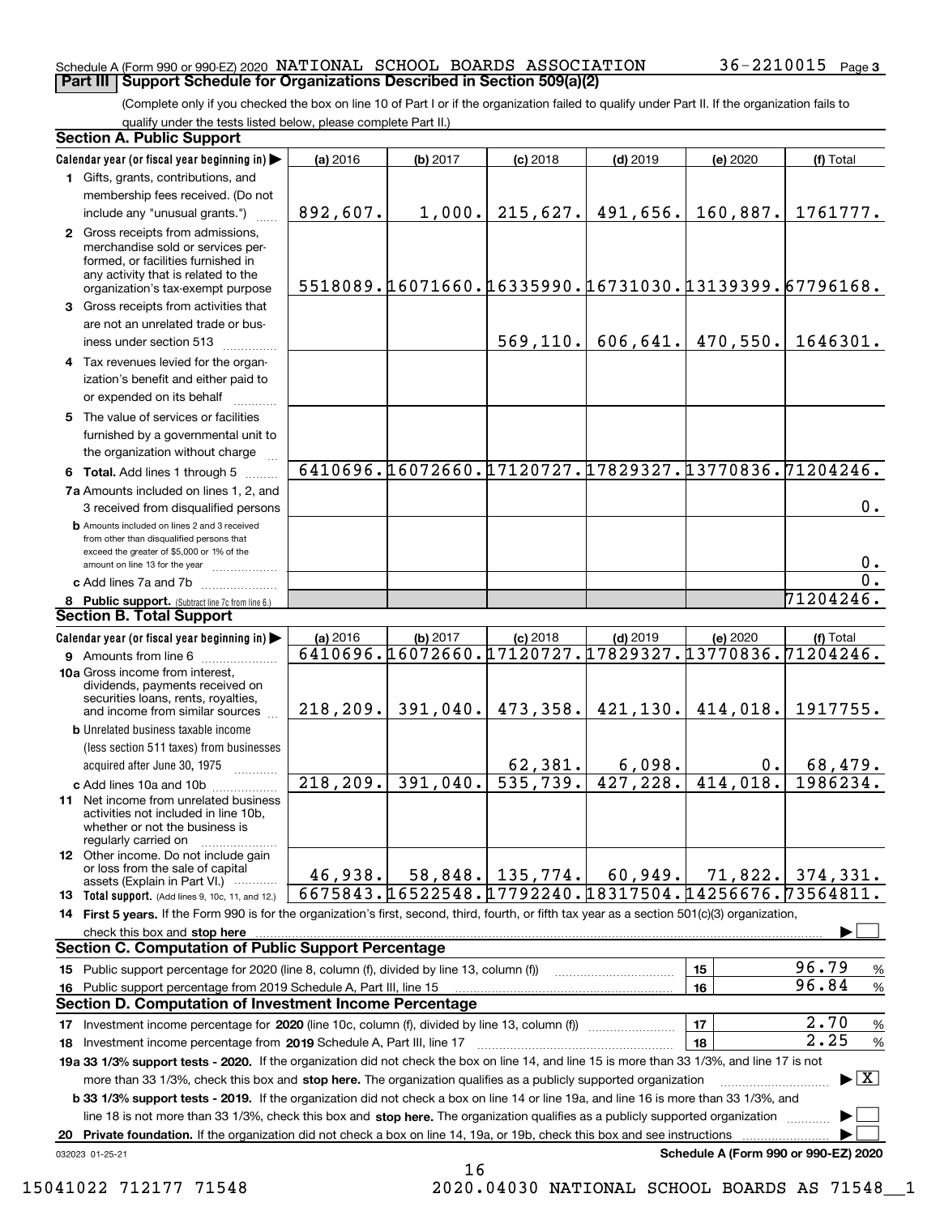Schedule A (Form 990 or 990-EZ) 2020 NATIONAL SCHOOL BOARDS ASSOCIATION 36-2210015 Page 3

## Part III Support Schedule for Organizations Described in Section 509(a)(2)

(Complete only if you checked the box on line 10 of Part I or if the organization failed to qualify under Part II. If the organization fails to qualify under the tests listed below, please complete Part II.)

### Section A. Public Support

| Calendar year (or fiscal year beginning in) ▶ | (a) 2016 | (b) 2017 | (c) 2018 | (d) 2019 | (e) 2020 | (f) Total |
|---|---|---|---|---|---|---|
| 1 Gifts, grants, contributions, and membership fees received. (Do not include any "unusual grants.") | 892,607. | 1,000. | 215,627. | 491,656. | 160,887. | 1761777. |
| 2 Gross receipts from admissions, merchandise sold or services performed, or facilities furnished in any activity that is related to the organization's tax-exempt purpose | 5518089. | 16071660. | 16335990. | 16731030. | 13139399. | 67796168. |
| 3 Gross receipts from activities that are not an unrelated trade or business under section 513 | | | 569,110. | 606,641. | 470,550. | 1646301. |
| 4 Tax revenues levied for the organization's benefit and either paid to or expended on its behalf | | | | | | |
| 5 The value of services or facilities furnished by a governmental unit to the organization without charge | | | | | | |
| 6 **Total.** Add lines 1 through 5 | 6410696. | 16072660. | 17120727. | 17829327. | 13770836. | 71204246. |
| 7a Amounts included on lines 1, 2, and 3 received from disqualified persons | | | | | | 0. |
| b Amounts included on lines 2 and 3 received from other than disqualified persons that exceed the greater of $5,000 or 1% of the amount on line 13 for the year | | | | | | 0. |
| c Add lines 7a and 7b | | | | | | 0. |
| 8 **Public support.** (Subtract line 7c from line 6.) | | | | | | 71204246. |

### Section B. Total Support

| Calendar year (or fiscal year beginning in) ▶ | (a) 2016 | (b) 2017 | (c) 2018 | (d) 2019 | (e) 2020 | (f) Total |
|---|---|---|---|---|---|---|
| 9 Amounts from line 6 | 6410696. | 16072660. | 17120727. | 17829327. | 13770836. | 71204246. |
| 10a Gross income from interest, dividends, payments received on securities loans, rents, royalties, and income from similar sources | 218,209. | 391,040. | 473,358. | 421,130. | 414,018. | 1917755. |
| b Unrelated business taxable income (less section 511 taxes) from businesses acquired after June 30, 1975 | | | 62,381. | 6,098. | 0. | 68,479. |
| c Add lines 10a and 10b | 218,209. | 391,040. | 535,739. | 427,228. | 414,018. | 1986234. |
| 11 Net income from unrelated business activities not included in line 10b, whether or not the business is regularly carried on | | | | | | |
| 12 Other income. Do not include gain or loss from the sale of capital assets (Explain in Part VI.) | 46,938. | 58,848. | 135,774. | 60,949. | 71,822. | 374,331. |
| 13 **Total support.** (Add lines 9, 10c, 11, and 12.) | 6675843. | 16522548. | 17792240. | 18317504. | 14256676. | 73564811. |

14 **First 5 years.** If the Form 990 is for the organization's first, second, third, fourth, or fifth tax year as a section 501(c)(3) organization, check this box and **stop here** ▶ ☐

### Section C. Computation of Public Support Percentage

| | | | |
|---|---|---|---|
| 15 Public support percentage for 2020 (line 8, column (f), divided by line 13, column (f)) | 15 | 96.79 | % |
| 16 Public support percentage from 2019 Schedule A, Part III, line 15 | 16 | 96.84 | % |

### Section D. Computation of Investment Income Percentage

| | | | |
|---|---|---|---|
| 17 Investment income percentage for **2020** (line 10c, column (f), divided by line 13, column (f)) | 17 | 2.70 | % |
| 18 Investment income percentage from **2019** Schedule A, Part III, line 17 | 18 | 2.25 | % |

**19a 33 1/3% support tests - 2020.** If the organization did not check the box on line 14, and line 15 is more than 33 1/3%, and line 17 is not more than 33 1/3%, check this box and **stop here.** The organization qualifies as a publicly supported organization ▶ ☒

**b 33 1/3% support tests - 2019.** If the organization did not check a box on line 14 or line 19a, and line 16 is more than 33 1/3%, and line 18 is not more than 33 1/3%, check this box and **stop here.** The organization qualifies as a publicly supported organization ▶ ☐

**20 Private foundation.** If the organization did not check a box on line 14, 19a, or 19b, check this box and see instructions ▶ ☐

032023 01-25-21 **Schedule A (Form 990 or 990-EZ) 2020**

15041022 712177 71548 2020.04030 NATIONAL SCHOOL BOARDS AS 71548__1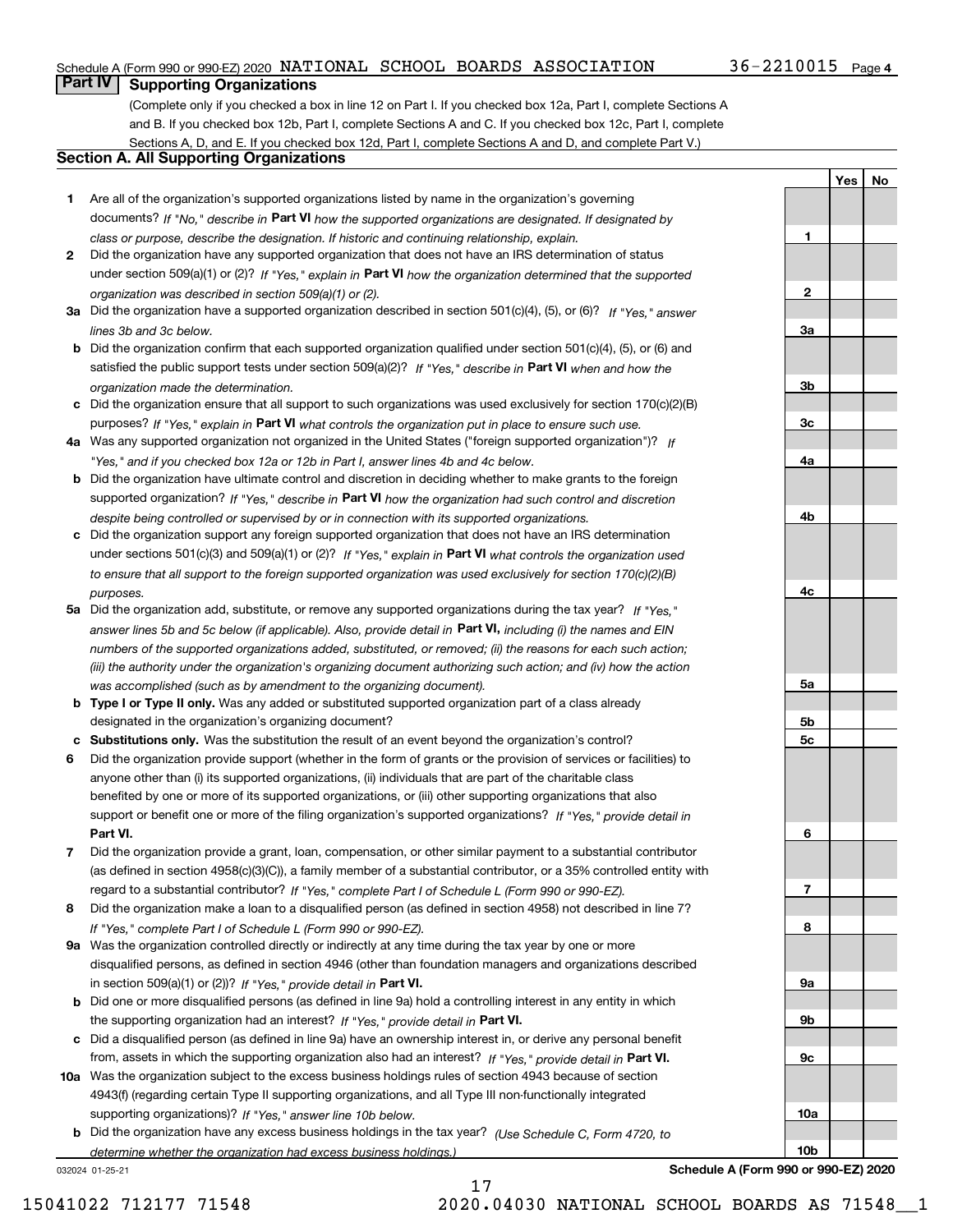Schedule A (Form 990 or 990-EZ) 2020 NATIONAL SCHOOL BOARDS ASSOCIATION 36-2210015 Page 4

## Part IV Supporting Organizations

(Complete only if you checked a box in line 12 on Part I. If you checked box 12a, Part I, complete Sections A and B. If you checked box 12b, Part I, complete Sections A and C. If you checked box 12c, Part I, complete Sections A, D, and E. If you checked box 12d, Part I, complete Sections A and D, and complete Part V.)

### Section A. All Supporting Organizations

| | | | Yes | No |
|---|---|---|---|---|
| **1** | Are all of the organization's supported organizations listed by name in the organization's governing documents? *If "No," describe in* **Part VI** *how the supported organizations are designated. If designated by class or purpose, describe the designation. If historic and continuing relationship, explain.* | **1** | | |
| **2** | Did the organization have any supported organization that does not have an IRS determination of status under section 509(a)(1) or (2)? *If "Yes," explain in* **Part VI** *how the organization determined that the supported organization was described in section 509(a)(1) or (2).* | **2** | | |
| **3a** | Did the organization have a supported organization described in section 501(c)(4), (5), or (6)? *If "Yes," answer lines 3b and 3c below.* | **3a** | | |
| **b** | Did the organization confirm that each supported organization qualified under section 501(c)(4), (5), or (6) and satisfied the public support tests under section 509(a)(2)? *If "Yes," describe in* **Part VI** *when and how the organization made the determination.* | **3b** | | |
| **c** | Did the organization ensure that all support to such organizations was used exclusively for section 170(c)(2)(B) purposes? *If "Yes," explain in* **Part VI** *what controls the organization put in place to ensure such use.* | **3c** | | |
| **4a** | Was any supported organization not organized in the United States ("foreign supported organization")? *If "Yes," and if you checked box 12a or 12b in Part I, answer lines 4b and 4c below.* | **4a** | | |
| **b** | Did the organization have ultimate control and discretion in deciding whether to make grants to the foreign supported organization? *If "Yes," describe in* **Part VI** *how the organization had such control and discretion despite being controlled or supervised by or in connection with its supported organizations.* | **4b** | | |
| **c** | Did the organization support any foreign supported organization that does not have an IRS determination under sections 501(c)(3) and 509(a)(1) or (2)? *If "Yes," explain in* **Part VI** *what controls the organization used to ensure that all support to the foreign supported organization was used exclusively for section 170(c)(2)(B) purposes.* | **4c** | | |
| **5a** | Did the organization add, substitute, or remove any supported organizations during the tax year? *If "Yes," answer lines 5b and 5c below (if applicable). Also, provide detail in* **Part VI,** *including (i) the names and EIN numbers of the supported organizations added, substituted, or removed; (ii) the reasons for each such action; (iii) the authority under the organization's organizing document authorizing such action; and (iv) how the action was accomplished (such as by amendment to the organizing document).* | **5a** | | |
| **b** | **Type I or Type II only.** Was any added or substituted supported organization part of a class already designated in the organization's organizing document? | **5b** | | |
| **c** | **Substitutions only.** Was the substitution the result of an event beyond the organization's control? | **5c** | | |
| **6** | Did the organization provide support (whether in the form of grants or the provision of services or facilities) to anyone other than (i) its supported organizations, (ii) individuals that are part of the charitable class benefited by one or more of its supported organizations, or (iii) other supporting organizations that also support or benefit one or more of the filing organization's supported organizations? *If "Yes," provide detail in* **Part VI.** | **6** | | |
| **7** | Did the organization provide a grant, loan, compensation, or other similar payment to a substantial contributor (as defined in section 4958(c)(3)(C)), a family member of a substantial contributor, or a 35% controlled entity with regard to a substantial contributor? *If "Yes," complete Part I of Schedule L (Form 990 or 990-EZ).* | **7** | | |
| **8** | Did the organization make a loan to a disqualified person (as defined in section 4958) not described in line 7? *If "Yes," complete Part I of Schedule L (Form 990 or 990-EZ).* | **8** | | |
| **9a** | Was the organization controlled directly or indirectly at any time during the tax year by one or more disqualified persons, as defined in section 4946 (other than foundation managers and organizations described in section 509(a)(1) or (2))? *If "Yes," provide detail in* **Part VI.** | **9a** | | |
| **b** | Did one or more disqualified persons (as defined in line 9a) hold a controlling interest in any entity in which the supporting organization had an interest? *If "Yes," provide detail in* **Part VI.** | **9b** | | |
| **c** | Did a disqualified person (as defined in line 9a) have an ownership interest in, or derive any personal benefit from, assets in which the supporting organization also had an interest? *If "Yes," provide detail in* **Part VI.** | **9c** | | |
| **10a** | Was the organization subject to the excess business holdings rules of section 4943 because of section 4943(f) (regarding certain Type II supporting organizations, and all Type III non-functionally integrated supporting organizations)? *If "Yes," answer line 10b below.* | **10a** | | |
| **b** | Did the organization have any excess business holdings in the tax year? *(Use Schedule C, Form 4720, to determine whether the organization had excess business holdings.)* | **10b** | | |

032024 01-25-21 **Schedule A (Form 990 or 990-EZ) 2020**

15041022 712177 71548 2020.04030 NATIONAL SCHOOL BOARDS AS 71548__1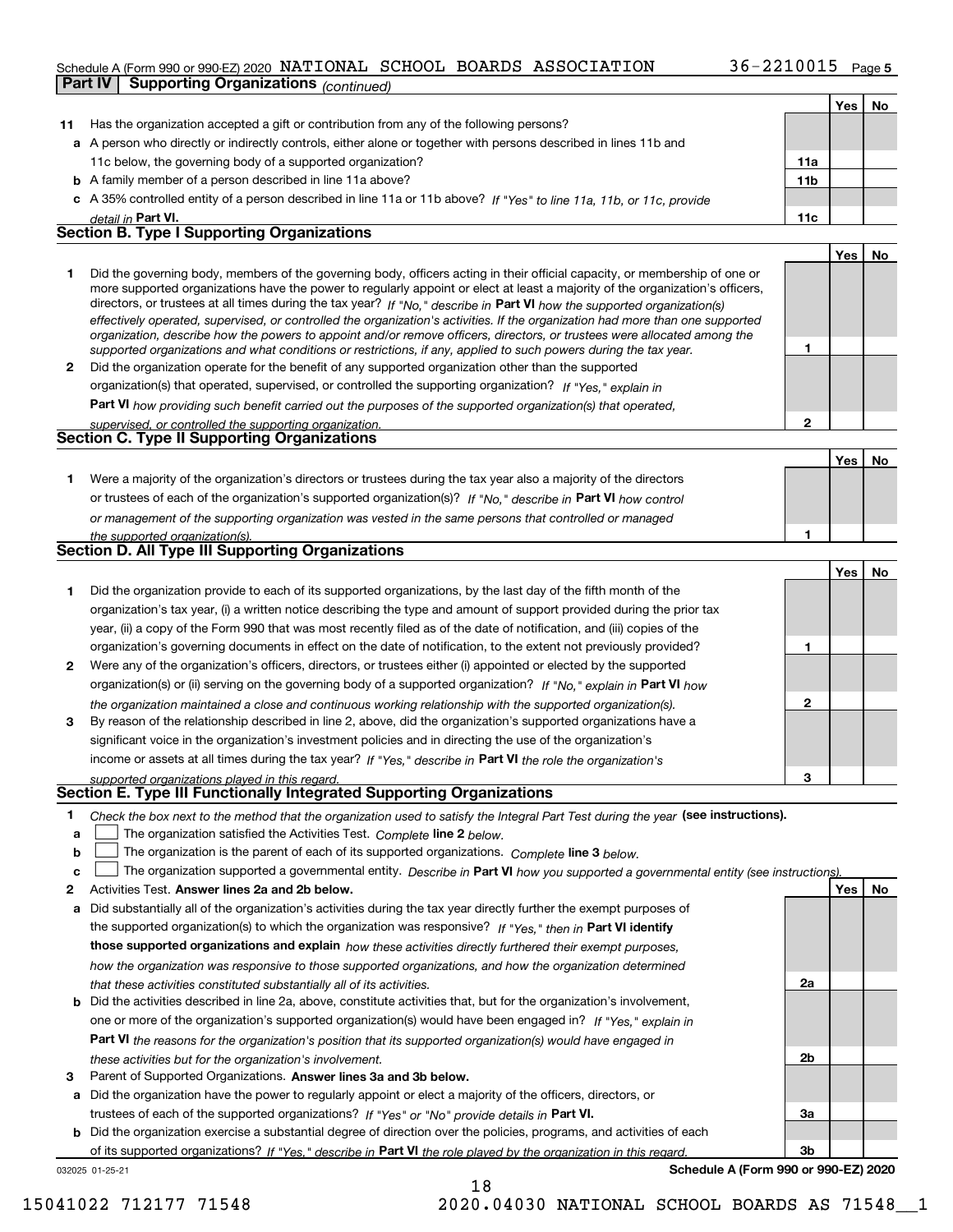Schedule A (Form 990 or 990-EZ) 2020 NATIONAL SCHOOL BOARDS ASSOCIATION 36-2210015 Page 5

**Part IV | Supporting Organizations** *(continued)*

| | | | Yes | No |
|---|---|---|---|---|
| **11** | Has the organization accepted a gift or contribution from any of the following persons? | | | |
| **a** | A person who directly or indirectly controls, either alone or together with persons described in lines 11b and 11c below, the governing body of a supported organization? | **11a** | | |
| **b** | A family member of a person described in line 11a above? | **11b** | | |
| **c** | A 35% controlled entity of a person described in line 11a or 11b above? *If "Yes" to line 11a, 11b, or 11c, provide detail in* **Part VI.** | **11c** | | |

## Section B. Type I Supporting Organizations

| | | | Yes | No |
|---|---|---|---|---|
| **1** | Did the governing body, members of the governing body, officers acting in their official capacity, or membership of one or more supported organizations have the power to regularly appoint or elect at least a majority of the organization's officers, directors, or trustees at all times during the tax year? *If "No," describe in* **Part VI** *how the supported organization(s) effectively operated, supervised, or controlled the organization's activities. If the organization had more than one supported organization, describe how the powers to appoint and/or remove officers, directors, or trustees were allocated among the supported organizations and what conditions or restrictions, if any, applied to such powers during the tax year.* | **1** | | |
| **2** | Did the organization operate for the benefit of any supported organization other than the supported organization(s) that operated, supervised, or controlled the supporting organization? *If "Yes," explain in* **Part VI** *how providing such benefit carried out the purposes of the supported organization(s) that operated, supervised, or controlled the supporting organization.* | **2** | | |

## Section C. Type II Supporting Organizations

| | | | Yes | No |
|---|---|---|---|---|
| **1** | Were a majority of the organization's directors or trustees during the tax year also a majority of the directors or trustees of each of the organization's supported organization(s)? *If "No," describe in* **Part VI** *how control or management of the supporting organization was vested in the same persons that controlled or managed the supported organization(s).* | **1** | | |

## Section D. All Type III Supporting Organizations

| | | | Yes | No |
|---|---|---|---|---|
| **1** | Did the organization provide to each of its supported organizations, by the last day of the fifth month of the organization's tax year, (i) a written notice describing the type and amount of support provided during the prior tax year, (ii) a copy of the Form 990 that was most recently filed as of the date of notification, and (iii) copies of the organization's governing documents in effect on the date of notification, to the extent not previously provided? | **1** | | |
| **2** | Were any of the organization's officers, directors, or trustees either (i) appointed or elected by the supported organization(s) or (ii) serving on the governing body of a supported organization? *If "No," explain in* **Part VI** *how the organization maintained a close and continuous working relationship with the supported organization(s).* | **2** | | |
| **3** | By reason of the relationship described in line 2, above, did the organization's supported organizations have a significant voice in the organization's investment policies and in directing the use of the organization's income or assets at all times during the tax year? *If "Yes," describe in* **Part VI** *the role the organization's supported organizations played in this regard.* | **3** | | |

## Section E. Type III Functionally Integrated Supporting Organizations

**1** *Check the box next to the method that the organization used to satisfy the Integral Part Test during the year* **(see instructions).**

**a** ☐ The organization satisfied the Activities Test. *Complete* **line 2** *below.*

**b** ☐ The organization is the parent of each of its supported organizations. *Complete* **line 3** *below.*

**c** ☐ The organization supported a governmental entity. *Describe in* **Part VI** *how you supported a governmental entity (see instructions).*

| | | | Yes | No |
|---|---|---|---|---|
| **2** | Activities Test. **Answer lines 2a and 2b below.** | | | |
| **a** | Did substantially all of the organization's activities during the tax year directly further the exempt purposes of the supported organization(s) to which the organization was responsive? *If "Yes," then in* **Part VI identify those supported organizations and explain** *how these activities directly furthered their exempt purposes, how the organization was responsive to those supported organizations, and how the organization determined that these activities constituted substantially all of its activities.* | **2a** | | |
| **b** | Did the activities described in line 2a, above, constitute activities that, but for the organization's involvement, one or more of the organization's supported organization(s) would have been engaged in? *If "Yes," explain in* **Part VI** *the reasons for the organization's position that its supported organization(s) would have engaged in these activities but for the organization's involvement.* | **2b** | | |
| **3** | Parent of Supported Organizations. **Answer lines 3a and 3b below.** | | | |
| **a** | Did the organization have the power to regularly appoint or elect a majority of the officers, directors, or trustees of each of the supported organizations? *If "Yes" or "No" provide details in* **Part VI.** | **3a** | | |
| **b** | Did the organization exercise a substantial degree of direction over the policies, programs, and activities of each of its supported organizations? *If "Yes," describe in* **Part VI** *the role played by the organization in this regard.* | **3b** | | |

032025 01-25-21 **Schedule A (Form 990 or 990-EZ) 2020**

15041022 712177 71548 2020.04030 NATIONAL SCHOOL BOARDS AS 71548__1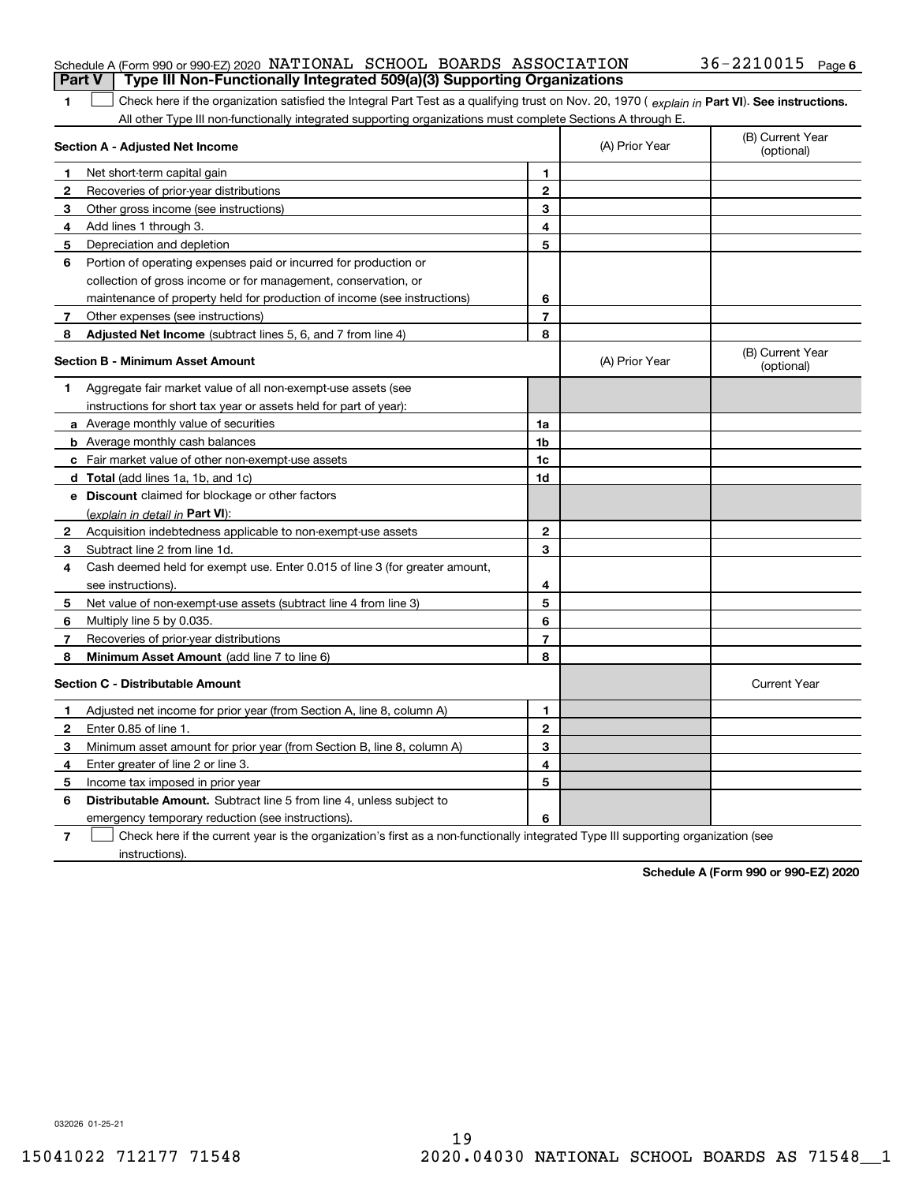Schedule A (Form 990 or 990-EZ) 2020 NATIONAL SCHOOL BOARDS ASSOCIATION 36-2210015 Page 6

## Part V Type III Non-Functionally Integrated 509(a)(3) Supporting Organizations

**1** ☐ Check here if the organization satisfied the Integral Part Test as a qualifying trust on Nov. 20, 1970 ( *explain in* **Part VI**). **See instructions.** All other Type III non-functionally integrated supporting organizations must complete Sections A through E.

| **Section A - Adjusted Net Income** | | (A) Prior Year | (B) Current Year (optional) |
|---|---|---|---|
| **1** Net short-term capital gain | **1** | | |
| **2** Recoveries of prior-year distributions | **2** | | |
| **3** Other gross income (see instructions) | **3** | | |
| **4** Add lines 1 through 3. | **4** | | |
| **5** Depreciation and depletion | **5** | | |
| **6** Portion of operating expenses paid or incurred for production or collection of gross income or for management, conservation, or maintenance of property held for production of income (see instructions) | **6** | | |
| **7** Other expenses (see instructions) | **7** | | |
| **8** **Adjusted Net Income** (subtract lines 5, 6, and 7 from line 4) | **8** | | |

| **Section B - Minimum Asset Amount** | | (A) Prior Year | (B) Current Year (optional) |
|---|---|---|---|
| **1** Aggregate fair market value of all non-exempt-use assets (see instructions for short tax year or assets held for part of year): | | | |
| **a** Average monthly value of securities | **1a** | | |
| **b** Average monthly cash balances | **1b** | | |
| **c** Fair market value of other non-exempt-use assets | **1c** | | |
| **d** **Total** (add lines 1a, 1b, and 1c) | **1d** | | |
| **e** **Discount** claimed for blockage or other factors (*explain in detail in* **Part VI**): | | | |
| **2** Acquisition indebtedness applicable to non-exempt-use assets | **2** | | |
| **3** Subtract line 2 from line 1d. | **3** | | |
| **4** Cash deemed held for exempt use. Enter 0.015 of line 3 (for greater amount, see instructions). | **4** | | |
| **5** Net value of non-exempt-use assets (subtract line 4 from line 3) | **5** | | |
| **6** Multiply line 5 by 0.035. | **6** | | |
| **7** Recoveries of prior-year distributions | **7** | | |
| **8** **Minimum Asset Amount** (add line 7 to line 6) | **8** | | |

| **Section C - Distributable Amount** | | | Current Year |
|---|---|---|---|
| **1** Adjusted net income for prior year (from Section A, line 8, column A) | **1** | | |
| **2** Enter 0.85 of line 1. | **2** | | |
| **3** Minimum asset amount for prior year (from Section B, line 8, column A) | **3** | | |
| **4** Enter greater of line 2 or line 3. | **4** | | |
| **5** Income tax imposed in prior year | **5** | | |
| **6** **Distributable Amount.** Subtract line 5 from line 4, unless subject to emergency temporary reduction (see instructions). | **6** | | |

**7** ☐ Check here if the current year is the organization's first as a non-functionally integrated Type III supporting organization (see instructions).

**Schedule A (Form 990 or 990-EZ) 2020**

032026 01-25-21

15041022 712177 71548 2020.04030 NATIONAL SCHOOL BOARDS AS 71548__1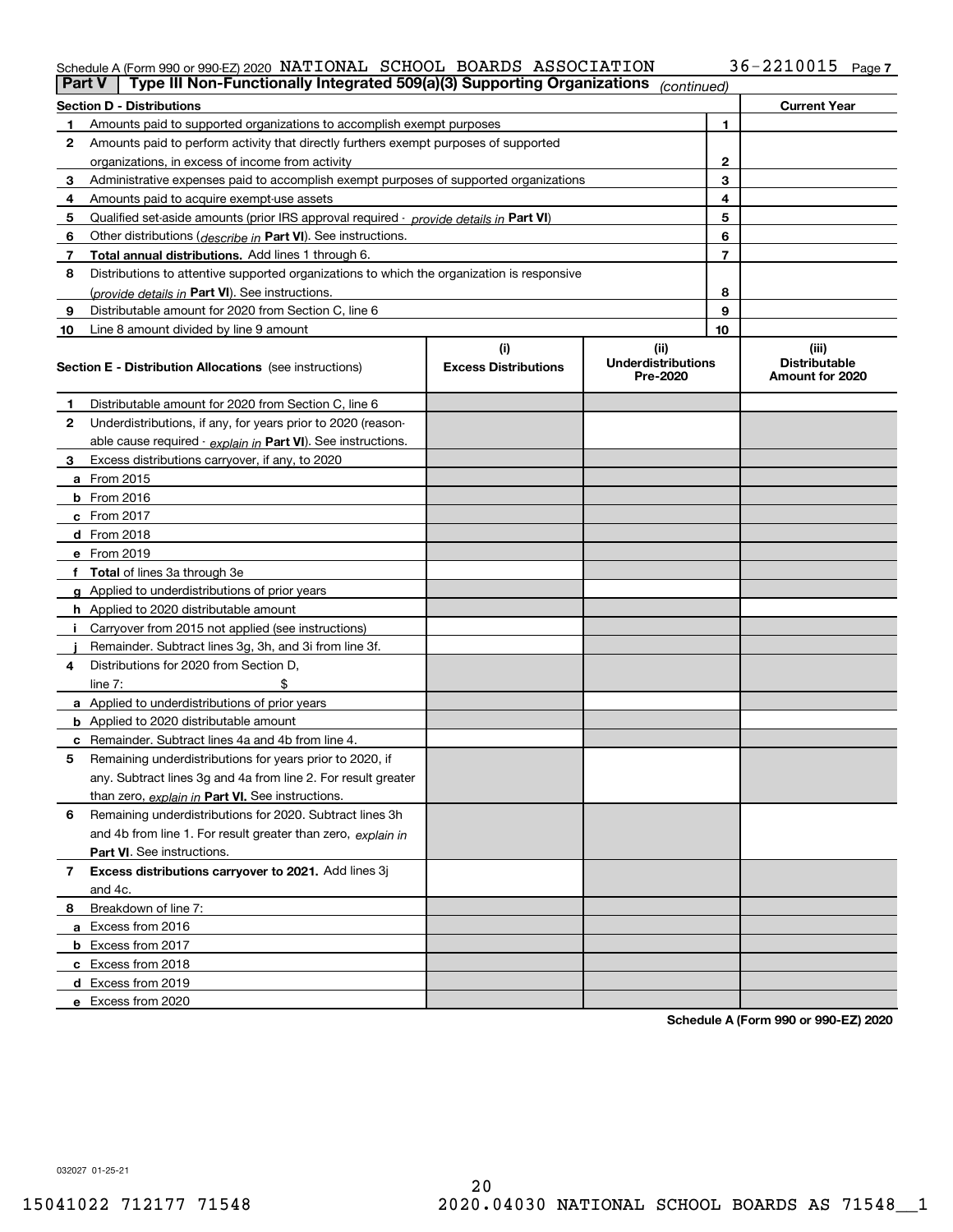Schedule A (Form 990 or 990-EZ) 2020 NATIONAL SCHOOL BOARDS ASSOCIATION 36-2210015 Page 7

**Part V | Type III Non-Functionally Integrated 509(a)(3) Supporting Organizations** *(continued)*

| **Section D - Distributions** | | | **Current Year** |
|---|---|---|---|
| 1 | Amounts paid to supported organizations to accomplish exempt purposes | 1 | |
| 2 | Amounts paid to perform activity that directly furthers exempt purposes of supported organizations, in excess of income from activity | 2 | |
| 3 | Administrative expenses paid to accomplish exempt purposes of supported organizations | 3 | |
| 4 | Amounts paid to acquire exempt-use assets | 4 | |
| 5 | Qualified set-aside amounts (prior IRS approval required - *provide details in* **Part VI**) | 5 | |
| 6 | Other distributions (*describe in* **Part VI**). See instructions. | 6 | |
| 7 | **Total annual distributions.** Add lines 1 through 6. | 7 | |
| 8 | Distributions to attentive supported organizations to which the organization is responsive (*provide details in* **Part VI**). See instructions. | 8 | |
| 9 | Distributable amount for 2020 from Section C, line 6 | 9 | |
| 10 | Line 8 amount divided by line 9 amount | 10 | |

| **Section E - Distribution Allocations** (see instructions) | **(i)** **Excess Distributions** | **(ii)** **Underdistributions Pre-2020** | **(iii)** **Distributable Amount for 2020** |
|---|---|---|---|
| **1** Distributable amount for 2020 from Section C, line 6 | | | |
| **2** Underdistributions, if any, for years prior to 2020 (reasonable cause required - *explain in* **Part VI**). See instructions. | | | |
| **3** Excess distributions carryover, if any, to 2020 | | | |
| **a** From 2015 | | | |
| **b** From 2016 | | | |
| **c** From 2017 | | | |
| **d** From 2018 | | | |
| **e** From 2019 | | | |
| **f** **Total** of lines 3a through 3e | | | |
| **g** Applied to underdistributions of prior years | | | |
| **h** Applied to 2020 distributable amount | | | |
| **i** Carryover from 2015 not applied (see instructions) | | | |
| **j** Remainder. Subtract lines 3g, 3h, and 3i from line 3f. | | | |
| **4** Distributions for 2020 from Section D, line 7: $ | | | |
| **a** Applied to underdistributions of prior years | | | |
| **b** Applied to 2020 distributable amount | | | |
| **c** Remainder. Subtract lines 4a and 4b from line 4. | | | |
| **5** Remaining underdistributions for years prior to 2020, if any. Subtract lines 3g and 4a from line 2. For result greater than zero, *explain in* **Part VI.** See instructions. | | | |
| **6** Remaining underdistributions for 2020. Subtract lines 3h and 4b from line 1. For result greater than zero, *explain in* **Part VI**. See instructions. | | | |
| **7** **Excess distributions carryover to 2021.** Add lines 3j and 4c. | | | |
| **8** Breakdown of line 7: | | | |
| **a** Excess from 2016 | | | |
| **b** Excess from 2017 | | | |
| **c** Excess from 2018 | | | |
| **d** Excess from 2019 | | | |
| **e** Excess from 2020 | | | |

**Schedule A (Form 990 or 990-EZ) 2020**

032027 01-25-21

15041022 712177 71548 2020.04030 NATIONAL SCHOOL BOARDS AS 71548__1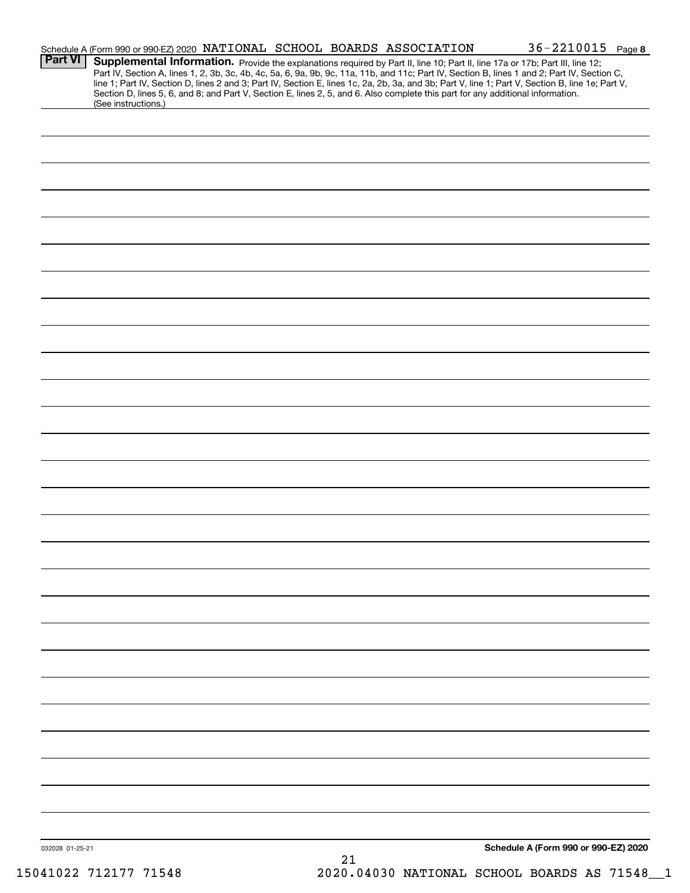Schedule A (Form 990 or 990-EZ) 2020 NATIONAL SCHOOL BOARDS ASSOCIATION 36-2210015 Page 8

**Part VI** **Supplemental Information.** Provide the explanations required by Part II, line 10; Part II, line 17a or 17b; Part III, line 12; Part IV, Section A, lines 1, 2, 3b, 3c, 4b, 4c, 5a, 6, 9a, 9b, 9c, 11a, 11b, and 11c; Part IV, Section B, lines 1 and 2; Part IV, Section C, line 1; Part IV, Section D, lines 2 and 3; Part IV, Section E, lines 1c, 2a, 2b, 3a, and 3b; Part V, line 1; Part V, Section B, line 1e; Part V, Section D, lines 5, 6, and 8; and Part V, Section E, lines 2, 5, and 6. Also complete this part for any additional information. (See instructions.)

032028 01-25-21

**Schedule A (Form 990 or 990-EZ) 2020**

15041022 712177 71548 2020.04030 NATIONAL SCHOOL BOARDS AS 71548__1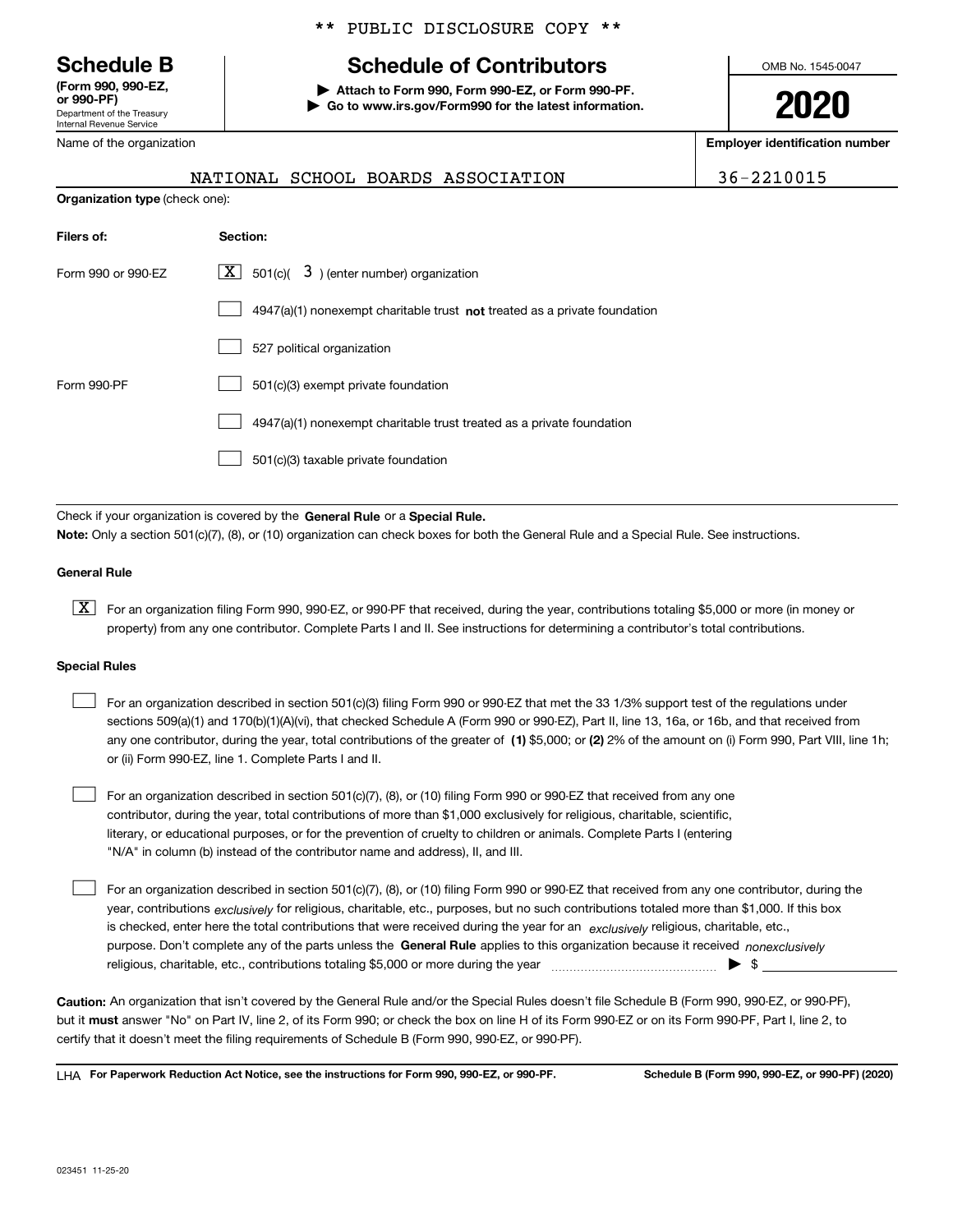** PUBLIC DISCLOSURE COPY **

**Schedule B**
**(Form 990, 990-EZ, or 990-PF)**
Department of the Treasury
Internal Revenue Service

# Schedule of Contributors

▶ **Attach to Form 990, Form 990-EZ, or Form 990-PF.**
▶ **Go to www.irs.gov/Form990 for the latest information.**

OMB No. 1545-0047

**2020**

Name of the organization: NATIONAL SCHOOL BOARDS ASSOCIATION

**Employer identification number:** 36-2210015

**Organization type** (check one):

| **Filers of:** | **Section:** |
|---|---|
| Form 990 or 990-EZ | [X] 501(c)( 3 ) (enter number) organization |
| | [ ] 4947(a)(1) nonexempt charitable trust **not** treated as a private foundation |
| | [ ] 527 political organization |
| Form 990-PF | [ ] 501(c)(3) exempt private foundation |
| | [ ] 4947(a)(1) nonexempt charitable trust treated as a private foundation |
| | [ ] 501(c)(3) taxable private foundation |

Check if your organization is covered by the **General Rule** or a **Special Rule.**

**Note:** Only a section 501(c)(7), (8), or (10) organization can check boxes for both the General Rule and a Special Rule. See instructions.

**General Rule**

[X] For an organization filing Form 990, 990-EZ, or 990-PF that received, during the year, contributions totaling $5,000 or more (in money or property) from any one contributor. Complete Parts I and II. See instructions for determining a contributor's total contributions.

**Special Rules**

[ ] For an organization described in section 501(c)(3) filing Form 990 or 990-EZ that met the 33 1/3% support test of the regulations under sections 509(a)(1) and 170(b)(1)(A)(vi), that checked Schedule A (Form 990 or 990-EZ), Part II, line 13, 16a, or 16b, and that received from any one contributor, during the year, total contributions of the greater of **(1)** $5,000; or **(2)** 2% of the amount on (i) Form 990, Part VIII, line 1h; or (ii) Form 990-EZ, line 1. Complete Parts I and II.

[ ] For an organization described in section 501(c)(7), (8), or (10) filing Form 990 or 990-EZ that received from any one contributor, during the year, total contributions of more than $1,000 exclusively for religious, charitable, scientific, literary, or educational purposes, or for the prevention of cruelty to children or animals. Complete Parts I (entering "N/A" in column (b) instead of the contributor name and address), II, and III.

[ ] For an organization described in section 501(c)(7), (8), or (10) filing Form 990 or 990-EZ that received from any one contributor, during the year, contributions *exclusively* for religious, charitable, etc., purposes, but no such contributions totaled more than $1,000. If this box is checked, enter here the total contributions that were received during the year for an *exclusively* religious, charitable, etc., purpose. Don't complete any of the parts unless the **General Rule** applies to this organization because it received *nonexclusively* religious, charitable, etc., contributions totaling $5,000 or more during the year ▶ $

**Caution:** An organization that isn't covered by the General Rule and/or the Special Rules doesn't file Schedule B (Form 990, 990-EZ, or 990-PF), but it **must** answer "No" on Part IV, line 2, of its Form 990; or check the box on line H of its Form 990-EZ or on its Form 990-PF, Part I, line 2, to certify that it doesn't meet the filing requirements of Schedule B (Form 990, 990-EZ, or 990-PF).

LHA **For Paperwork Reduction Act Notice, see the instructions for Form 990, 990-EZ, or 990-PF.** **Schedule B (Form 990, 990-EZ, or 990-PF) (2020)**

023451 11-25-20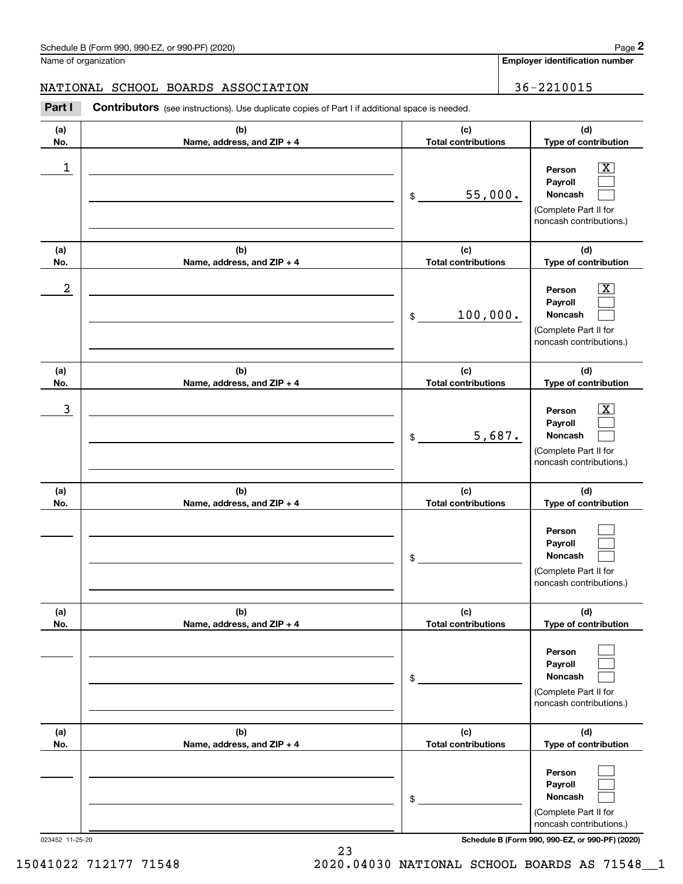Schedule B (Form 990, 990-EZ, or 990-PF) (2020)

Name of organization: NATIONAL SCHOOL BOARDS ASSOCIATION

**Employer identification number:** 36-2210015

**Part I** **Contributors** (see instructions). Use duplicate copies of Part I if additional space is needed.

| (a) No. | (b) Name, address, and ZIP + 4 | (c) Total contributions | (d) Type of contribution |
|---|---|---|---|
| 1 | | $ 55,000. | Person [X] Payroll [ ] Noncash [ ] (Complete Part II for noncash contributions.) |
| 2 | | $ 100,000. | Person [X] Payroll [ ] Noncash [ ] (Complete Part II for noncash contributions.) |
| 3 | | $ 5,687. | Person [X] Payroll [ ] Noncash [ ] (Complete Part II for noncash contributions.) |
| | | $ | Person [ ] Payroll [ ] Noncash [ ] (Complete Part II for noncash contributions.) |
| | | $ | Person [ ] Payroll [ ] Noncash [ ] (Complete Part II for noncash contributions.) |
| | | $ | Person [ ] Payroll [ ] Noncash [ ] (Complete Part II for noncash contributions.) |

023452 11-25-20

**Schedule B (Form 990, 990-EZ, or 990-PF) (2020)**

15041022 712177 71548 2020.04030 NATIONAL SCHOOL BOARDS AS 71548__1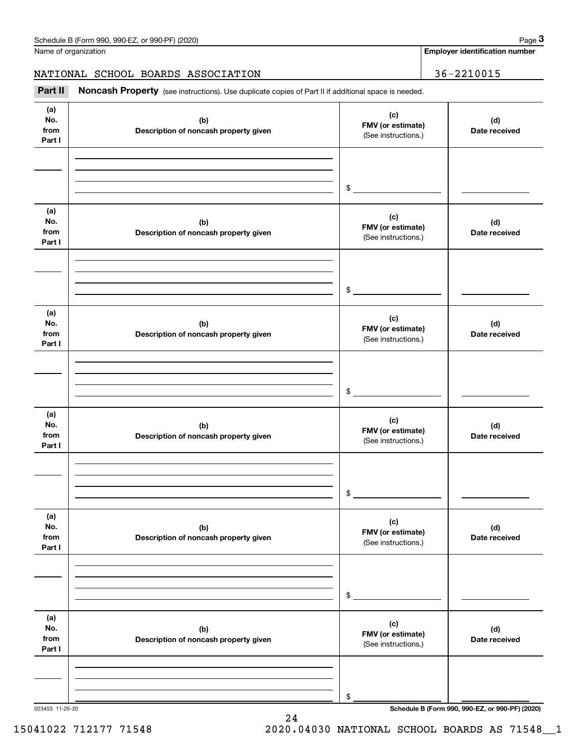Name of organization | Employer identification number

NATIONAL SCHOOL BOARDS ASSOCIATION | 36-2210015

**Part II** **Noncash Property** (see instructions). Use duplicate copies of Part II if additional space is needed.

| (a) No. from Part I | (b) Description of noncash property given | (c) FMV (or estimate) (See instructions.) | (d) Date received |
|---|---|---|---|
| | | $ | |

| (a) No. from Part I | (b) Description of noncash property given | (c) FMV (or estimate) (See instructions.) | (d) Date received |
|---|---|---|---|
| | | $ | |

| (a) No. from Part I | (b) Description of noncash property given | (c) FMV (or estimate) (See instructions.) | (d) Date received |
|---|---|---|---|
| | | $ | |

| (a) No. from Part I | (b) Description of noncash property given | (c) FMV (or estimate) (See instructions.) | (d) Date received |
|---|---|---|---|
| | | $ | |

| (a) No. from Part I | (b) Description of noncash property given | (c) FMV (or estimate) (See instructions.) | (d) Date received |
|---|---|---|---|
| | | $ | |

| (a) No. from Part I | (b) Description of noncash property given | (c) FMV (or estimate) (See instructions.) | (d) Date received |
|---|---|---|---|
| | | $ | |

023453 11-25-20

15041022 712177 71548 2020.04030 NATIONAL SCHOOL BOARDS AS 71548__1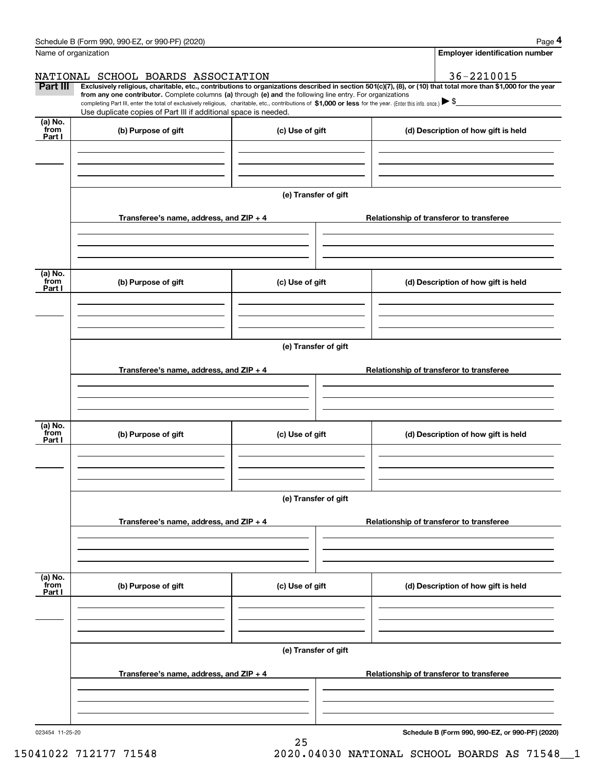Name of organization

**Employer identification number**

NATIONAL SCHOOL BOARDS ASSOCIATION

36-2210015

**Part III** **Exclusively religious, charitable, etc., contributions to organizations described in section 501(c)(7), (8), or (10) that total more than $1,000 for the year from any one contributor.** Complete columns **(a)** through **(e) and** the following line entry. For organizations completing Part III, enter the total of exclusively religious, charitable, etc., contributions of **$1,000 or less** for the year. (Enter this info. once.) ▶ $

Use duplicate copies of Part III if additional space is needed.

| (a) No. from Part I | (b) Purpose of gift | (c) Use of gift | (d) Description of how gift is held |
|---|---|---|---|
| | | | |

**(e) Transfer of gift**

| Transferee's name, address, and ZIP + 4 | Relationship of transferor to transferee |
|---|---|
| | |

| (a) No. from Part I | (b) Purpose of gift | (c) Use of gift | (d) Description of how gift is held |
|---|---|---|---|
| | | | |

**(e) Transfer of gift**

| Transferee's name, address, and ZIP + 4 | Relationship of transferor to transferee |
|---|---|
| | |

| (a) No. from Part I | (b) Purpose of gift | (c) Use of gift | (d) Description of how gift is held |
|---|---|---|---|
| | | | |

**(e) Transfer of gift**

| Transferee's name, address, and ZIP + 4 | Relationship of transferor to transferee |
|---|---|
| | |

| (a) No. from Part I | (b) Purpose of gift | (c) Use of gift | (d) Description of how gift is held |
|---|---|---|---|
| | | | |

**(e) Transfer of gift**

| Transferee's name, address, and ZIP + 4 | Relationship of transferor to transferee |
|---|---|
| | |

023454 11-25-20

**Schedule B (Form 990, 990-EZ, or 990-PF) (2020)**

15041022 712177 71548 2020.04030 NATIONAL SCHOOL BOARDS AS 71548__1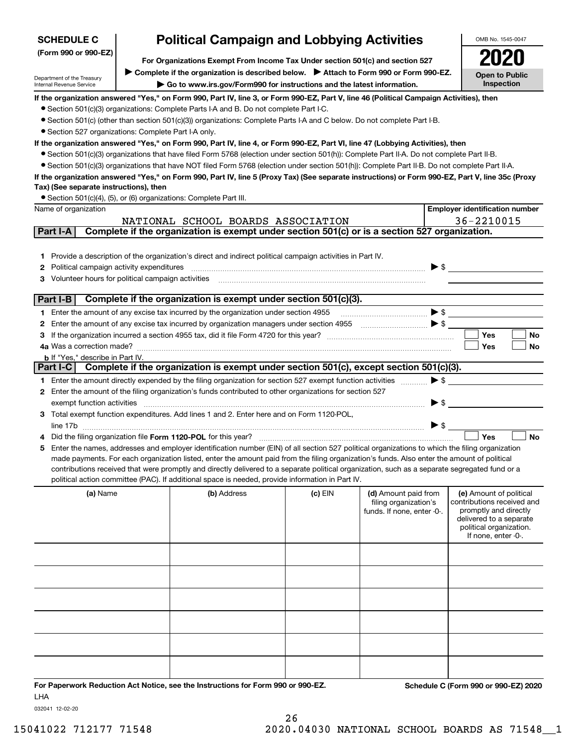**SCHEDULE C**
**(Form 990 or 990-EZ)**

Department of the Treasury
Internal Revenue Service

# Political Campaign and Lobbying Activities

**For Organizations Exempt From Income Tax Under section 501(c) and section 527**

▶ **Complete if the organization is described below.** ▶ **Attach to Form 990 or Form 990-EZ.**

▶ **Go to www.irs.gov/Form990 for instructions and the latest information.**

OMB No. 1545-0047

**2020**

**Open to Public Inspection**

**If the organization answered "Yes," on Form 990, Part IV, line 3, or Form 990-EZ, Part V, line 46 (Political Campaign Activities), then**

- Section 501(c)(3) organizations: Complete Parts I-A and B. Do not complete Part I-C.
- Section 501(c) (other than section 501(c)(3)) organizations: Complete Parts I-A and C below. Do not complete Part I-B.
- Section 527 organizations: Complete Part I-A only.

**If the organization answered "Yes," on Form 990, Part IV, line 4, or Form 990-EZ, Part VI, line 47 (Lobbying Activities), then**

- Section 501(c)(3) organizations that have filed Form 5768 (election under section 501(h)): Complete Part II-A. Do not complete Part II-B.
- Section 501(c)(3) organizations that have NOT filed Form 5768 (election under section 501(h)): Complete Part II-B. Do not complete Part II-A.

**If the organization answered "Yes," on Form 990, Part IV, line 5 (Proxy Tax) (See separate instructions) or Form 990-EZ, Part V, line 35c (Proxy Tax) (See separate instructions), then**

- Section 501(c)(4), (5), or (6) organizations: Complete Part III.

| Name of organization | Employer identification number |
|---|---|
| NATIONAL SCHOOL BOARDS ASSOCIATION | 36-2210015 |

## Part I-A — Complete if the organization is exempt under section 501(c) or is a section 527 organization.

1. Provide a description of the organization's direct and indirect political campaign activities in Part IV.
2. Political campaign activity expenditures ▶ $
3. Volunteer hours for political campaign activities

## Part I-B — Complete if the organization is exempt under section 501(c)(3).

1. Enter the amount of any excise tax incurred by the organization under section 4955 ▶ $
2. Enter the amount of any excise tax incurred by organization managers under section 4955 ▶ $
3. If the organization incurred a section 4955 tax, did it file Form 4720 for this year? ☐ Yes ☐ No

4a. Was a correction made? ☐ Yes ☐ No

b. If "Yes," describe in Part IV.

## Part I-C — Complete if the organization is exempt under section 501(c), except section 501(c)(3).

1. Enter the amount directly expended by the filing organization for section 527 exempt function activities ▶ $
2. Enter the amount of the filing organization's funds contributed to other organizations for section 527 exempt function activities ▶ $
3. Total exempt function expenditures. Add lines 1 and 2. Enter here and on Form 1120-POL, line 17b ▶ $
4. Did the filing organization file **Form 1120-POL** for this year? ☐ Yes ☐ No
5. Enter the names, addresses and employer identification number (EIN) of all section 527 political organizations to which the filing organization made payments. For each organization listed, enter the amount paid from the filing organization's funds. Also enter the amount of political contributions received that were promptly and directly delivered to a separate political organization, such as a separate segregated fund or a political action committee (PAC). If additional space is needed, provide information in Part IV.

| (a) Name | (b) Address | (c) EIN | (d) Amount paid from filing organization's funds. If none, enter -0-. | (e) Amount of political contributions received and promptly and directly delivered to a separate political organization. If none, enter -0-. |
|---|---|---|---|---|
| | | | | |
| | | | | |
| | | | | |
| | | | | |
| | | | | |
| | | | | |

**For Paperwork Reduction Act Notice, see the Instructions for Form 990 or 990-EZ.**

**Schedule C (Form 990 or 990-EZ) 2020**

LHA

032041 12-02-20

15041022 712177 71548 2020.04030 NATIONAL SCHOOL BOARDS AS 71548__1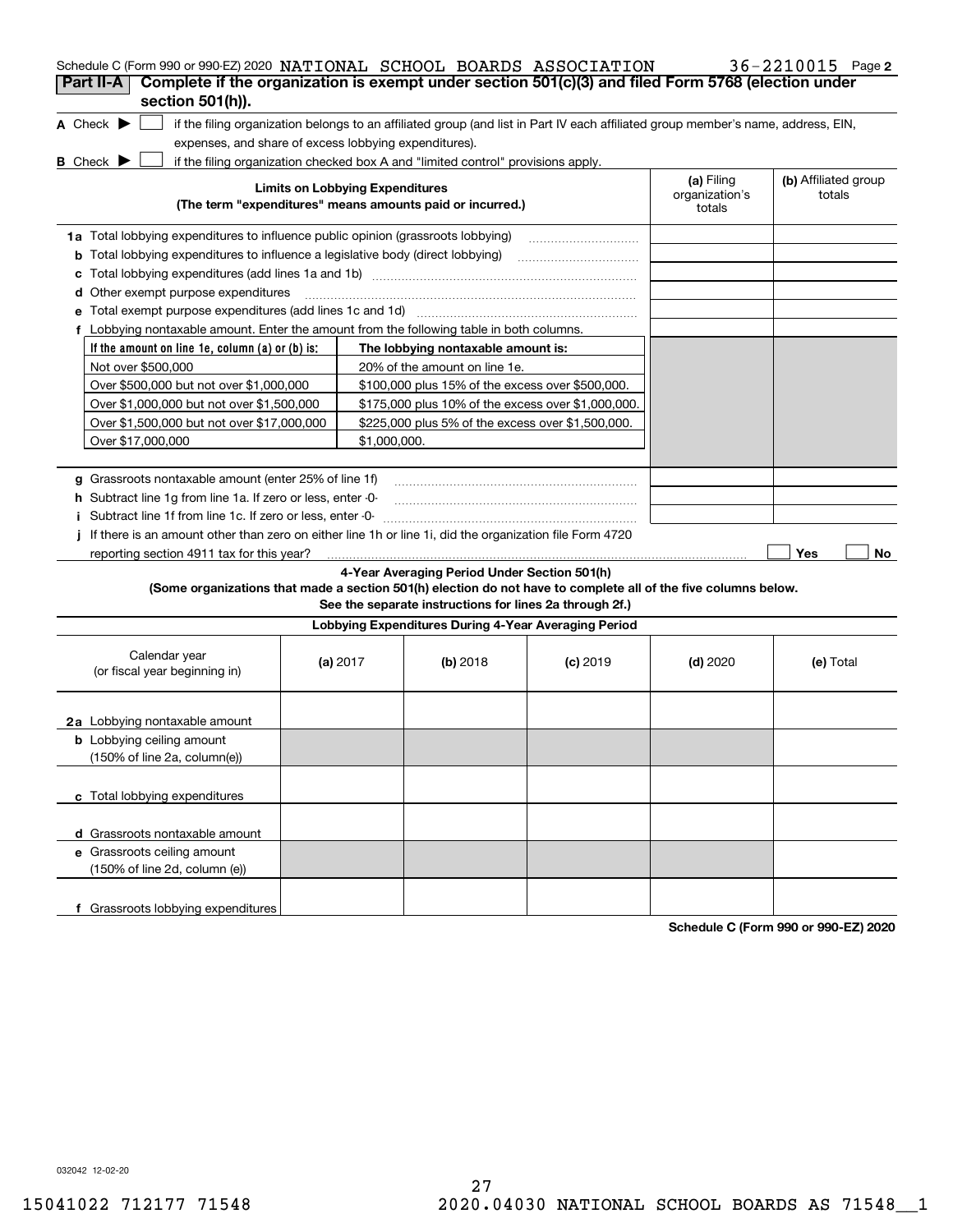Schedule C (Form 990 or 990-EZ) 2020 NATIONAL SCHOOL BOARDS ASSOCIATION 36-2210015 Page 2

## Part II-A Complete if the organization is exempt under section 501(c)(3) and filed Form 5768 (election under section 501(h)).

**A** Check ▶ ☐ if the filing organization belongs to an affiliated group (and list in Part IV each affiliated group member's name, address, EIN, expenses, and share of excess lobbying expenditures).

**B** Check ▶ ☐ if the filing organization checked box A and "limited control" provisions apply.

| Limits on Lobbying Expenditures (The term "expenditures" means amounts paid or incurred.) | (a) Filing organization's totals | (b) Affiliated group totals |
|---|---|---|
| **1a** Total lobbying expenditures to influence public opinion (grassroots lobbying) | | |
| **b** Total lobbying expenditures to influence a legislative body (direct lobbying) | | |
| **c** Total lobbying expenditures (add lines 1a and 1b) | | |
| **d** Other exempt purpose expenditures | | |
| **e** Total exempt purpose expenditures (add lines 1c and 1d) | | |
| **f** Lobbying nontaxable amount. Enter the amount from the following table in both columns. | | |

| If the amount on line 1e, column (a) or (b) is: | The lobbying nontaxable amount is: |
|---|---|
| Not over $500,000 | 20% of the amount on line 1e. |
| Over $500,000 but not over $1,000,000 | $100,000 plus 15% of the excess over $500,000. |
| Over $1,000,000 but not over $1,500,000 | $175,000 plus 10% of the excess over $1,000,000. |
| Over $1,500,000 but not over $17,000,000 | $225,000 plus 5% of the excess over $1,500,000. |
| Over $17,000,000 | $1,000,000. |

| | (a) | (b) |
|---|---|---|
| **g** Grassroots nontaxable amount (enter 25% of line 1f) | | |
| **h** Subtract line 1g from line 1a. If zero or less, enter -0- | | |
| **i** Subtract line 1f from line 1c. If zero or less, enter -0- | | |

**j** If there is an amount other than zero on either line 1h or line 1i, did the organization file Form 4720 reporting section 4911 tax for this year? ☐ Yes ☐ No

### 4-Year Averaging Period Under Section 501(h)

**(Some organizations that made a section 501(h) election do not have to complete all of the five columns below. See the separate instructions for lines 2a through 2f.)**

| Lobbying Expenditures During 4-Year Averaging Period | | | | | |
|---|---|---|---|---|---|
| Calendar year (or fiscal year beginning in) | (a) 2017 | (b) 2018 | (c) 2019 | (d) 2020 | (e) Total |
| **2a** Lobbying nontaxable amount | | | | | |
| **b** Lobbying ceiling amount (150% of line 2a, column(e)) | | | | | |
| **c** Total lobbying expenditures | | | | | |
| **d** Grassroots nontaxable amount | | | | | |
| **e** Grassroots ceiling amount (150% of line 2d, column (e)) | | | | | |
| **f** Grassroots lobbying expenditures | | | | | |

**Schedule C (Form 990 or 990-EZ) 2020**

032042 12-02-20

15041022 712177 71548 2020.04030 NATIONAL SCHOOL BOARDS AS 71548__1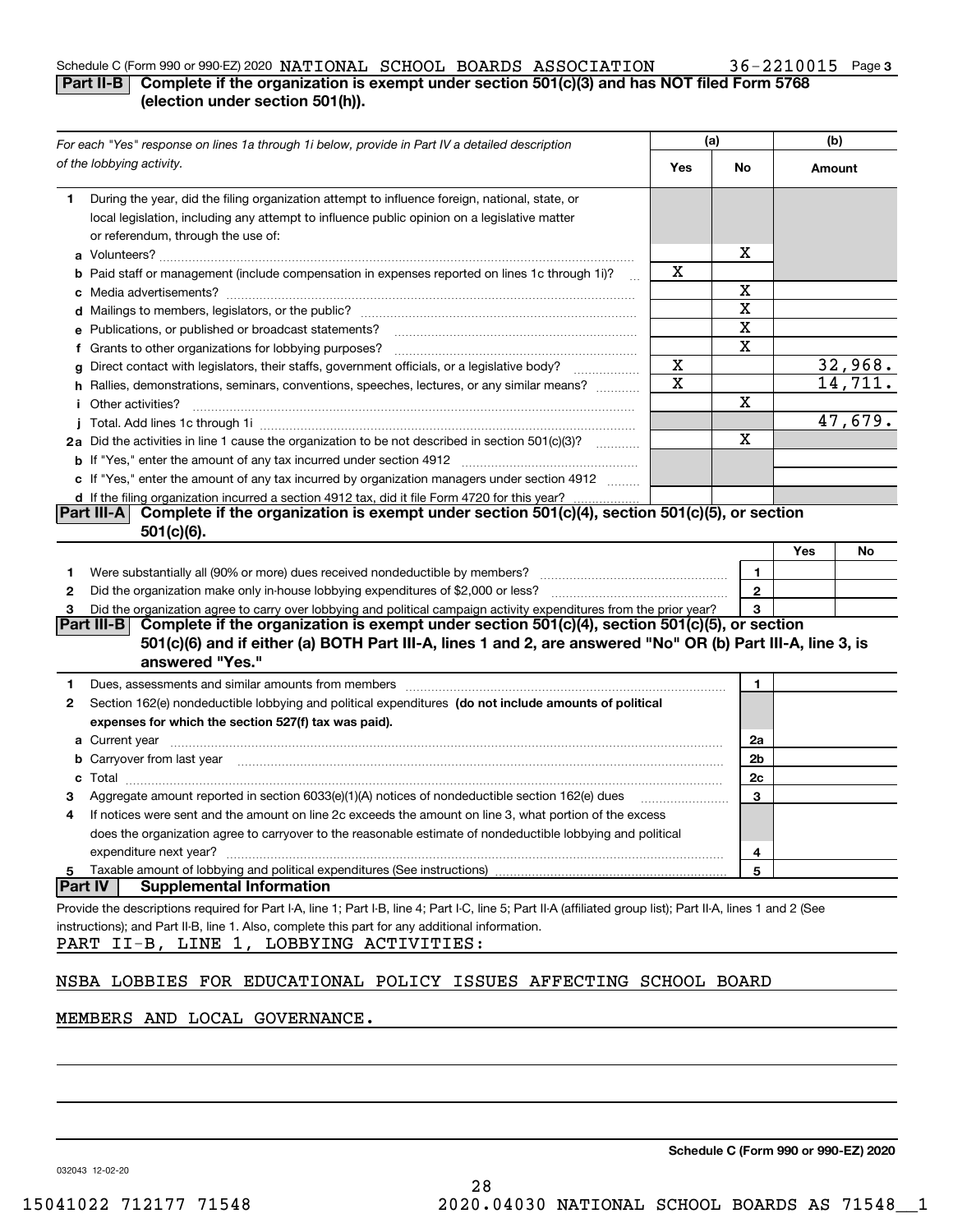Schedule C (Form 990 or 990-EZ) 2020 NATIONAL SCHOOL BOARDS ASSOCIATION 36-2210015 Page 3

**Part II-B Complete if the organization is exempt under section 501(c)(3) and has NOT filed Form 5768 (election under section 501(h)).**

| *For each "Yes" response on lines 1a through 1i below, provide in Part IV a detailed description of the lobbying activity.* | (a) Yes | (a) No | (b) Amount |
|---|---|---|---|
| **1** During the year, did the filing organization attempt to influence foreign, national, state, or local legislation, including any attempt to influence public opinion on a legislative matter or referendum, through the use of: | | | |
| **a** Volunteers? | | X | |
| **b** Paid staff or management (include compensation in expenses reported on lines 1c through 1i)? | X | | |
| **c** Media advertisements? | | X | |
| **d** Mailings to members, legislators, or the public? | | X | |
| **e** Publications, or published or broadcast statements? | | X | |
| **f** Grants to other organizations for lobbying purposes? | | X | |
| **g** Direct contact with legislators, their staffs, government officials, or a legislative body? | X | | 32,968. |
| **h** Rallies, demonstrations, seminars, conventions, speeches, lectures, or any similar means? | X | | 14,711. |
| **i** Other activities? | | X | |
| **j** Total. Add lines 1c through 1i | | | 47,679. |
| **2a** Did the activities in line 1 cause the organization to be not described in section 501(c)(3)? | | X | |
| **b** If "Yes," enter the amount of any tax incurred under section 4912 | | | |
| **c** If "Yes," enter the amount of any tax incurred by organization managers under section 4912 | | | |
| **d** If the filing organization incurred a section 4912 tax, did it file Form 4720 for this year? | | | |

**Part III-A Complete if the organization is exempt under section 501(c)(4), section 501(c)(5), or section 501(c)(6).**

| | | | Yes | No |
|---|---|---|---|---|
| 1 | Were substantially all (90% or more) dues received nondeductible by members? | 1 | | |
| 2 | Did the organization make only in-house lobbying expenditures of $2,000 or less? | 2 | | |
| 3 | Did the organization agree to carry over lobbying and political campaign activity expenditures from the prior year? | 3 | | |

**Part III-B Complete if the organization is exempt under section 501(c)(4), section 501(c)(5), or section 501(c)(6) and if either (a) BOTH Part III-A, lines 1 and 2, are answered "No" OR (b) Part III-A, line 3, is answered "Yes."**

| | | | |
|---|---|---|---|
| 1 | Dues, assessments and similar amounts from members | 1 | |
| 2 | Section 162(e) nondeductible lobbying and political expenditures **(do not include amounts of political expenses for which the section 527(f) tax was paid).** | | |
| a | Current year | 2a | |
| b | Carryover from last year | 2b | |
| c | Total | 2c | |
| 3 | Aggregate amount reported in section 6033(e)(1)(A) notices of nondeductible section 162(e) dues | 3 | |
| 4 | If notices were sent and the amount on line 2c exceeds the amount on line 3, what portion of the excess does the organization agree to carryover to the reasonable estimate of nondeductible lobbying and political expenditure next year? | 4 | |
| 5 | Taxable amount of lobbying and political expenditures (See instructions) | 5 | |

**Part IV Supplemental Information**

Provide the descriptions required for Part I-A, line 1; Part I-B, line 4; Part I-C, line 5; Part II-A (affiliated group list); Part II-A, lines 1 and 2 (See instructions); and Part II-B, line 1. Also, complete this part for any additional information.

PART II-B, LINE 1, LOBBYING ACTIVITIES:

NSBA LOBBIES FOR EDUCATIONAL POLICY ISSUES AFFECTING SCHOOL BOARD MEMBERS AND LOCAL GOVERNANCE.

Schedule C (Form 990 or 990-EZ) 2020

032043 12-02-20

15041022 712177 71548 2020.04030 NATIONAL SCHOOL BOARDS AS 71548__1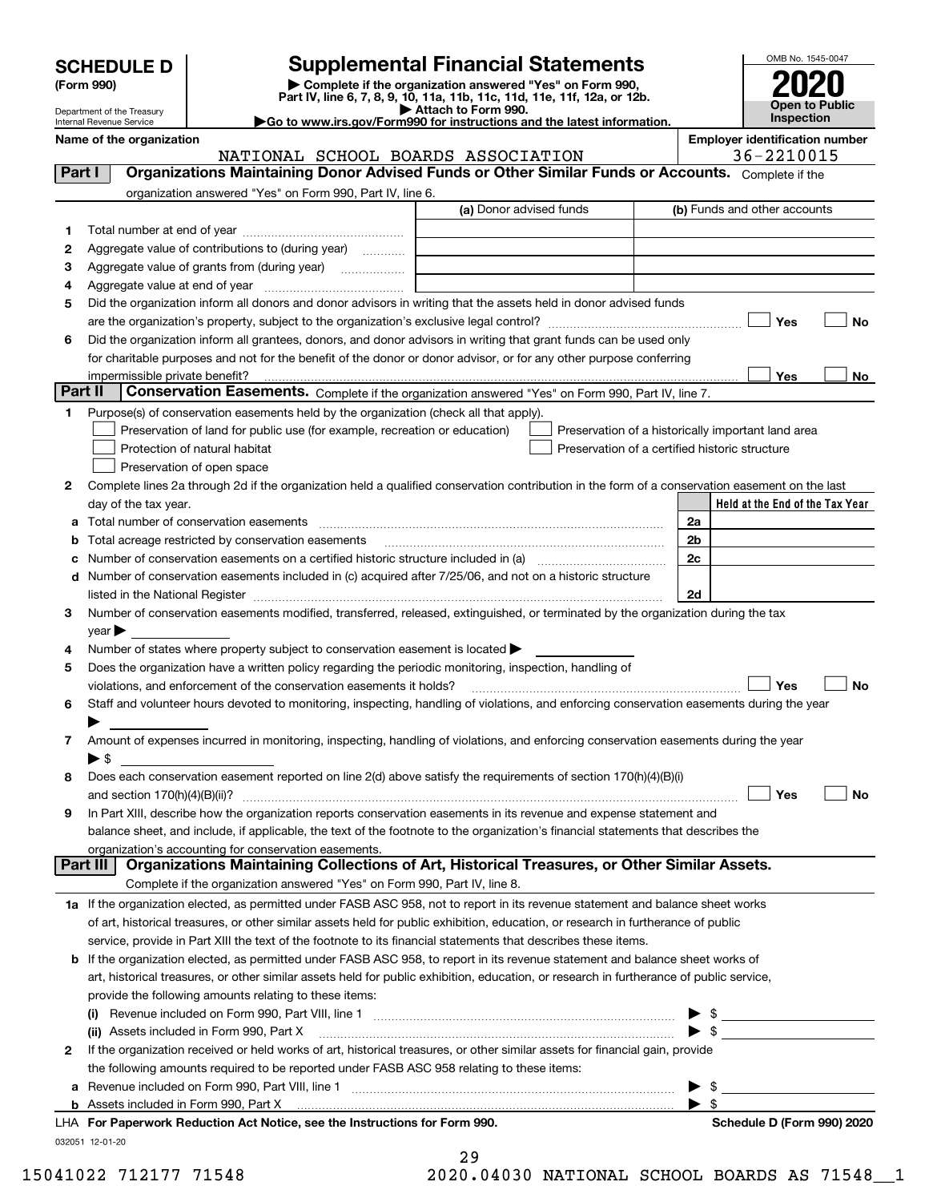# SCHEDULE D (Form 990)

Department of the Treasury
Internal Revenue Service

## Supplemental Financial Statements

▶ Complete if the organization answered "Yes" on Form 990, Part IV, line 6, 7, 8, 9, 10, 11a, 11b, 11c, 11d, 11e, 11f, 12a, or 12b.
▶ Attach to Form 990.
▶Go to www.irs.gov/Form990 for instructions and the latest information.

OMB No. 1545-0047
**2020**
**Open to Public Inspection**

**Name of the organization:** NATIONAL SCHOOL BOARDS ASSOCIATION
**Employer identification number:** 36-2210015

### Part I — Organizations Maintaining Donor Advised Funds or Other Similar Funds or Accounts.
Complete if the organization answered "Yes" on Form 990, Part IV, line 6.

| | | (a) Donor advised funds | (b) Funds and other accounts |
|---|---|---|---|
| 1 | Total number at end of year | | |
| 2 | Aggregate value of contributions to (during year) | | |
| 3 | Aggregate value of grants from (during year) | | |
| 4 | Aggregate value at end of year | | |

5 Did the organization inform all donors and donor advisors in writing that the assets held in donor advised funds are the organization's property, subject to the organization's exclusive legal control? ☐ Yes ☐ No

6 Did the organization inform all grantees, donors, and donor advisors in writing that grant funds can be used only for charitable purposes and not for the benefit of the donor or donor advisor, or for any other purpose conferring impermissible private benefit? ☐ Yes ☐ No

### Part II — Conservation Easements.
Complete if the organization answered "Yes" on Form 990, Part IV, line 7.

1 Purpose(s) of conservation easements held by the organization (check all that apply).
- ☐ Preservation of land for public use (for example, recreation or education)
- ☐ Protection of natural habitat
- ☐ Preservation of open space
- ☐ Preservation of a historically important land area
- ☐ Preservation of a certified historic structure

2 Complete lines 2a through 2d if the organization held a qualified conservation contribution in the form of a conservation easement on the last day of the tax year.

| | | | Held at the End of the Tax Year |
|---|---|---|---|
| a | Total number of conservation easements | 2a | |
| b | Total acreage restricted by conservation easements | 2b | |
| c | Number of conservation easements on a certified historic structure included in (a) | 2c | |
| d | Number of conservation easements included in (c) acquired after 7/25/06, and not on a historic structure listed in the National Register | 2d | |

3 Number of conservation easements modified, transferred, released, extinguished, or terminated by the organization during the tax year ▶

4 Number of states where property subject to conservation easement is located ▶

5 Does the organization have a written policy regarding the periodic monitoring, inspection, handling of violations, and enforcement of the conservation easements it holds? ☐ Yes ☐ No

6 Staff and volunteer hours devoted to monitoring, inspecting, handling of violations, and enforcing conservation easements during the year ▶

7 Amount of expenses incurred in monitoring, inspecting, handling of violations, and enforcing conservation easements during the year ▶ $

8 Does each conservation easement reported on line 2(d) above satisfy the requirements of section 170(h)(4)(B)(i) and section 170(h)(4)(B)(ii)? ☐ Yes ☐ No

9 In Part XIII, describe how the organization reports conservation easements in its revenue and expense statement and balance sheet, and include, if applicable, the text of the footnote to the organization's financial statements that describes the organization's accounting for conservation easements.

### Part III — Organizations Maintaining Collections of Art, Historical Treasures, or Other Similar Assets.
Complete if the organization answered "Yes" on Form 990, Part IV, line 8.

1a If the organization elected, as permitted under FASB ASC 958, not to report in its revenue statement and balance sheet works of art, historical treasures, or other similar assets held for public exhibition, education, or research in furtherance of public service, provide in Part XIII the text of the footnote to its financial statements that describes these items.

b If the organization elected, as permitted under FASB ASC 958, to report in its revenue statement and balance sheet works of art, historical treasures, or other similar assets held for public exhibition, education, or research in furtherance of public service, provide the following amounts relating to these items:

(i) Revenue included on Form 990, Part VIII, line 1 ▶ $

(ii) Assets included in Form 990, Part X ▶ $

2 If the organization received or held works of art, historical treasures, or other similar assets for financial gain, provide the following amounts required to be reported under FASB ASC 958 relating to these items:

a Revenue included on Form 990, Part VIII, line 1 ▶ $

b Assets included in Form 990, Part X ▶ $

LHA For Paperwork Reduction Act Notice, see the Instructions for Form 990. Schedule D (Form 990) 2020

032051 12-01-20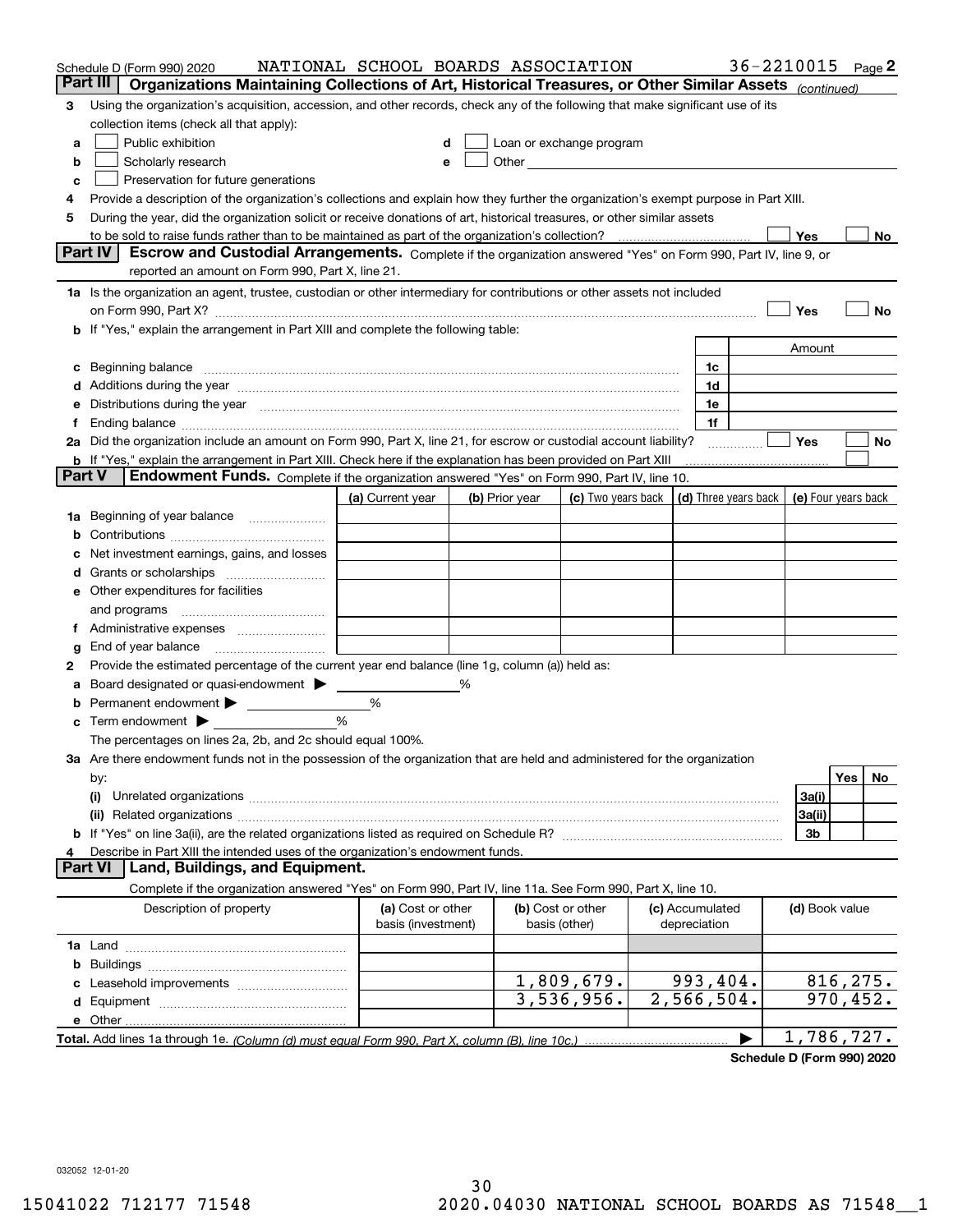Schedule D (Form 990) 2020 NATIONAL SCHOOL BOARDS ASSOCIATION 36-2210015 Page 2

## Part III Organizations Maintaining Collections of Art, Historical Treasures, or Other Similar Assets *(continued)*

3 Using the organization's acquisition, accession, and other records, check any of the following that make significant use of its collection items (check all that apply):

- a ☐ Public exhibition
- b ☐ Scholarly research
- c ☐ Preservation for future generations
- d ☐ Loan or exchange program
- e ☐ Other

4 Provide a description of the organization's collections and explain how they further the organization's exempt purpose in Part XIII.

5 During the year, did the organization solicit or receive donations of art, historical treasures, or other similar assets to be sold to raise funds rather than to be maintained as part of the organization's collection? ☐ Yes ☐ No

## Part IV Escrow and Custodial Arrangements.

Complete if the organization answered "Yes" on Form 990, Part IV, line 9, or reported an amount on Form 990, Part X, line 21.

1a Is the organization an agent, trustee, custodian or other intermediary for contributions or other assets not included on Form 990, Part X? ☐ Yes ☐ No

b If "Yes," explain the arrangement in Part XIII and complete the following table:

| | | Amount |
|---|---|---|
| c Beginning balance | 1c | |
| d Additions during the year | 1d | |
| e Distributions during the year | 1e | |
| f Ending balance | 1f | |

2a Did the organization include an amount on Form 990, Part X, line 21, for escrow or custodial account liability? ☐ Yes ☐ No

b If "Yes," explain the arrangement in Part XIII. Check here if the explanation has been provided on Part XIII ☐

## Part V Endowment Funds.

Complete if the organization answered "Yes" on Form 990, Part IV, line 10.

| | (a) Current year | (b) Prior year | (c) Two years back | (d) Three years back | (e) Four years back |
|---|---|---|---|---|---|
| 1a Beginning of year balance | | | | | |
| b Contributions | | | | | |
| c Net investment earnings, gains, and losses | | | | | |
| d Grants or scholarships | | | | | |
| e Other expenditures for facilities and programs | | | | | |
| f Administrative expenses | | | | | |
| g End of year balance | | | | | |

2 Provide the estimated percentage of the current year end balance (line 1g, column (a)) held as:

- a Board designated or quasi-endowment ▶ _____ %
- b Permanent endowment ▶ _____ %
- c Term endowment ▶ _____ %

The percentages on lines 2a, 2b, and 2c should equal 100%.

3a Are there endowment funds not in the possession of the organization that are held and administered for the organization by:

| | | Yes | No |
|---|---|---|---|
| (i) Unrelated organizations | 3a(i) | | |
| (ii) Related organizations | 3a(ii) | | |
| b If "Yes" on line 3a(ii), are the related organizations listed as required on Schedule R? | 3b | | |

4 Describe in Part XIII the intended uses of the organization's endowment funds.

## Part VI Land, Buildings, and Equipment.

Complete if the organization answered "Yes" on Form 990, Part IV, line 11a. See Form 990, Part X, line 10.

| Description of property | (a) Cost or other basis (investment) | (b) Cost or other basis (other) | (c) Accumulated depreciation | (d) Book value |
|---|---|---|---|---|
| 1a Land | | | | |
| b Buildings | | | | |
| c Leasehold improvements | | 1,809,679. | 993,404. | 816,275. |
| d Equipment | | 3,536,956. | 2,566,504. | 970,452. |
| e Other | | | | |
| **Total.** Add lines 1a through 1e. *(Column (d) must equal Form 990, Part X, column (B), line 10c.)* | | | ▶ | 1,786,727. |

**Schedule D (Form 990) 2020**

032052 12-01-20

15041022 712177 71548 2020.04030 NATIONAL SCHOOL BOARDS AS 71548__1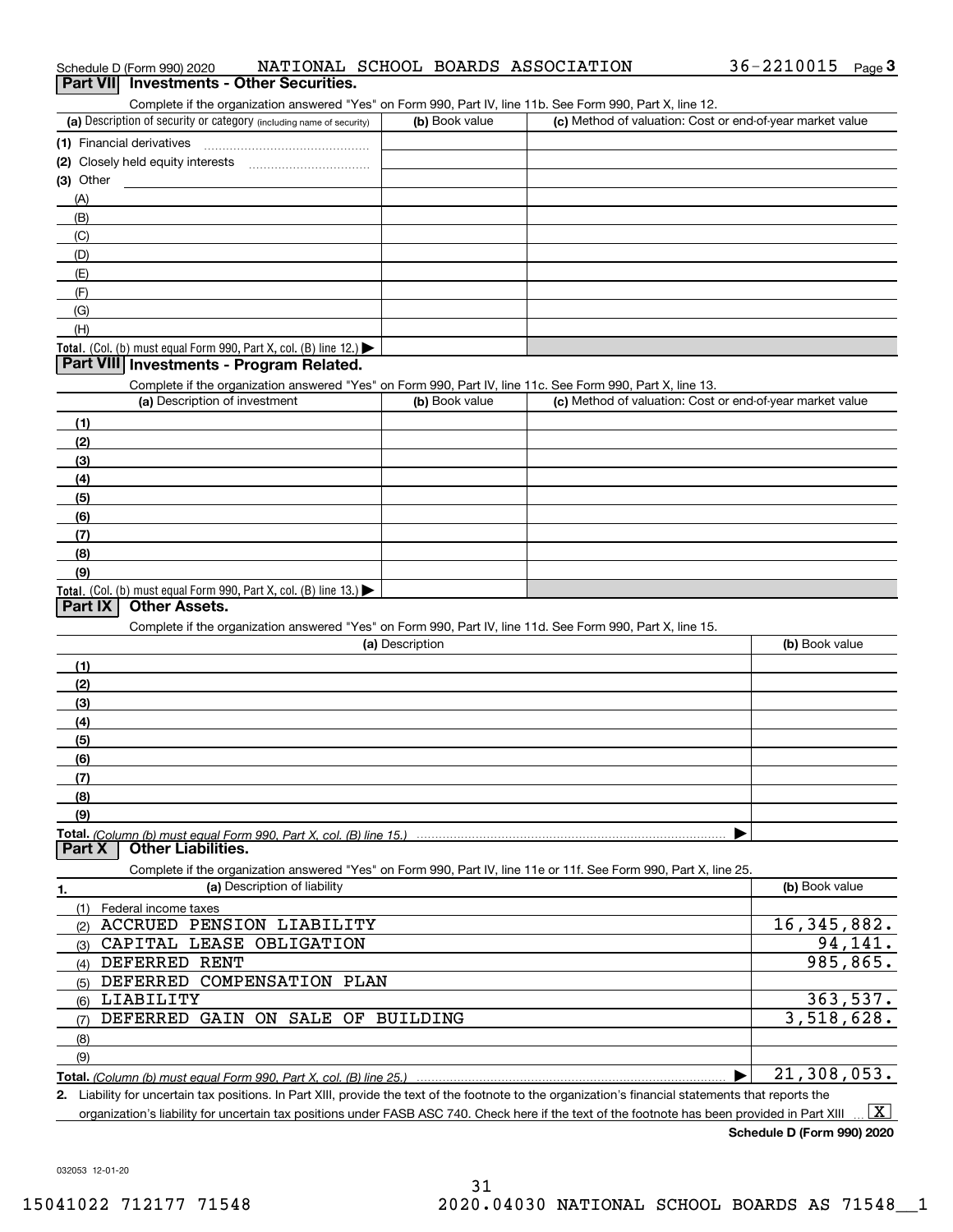Schedule D (Form 990) 2020 NATIONAL SCHOOL BOARDS ASSOCIATION 36-2210015 Page 3

## Part VII Investments - Other Securities.

Complete if the organization answered "Yes" on Form 990, Part IV, line 11b. See Form 990, Part X, line 12.

| (a) Description of security or category (including name of security) | (b) Book value | (c) Method of valuation: Cost or end-of-year market value |
|---|---|---|
| (1) Financial derivatives | | |
| (2) Closely held equity interests | | |
| (3) Other | | |
| (A) | | |
| (B) | | |
| (C) | | |
| (D) | | |
| (E) | | |
| (F) | | |
| (G) | | |
| (H) | | |
| **Total.** (Col. (b) must equal Form 990, Part X, col. (B) line 12.) ▶ | | |

## Part VIII Investments - Program Related.

Complete if the organization answered "Yes" on Form 990, Part IV, line 11c. See Form 990, Part X, line 13.

| (a) Description of investment | (b) Book value | (c) Method of valuation: Cost or end-of-year market value |
|---|---|---|
| (1) | | |
| (2) | | |
| (3) | | |
| (4) | | |
| (5) | | |
| (6) | | |
| (7) | | |
| (8) | | |
| (9) | | |
| **Total.** (Col. (b) must equal Form 990, Part X, col. (B) line 13.) ▶ | | |

## Part IX Other Assets.

Complete if the organization answered "Yes" on Form 990, Part IV, line 11d. See Form 990, Part X, line 15.

| (a) Description | (b) Book value |
|---|---|
| (1) | |
| (2) | |
| (3) | |
| (4) | |
| (5) | |
| (6) | |
| (7) | |
| (8) | |
| (9) | |
| **Total.** *(Column (b) must equal Form 990, Part X, col. (B) line 15.)* ▶ | |

## Part X Other Liabilities.

Complete if the organization answered "Yes" on Form 990, Part IV, line 11e or 11f. See Form 990, Part X, line 25.

| 1. (a) Description of liability | (b) Book value |
|---|---|
| (1) Federal income taxes | |
| (2) ACCRUED PENSION LIABILITY | 16,345,882. |
| (3) CAPITAL LEASE OBLIGATION | 94,141. |
| (4) DEFERRED RENT | 985,865. |
| (5) DEFERRED COMPENSATION PLAN | |
| (6) LIABILITY | 363,537. |
| (7) DEFERRED GAIN ON SALE OF BUILDING | 3,518,628. |
| (8) | |
| (9) | |
| **Total.** *(Column (b) must equal Form 990, Part X, col. (B) line 25.)* ▶ | 21,308,053. |

2. Liability for uncertain tax positions. In Part XIII, provide the text of the footnote to the organization's financial statements that reports the organization's liability for uncertain tax positions under FASB ASC 740. Check here if the text of the footnote has been provided in Part XIII ... [X]

**Schedule D (Form 990) 2020**

032053 12-01-20

15041022 712177 71548 2020.04030 NATIONAL SCHOOL BOARDS AS 71548__1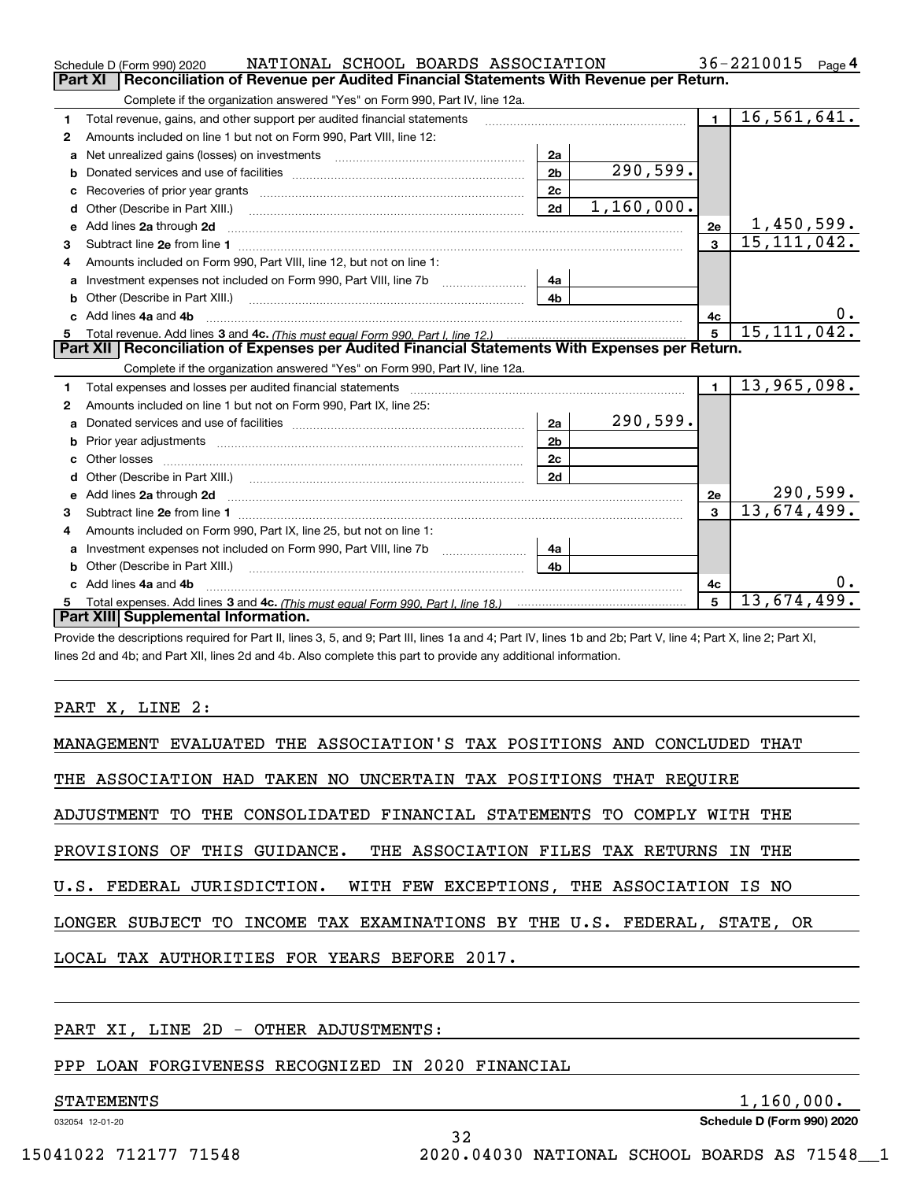Schedule D (Form 990) 2020 NATIONAL SCHOOL BOARDS ASSOCIATION 36-2210015 Page 4

## Part XI Reconciliation of Revenue per Audited Financial Statements With Revenue per Return.

Complete if the organization answered "Yes" on Form 990, Part IV, line 12a.

| | | | | | |
|---|---|---|---|---|---|
| 1 | Total revenue, gains, and other support per audited financial statements | | | 1 | 16,561,641. |
| 2 | Amounts included on line 1 but not on Form 990, Part VIII, line 12: | | | | |
| a | Net unrealized gains (losses) on investments | 2a | | | |
| b | Donated services and use of facilities | 2b | 290,599. | | |
| c | Recoveries of prior year grants | 2c | | | |
| d | Other (Describe in Part XIII.) | 2d | 1,160,000. | | |
| e | Add lines 2a through 2d | | | 2e | 1,450,599. |
| 3 | Subtract line 2e from line 1 | | | 3 | 15,111,042. |
| 4 | Amounts included on Form 990, Part VIII, line 12, but not on line 1: | | | | |
| a | Investment expenses not included on Form 990, Part VIII, line 7b | 4a | | | |
| b | Other (Describe in Part XIII.) | 4b | | | |
| c | Add lines 4a and 4b | | | 4c | 0. |
| 5 | Total revenue. Add lines 3 and 4c. *(This must equal Form 990, Part I, line 12.)* | | | 5 | 15,111,042. |

## Part XII Reconciliation of Expenses per Audited Financial Statements With Expenses per Return.

Complete if the organization answered "Yes" on Form 990, Part IV, line 12a.

| | | | | | |
|---|---|---|---|---|---|
| 1 | Total expenses and losses per audited financial statements | | | 1 | 13,965,098. |
| 2 | Amounts included on line 1 but not on Form 990, Part IX, line 25: | | | | |
| a | Donated services and use of facilities | 2a | 290,599. | | |
| b | Prior year adjustments | 2b | | | |
| c | Other losses | 2c | | | |
| d | Other (Describe in Part XIII.) | 2d | | | |
| e | Add lines 2a through 2d | | | 2e | 290,599. |
| 3 | Subtract line 2e from line 1 | | | 3 | 13,674,499. |
| 4 | Amounts included on Form 990, Part IX, line 25, but not on line 1: | | | | |
| a | Investment expenses not included on Form 990, Part VIII, line 7b | 4a | | | |
| b | Other (Describe in Part XIII.) | 4b | | | |
| c | Add lines 4a and 4b | | | 4c | 0. |
| 5 | Total expenses. Add lines 3 and 4c. *(This must equal Form 990, Part I, line 18.)* | | | 5 | 13,674,499. |

## Part XIII Supplemental Information.

Provide the descriptions required for Part II, lines 3, 5, and 9; Part III, lines 1a and 4; Part IV, lines 1b and 2b; Part V, line 4; Part X, line 2; Part XI, lines 2d and 4b; and Part XII, lines 2d and 4b. Also complete this part to provide any additional information.

PART X, LINE 2:

MANAGEMENT EVALUATED THE ASSOCIATION'S TAX POSITIONS AND CONCLUDED THAT THE ASSOCIATION HAD TAKEN NO UNCERTAIN TAX POSITIONS THAT REQUIRE ADJUSTMENT TO THE CONSOLIDATED FINANCIAL STATEMENTS TO COMPLY WITH THE PROVISIONS OF THIS GUIDANCE. THE ASSOCIATION FILES TAX RETURNS IN THE U.S. FEDERAL JURISDICTION. WITH FEW EXCEPTIONS, THE ASSOCIATION IS NO LONGER SUBJECT TO INCOME TAX EXAMINATIONS BY THE U.S. FEDERAL, STATE, OR LOCAL TAX AUTHORITIES FOR YEARS BEFORE 2017.

PART XI, LINE 2D - OTHER ADJUSTMENTS:

PPP LOAN FORGIVENESS RECOGNIZED IN 2020 FINANCIAL STATEMENTS 1,160,000.

032054 12-01-20 Schedule D (Form 990) 2020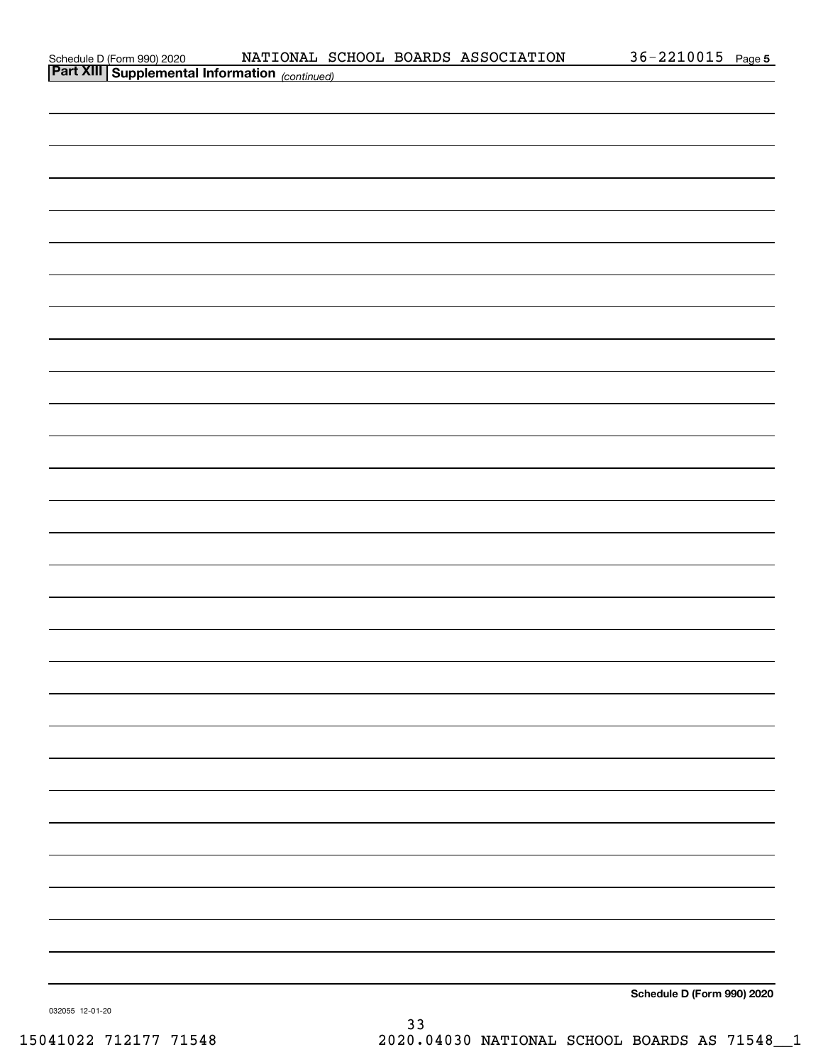Schedule D (Form 990) 2020 NATIONAL SCHOOL BOARDS ASSOCIATION 36-2210015

**Part XIII Supplemental Information** *(continued)*

Schedule D (Form 990) 2020

032055 12-01-20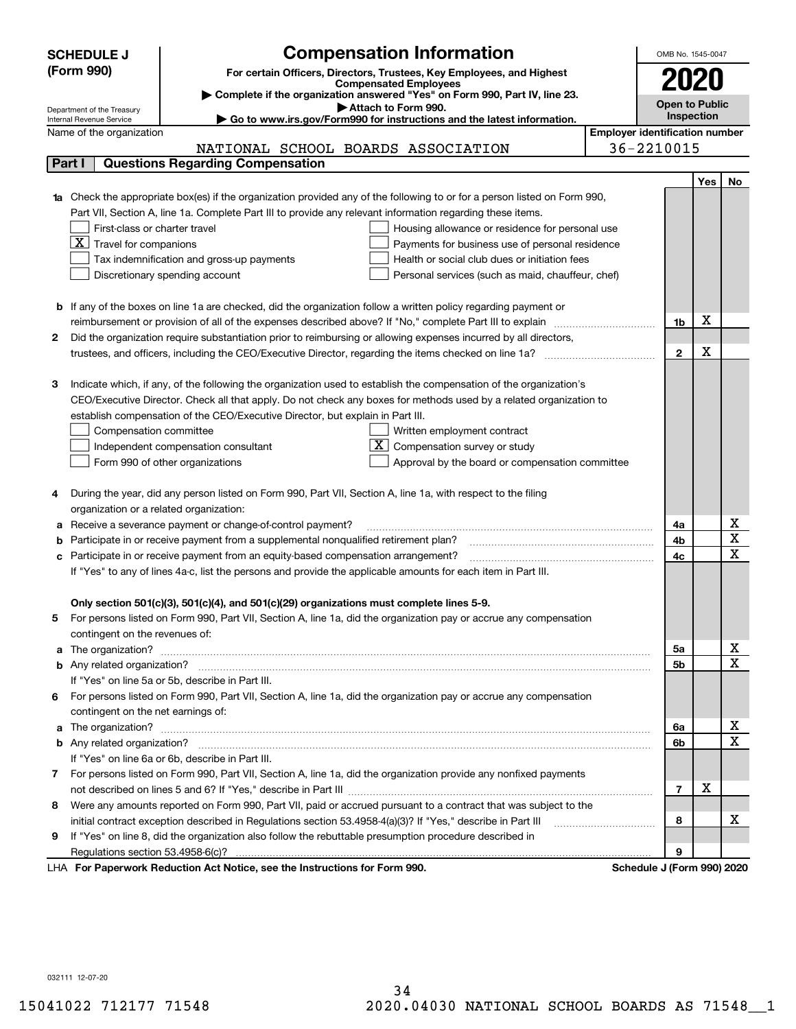**SCHEDULE J (Form 990)**

Department of the Treasury
Internal Revenue Service

# Compensation Information

**For certain Officers, Directors, Trustees, Key Employees, and Highest Compensated Employees**

▶ Complete if the organization answered "Yes" on Form 990, Part IV, line 23.
▶ Attach to Form 990.
▶ Go to www.irs.gov/Form990 for instructions and the latest information.

OMB No. 1545-0047

**2020**

**Open to Public Inspection**

Name of the organization: NATIONAL SCHOOL BOARDS ASSOCIATION

Employer identification number: 36-2210015

## Part I Questions Regarding Compensation

| | | | Yes | No |
|---|---|---|---|---|
| **1a** | Check the appropriate box(es) if the organization provided any of the following to or for a person listed on Form 990, Part VII, Section A, line 1a. Complete Part III to provide any relevant information regarding these items.<br>☐ First-class or charter travel<br>☒ Travel for companions<br>☐ Tax indemnification and gross-up payments<br>☐ Discretionary spending account<br>☐ Housing allowance or residence for personal use<br>☐ Payments for business use of personal residence<br>☐ Health or social club dues or initiation fees<br>☐ Personal services (such as maid, chauffeur, chef) | | | |
| **b** | If any of the boxes on line 1a are checked, did the organization follow a written policy regarding payment or reimbursement or provision of all of the expenses described above? If "No," complete Part III to explain | 1b | X | |
| **2** | Did the organization require substantiation prior to reimbursing or allowing expenses incurred by all directors, trustees, and officers, including the CEO/Executive Director, regarding the items checked on line 1a? | 2 | X | |
| **3** | Indicate which, if any, of the following the organization used to establish the compensation of the organization's CEO/Executive Director. Check all that apply. Do not check any boxes for methods used by a related organization to establish compensation of the CEO/Executive Director, but explain in Part III.<br>☐ Compensation committee<br>☐ Independent compensation consultant<br>☐ Form 990 of other organizations<br>☐ Written employment contract<br>☒ Compensation survey or study<br>☐ Approval by the board or compensation committee | | | |
| **4** | During the year, did any person listed on Form 990, Part VII, Section A, line 1a, with respect to the filing organization or a related organization: | | | |
| **a** | Receive a severance payment or change-of-control payment? | 4a | | X |
| **b** | Participate in or receive payment from a supplemental nonqualified retirement plan? | 4b | | X |
| **c** | Participate in or receive payment from an equity-based compensation arrangement? | 4c | | X |
| | If "Yes" to any of lines 4a-c, list the persons and provide the applicable amounts for each item in Part III. | | | |
| | **Only section 501(c)(3), 501(c)(4), and 501(c)(29) organizations must complete lines 5-9.** | | | |
| **5** | For persons listed on Form 990, Part VII, Section A, line 1a, did the organization pay or accrue any compensation contingent on the revenues of: | | | |
| **a** | The organization? | 5a | | X |
| **b** | Any related organization? | 5b | | X |
| | If "Yes" on line 5a or 5b, describe in Part III. | | | |
| **6** | For persons listed on Form 990, Part VII, Section A, line 1a, did the organization pay or accrue any compensation contingent on the net earnings of: | | | |
| **a** | The organization? | 6a | | X |
| **b** | Any related organization? | 6b | | X |
| | If "Yes" on line 6a or 6b, describe in Part III. | | | |
| **7** | For persons listed on Form 990, Part VII, Section A, line 1a, did the organization provide any nonfixed payments not described on lines 5 and 6? If "Yes," describe in Part III | 7 | X | |
| **8** | Were any amounts reported on Form 990, Part VII, paid or accrued pursuant to a contract that was subject to the initial contract exception described in Regulations section 53.4958-4(a)(3)? If "Yes," describe in Part III | 8 | | X |
| **9** | If "Yes" on line 8, did the organization also follow the rebuttable presumption procedure described in Regulations section 53.4958-6(c)? | 9 | | |

LHA **For Paperwork Reduction Act Notice, see the Instructions for Form 990.** **Schedule J (Form 990) 2020**

032111 12-07-20

15041022 712177 71548 2020.04030 NATIONAL SCHOOL BOARDS AS 71548__1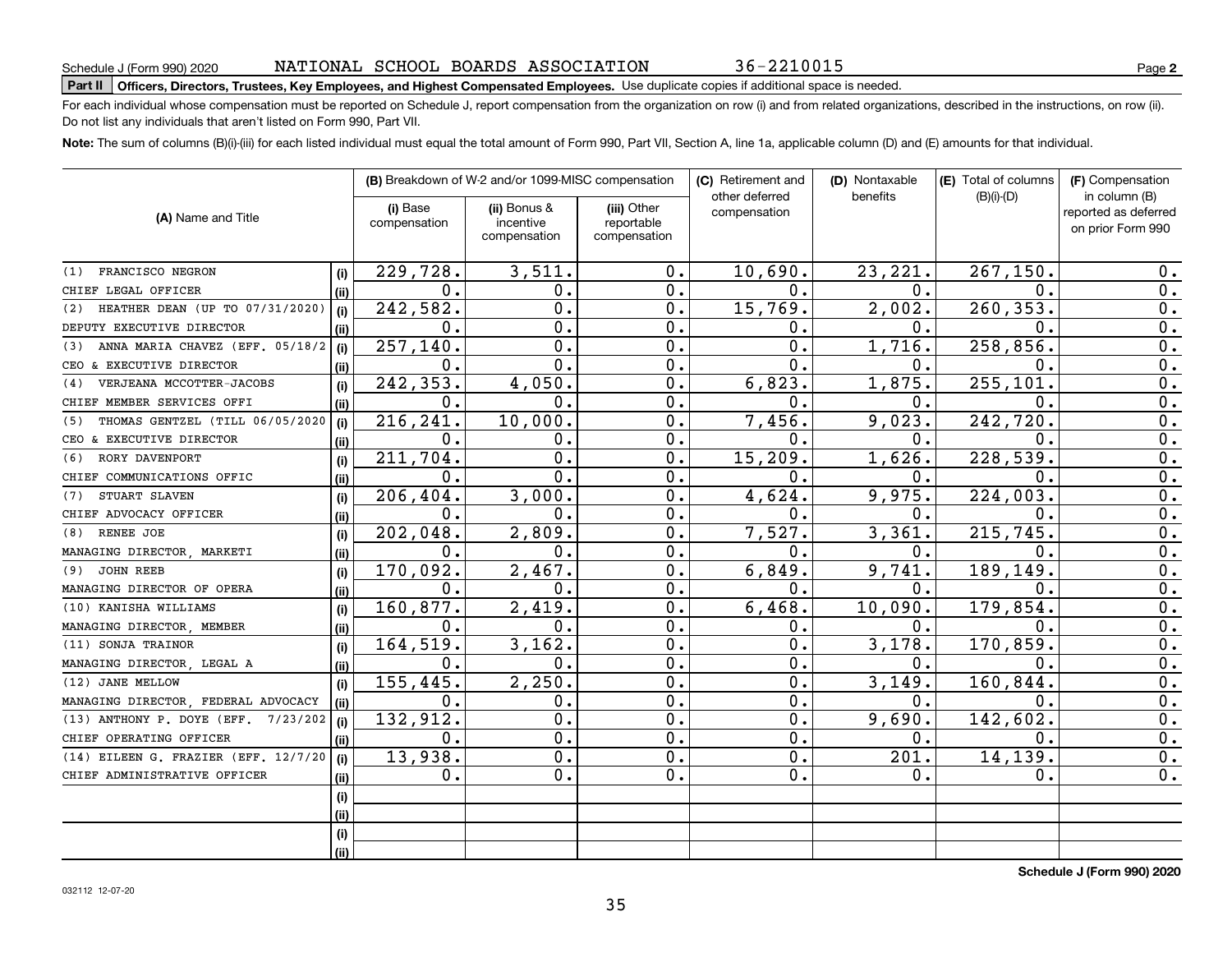Schedule J (Form 990) 2020 NATIONAL SCHOOL BOARDS ASSOCIATION 36-2210015 Page **2**

**Part II** **Officers, Directors, Trustees, Key Employees, and Highest Compensated Employees.** Use duplicate copies if additional space is needed.

For each individual whose compensation must be reported on Schedule J, report compensation from the organization on row (i) and from related organizations, described in the instructions, on row (ii). Do not list any individuals that aren't listed on Form 990, Part VII.

**Note:** The sum of columns (B)(i)-(iii) for each listed individual must equal the total amount of Form 990, Part VII, Section A, line 1a, applicable column (D) and (E) amounts for that individual.

| (A) Name and Title | | (B) Breakdown of W-2 and/or 1099-MISC compensation | | | (C) Retirement and other deferred compensation | (D) Nontaxable benefits | (E) Total of columns (B)(i)-(D) | (F) Compensation in column (B) reported as deferred on prior Form 990 |
|---|---|---|---|---|---|---|---|---|
| | | (i) Base compensation | (ii) Bonus & incentive compensation | (iii) Other reportable compensation | | | | |
| (1) FRANCISCO NEGRON | (i) | 229,728. | 3,511. | 0. | 10,690. | 23,221. | 267,150. | 0. |
| CHIEF LEGAL OFFICER | (ii) | 0. | 0. | 0. | 0. | 0. | 0. | 0. |
| (2) HEATHER DEAN (UP TO 07/31/2020) | (i) | 242,582. | 0. | 0. | 15,769. | 2,002. | 260,353. | 0. |
| DEPUTY EXECUTIVE DIRECTOR | (ii) | 0. | 0. | 0. | 0. | 0. | 0. | 0. |
| (3) ANNA MARIA CHAVEZ (EFF. 05/18/2 | (i) | 257,140. | 0. | 0. | 0. | 1,716. | 258,856. | 0. |
| CEO & EXECUTIVE DIRECTOR | (ii) | 0. | 0. | 0. | 0. | 0. | 0. | 0. |
| (4) VERJEANA MCCOTTER-JACOBS | (i) | 242,353. | 4,050. | 0. | 6,823. | 1,875. | 255,101. | 0. |
| CHIEF MEMBER SERVICES OFFI | (ii) | 0. | 0. | 0. | 0. | 0. | 0. | 0. |
| (5) THOMAS GENTZEL (TILL 06/05/2020 | (i) | 216,241. | 10,000. | 0. | 7,456. | 9,023. | 242,720. | 0. |
| CEO & EXECUTIVE DIRECTOR | (ii) | 0. | 0. | 0. | 0. | 0. | 0. | 0. |
| (6) RORY DAVENPORT | (i) | 211,704. | 0. | 0. | 15,209. | 1,626. | 228,539. | 0. |
| CHIEF COMMUNICATIONS OFFIC | (ii) | 0. | 0. | 0. | 0. | 0. | 0. | 0. |
| (7) STUART SLAVEN | (i) | 206,404. | 3,000. | 0. | 4,624. | 9,975. | 224,003. | 0. |
| CHIEF ADVOCACY OFFICER | (ii) | 0. | 0. | 0. | 0. | 0. | 0. | 0. |
| (8) RENEE JOE | (i) | 202,048. | 2,809. | 0. | 7,527. | 3,361. | 215,745. | 0. |
| MANAGING DIRECTOR, MARKETI | (ii) | 0. | 0. | 0. | 0. | 0. | 0. | 0. |
| (9) JOHN REEB | (i) | 170,092. | 2,467. | 0. | 6,849. | 9,741. | 189,149. | 0. |
| MANAGING DIRECTOR OF OPERA | (ii) | 0. | 0. | 0. | 0. | 0. | 0. | 0. |
| (10) KANISHA WILLIAMS | (i) | 160,877. | 2,419. | 0. | 6,468. | 10,090. | 179,854. | 0. |
| MANAGING DIRECTOR, MEMBER | (ii) | 0. | 0. | 0. | 0. | 0. | 0. | 0. |
| (11) SONJA TRAINOR | (i) | 164,519. | 3,162. | 0. | 0. | 3,178. | 170,859. | 0. |
| MANAGING DIRECTOR, LEGAL A | (ii) | 0. | 0. | 0. | 0. | 0. | 0. | 0. |
| (12) JANE MELLOW | (i) | 155,445. | 2,250. | 0. | 0. | 3,149. | 160,844. | 0. |
| MANAGING DIRECTOR, FEDERAL ADVOCACY | (ii) | 0. | 0. | 0. | 0. | 0. | 0. | 0. |
| (13) ANTHONY P. DOYE (EFF. 7/23/202 | (i) | 132,912. | 0. | 0. | 0. | 9,690. | 142,602. | 0. |
| CHIEF OPERATING OFFICER | (ii) | 0. | 0. | 0. | 0. | 0. | 0. | 0. |
| (14) EILEEN G. FRAZIER (EFF. 12/7/20 | (i) | 13,938. | 0. | 0. | 0. | 201. | 14,139. | 0. |
| CHIEF ADMINISTRATIVE OFFICER | (ii) | 0. | 0. | 0. | 0. | 0. | 0. | 0. |
| | (i) | | | | | | | |
| | (ii) | | | | | | | |
| | (i) | | | | | | | |
| | (ii) | | | | | | | |

**Schedule J (Form 990) 2020**

032112 12-07-20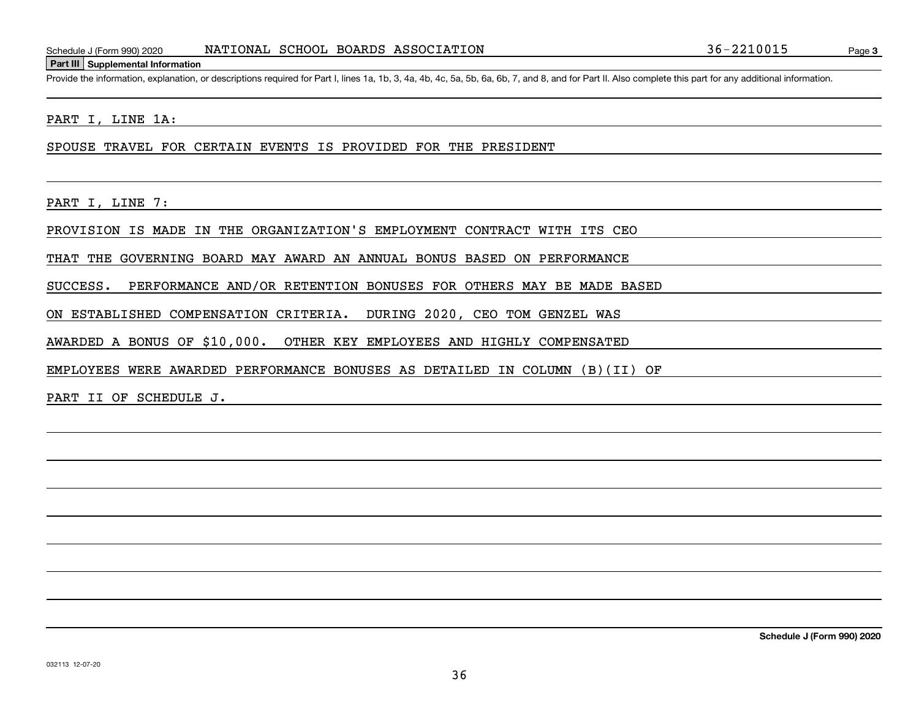Schedule J (Form 990) 2020 NATIONAL SCHOOL BOARDS ASSOCIATION 36-2210015 Page **3**

**Part III Supplemental Information**

Provide the information, explanation, or descriptions required for Part I, lines 1a, 1b, 3, 4a, 4b, 4c, 5a, 5b, 6a, 6b, 7, and 8, and for Part II. Also complete this part for any additional information.

PART I, LINE 1A:

SPOUSE TRAVEL FOR CERTAIN EVENTS IS PROVIDED FOR THE PRESIDENT

PART I, LINE 7:

PROVISION IS MADE IN THE ORGANIZATION'S EMPLOYMENT CONTRACT WITH ITS CEO THAT THE GOVERNING BOARD MAY AWARD AN ANNUAL BONUS BASED ON PERFORMANCE SUCCESS. PERFORMANCE AND/OR RETENTION BONUSES FOR OTHERS MAY BE MADE BASED ON ESTABLISHED COMPENSATION CRITERIA. DURING 2020, CEO TOM GENZEL WAS AWARDED A BONUS OF $10,000. OTHER KEY EMPLOYEES AND HIGHLY COMPENSATED EMPLOYEES WERE AWARDED PERFORMANCE BONUSES AS DETAILED IN COLUMN (B)(II) OF PART II OF SCHEDULE J.

032113 12-07-20

**Schedule J (Form 990) 2020**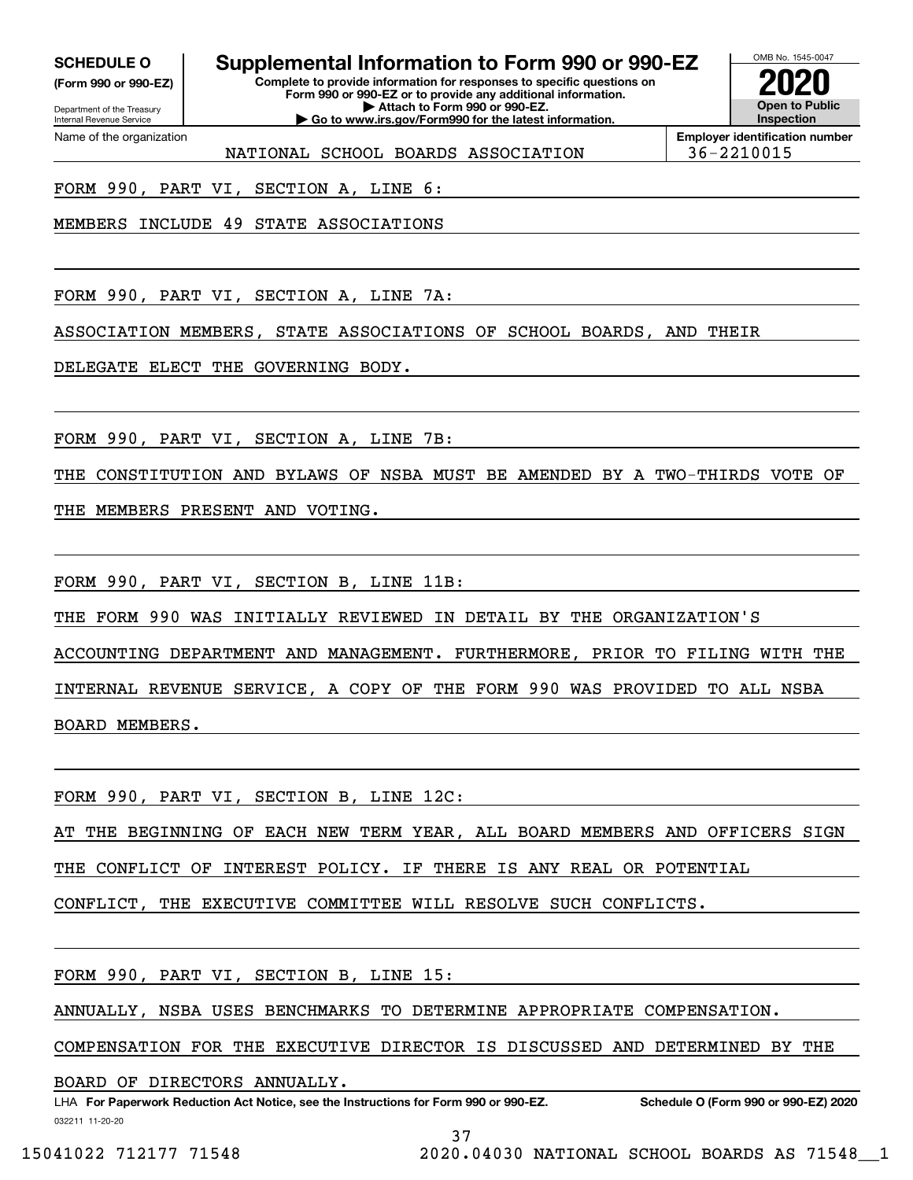**SCHEDULE O**
**(Form 990 or 990-EZ)**

Department of the Treasury
Internal Revenue Service

# Supplemental Information to Form 990 or 990-EZ

**Complete to provide information for responses to specific questions on Form 990 or 990-EZ or to provide any additional information.**
**▶ Attach to Form 990 or 990-EZ.**
**▶ Go to www.irs.gov/Form990 for the latest information.**

OMB No. 1545-0047
**2020**
**Open to Public Inspection**

Name of the organization: NATIONAL SCHOOL BOARDS ASSOCIATION

**Employer identification number:** 36-2210015

FORM 990, PART VI, SECTION A, LINE 6:

MEMBERS INCLUDE 49 STATE ASSOCIATIONS

FORM 990, PART VI, SECTION A, LINE 7A:

ASSOCIATION MEMBERS, STATE ASSOCIATIONS OF SCHOOL BOARDS, AND THEIR DELEGATE ELECT THE GOVERNING BODY.

FORM 990, PART VI, SECTION A, LINE 7B:

THE CONSTITUTION AND BYLAWS OF NSBA MUST BE AMENDED BY A TWO-THIRDS VOTE OF THE MEMBERS PRESENT AND VOTING.

FORM 990, PART VI, SECTION B, LINE 11B:

THE FORM 990 WAS INITIALLY REVIEWED IN DETAIL BY THE ORGANIZATION'S ACCOUNTING DEPARTMENT AND MANAGEMENT. FURTHERMORE, PRIOR TO FILING WITH THE INTERNAL REVENUE SERVICE, A COPY OF THE FORM 990 WAS PROVIDED TO ALL NSBA BOARD MEMBERS.

FORM 990, PART VI, SECTION B, LINE 12C:

AT THE BEGINNING OF EACH NEW TERM YEAR, ALL BOARD MEMBERS AND OFFICERS SIGN THE CONFLICT OF INTEREST POLICY. IF THERE IS ANY REAL OR POTENTIAL CONFLICT, THE EXECUTIVE COMMITTEE WILL RESOLVE SUCH CONFLICTS.

FORM 990, PART VI, SECTION B, LINE 15:

ANNUALLY, NSBA USES BENCHMARKS TO DETERMINE APPROPRIATE COMPENSATION. COMPENSATION FOR THE EXECUTIVE DIRECTOR IS DISCUSSED AND DETERMINED BY THE BOARD OF DIRECTORS ANNUALLY.

LHA **For Paperwork Reduction Act Notice, see the Instructions for Form 990 or 990-EZ.** **Schedule O (Form 990 or 990-EZ) 2020**

032211 11-20-20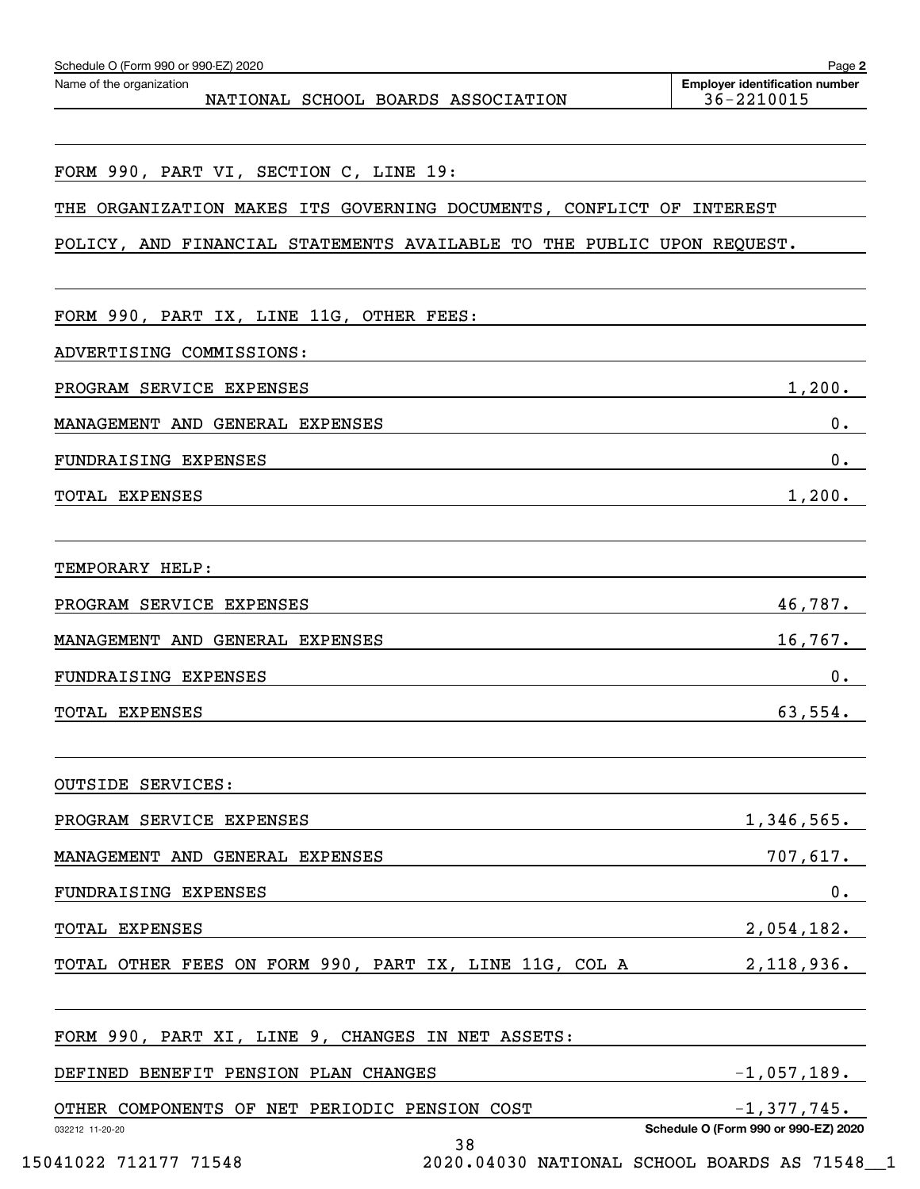Schedule O (Form 990 or 990-EZ) 2020

Name of the organization: NATIONAL SCHOOL BOARDS ASSOCIATION

Employer identification number: 36-2210015

FORM 990, PART VI, SECTION C, LINE 19:

THE ORGANIZATION MAKES ITS GOVERNING DOCUMENTS, CONFLICT OF INTEREST POLICY, AND FINANCIAL STATEMENTS AVAILABLE TO THE PUBLIC UPON REQUEST.

FORM 990, PART IX, LINE 11G, OTHER FEES:

ADVERTISING COMMISSIONS:

| | |
|---|---|
| PROGRAM SERVICE EXPENSES | 1,200. |
| MANAGEMENT AND GENERAL EXPENSES | 0. |
| FUNDRAISING EXPENSES | 0. |
| TOTAL EXPENSES | 1,200. |

TEMPORARY HELP:

| | |
|---|---|
| PROGRAM SERVICE EXPENSES | 46,787. |
| MANAGEMENT AND GENERAL EXPENSES | 16,767. |
| FUNDRAISING EXPENSES | 0. |
| TOTAL EXPENSES | 63,554. |

OUTSIDE SERVICES:

| | |
|---|---|
| PROGRAM SERVICE EXPENSES | 1,346,565. |
| MANAGEMENT AND GENERAL EXPENSES | 707,617. |
| FUNDRAISING EXPENSES | 0. |
| TOTAL EXPENSES | 2,054,182. |
| TOTAL OTHER FEES ON FORM 990, PART IX, LINE 11G, COL A | 2,118,936. |

FORM 990, PART XI, LINE 9, CHANGES IN NET ASSETS:

| | |
|---|---|
| DEFINED BENEFIT PENSION PLAN CHANGES | -1,057,189. |
| OTHER COMPONENTS OF NET PERIODIC PENSION COST | -1,377,745. |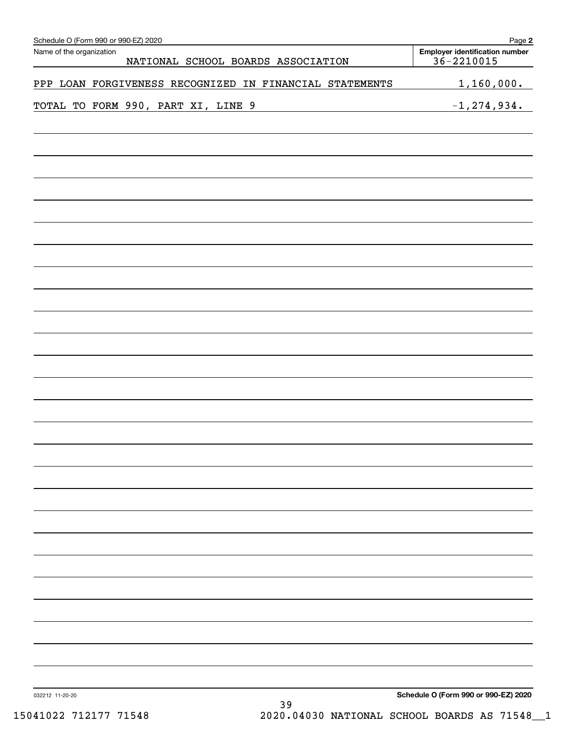Schedule O (Form 990 or 990-EZ) 2020

Name of the organization: NATIONAL SCHOOL BOARDS ASSOCIATION

Employer identification number: 36-2210015

| | |
|---|---|
| PPP LOAN FORGIVENESS RECOGNIZED IN FINANCIAL STATEMENTS | 1,160,000. |
| TOTAL TO FORM 990, PART XI, LINE 9 | -1,274,934. |

032212 11-20-20

Schedule O (Form 990 or 990-EZ) 2020

15041022 712177 71548 2020.04030 NATIONAL SCHOOL BOARDS AS 71548__1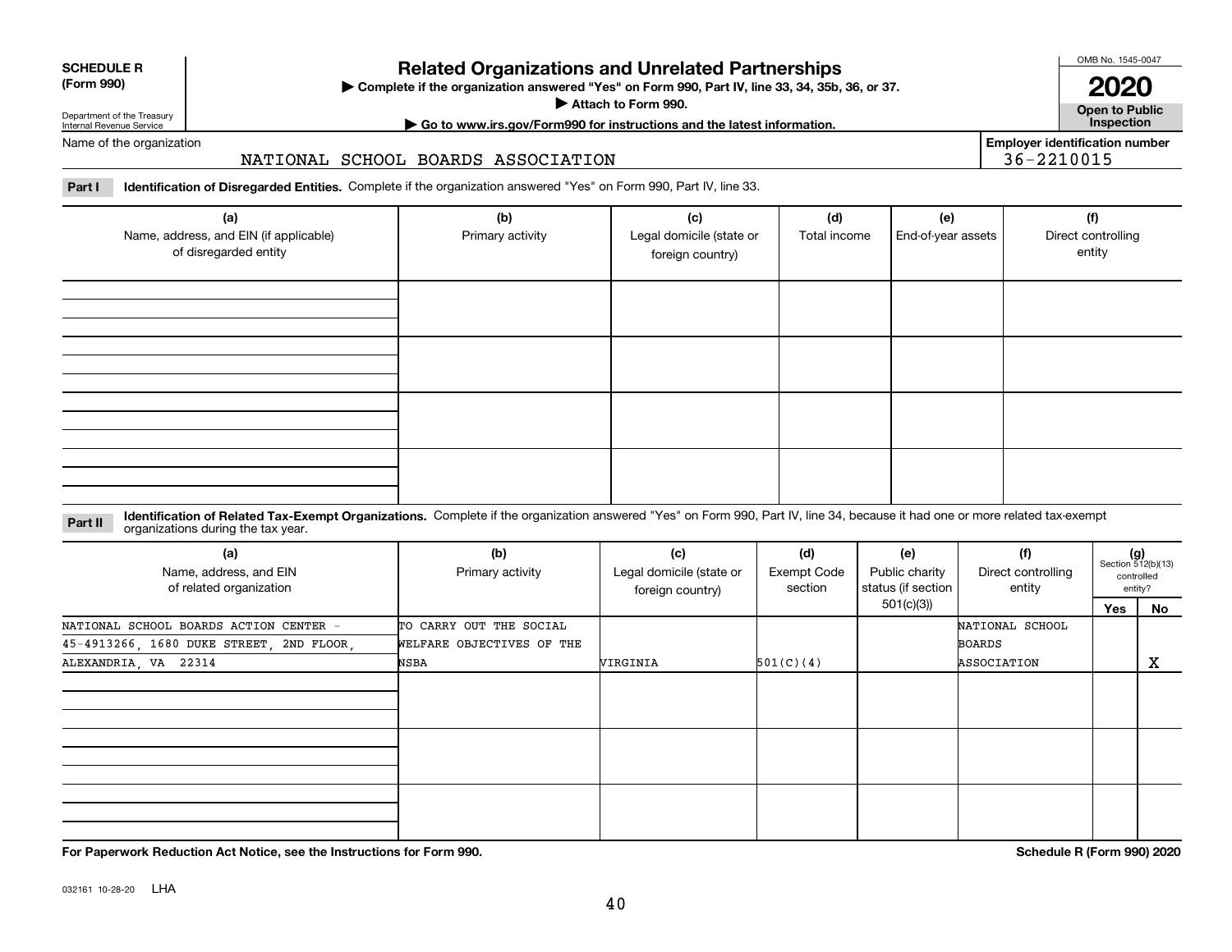**SCHEDULE R**
**(Form 990)**

Department of the Treasury
Internal Revenue Service

# Related Organizations and Unrelated Partnerships

▶ Complete if the organization answered "Yes" on Form 990, Part IV, line 33, 34, 35b, 36, or 37.
▶ Attach to Form 990.
▶ Go to www.irs.gov/Form990 for instructions and the latest information.

OMB No. 1545-0047

**2020**

**Open to Public Inspection**

Name of the organization: NATIONAL SCHOOL BOARDS ASSOCIATION

**Employer identification number:** 36-2210015

**Part I** **Identification of Disregarded Entities.** Complete if the organization answered "Yes" on Form 990, Part IV, line 33.

| (a) Name, address, and EIN (if applicable) of disregarded entity | (b) Primary activity | (c) Legal domicile (state or foreign country) | (d) Total income | (e) End-of-year assets | (f) Direct controlling entity |
|---|---|---|---|---|---|
| | | | | | |
| | | | | | |
| | | | | | |
| | | | | | |

**Part II** **Identification of Related Tax-Exempt Organizations.** Complete if the organization answered "Yes" on Form 990, Part IV, line 34, because it had one or more related tax-exempt organizations during the tax year.

| (a) Name, address, and EIN of related organization | (b) Primary activity | (c) Legal domicile (state or foreign country) | (d) Exempt Code section | (e) Public charity status (if section 501(c)(3)) | (f) Direct controlling entity | (g) Section 512(b)(13) controlled entity? Yes | No |
|---|---|---|---|---|---|---|---|
| NATIONAL SCHOOL BOARDS ACTION CENTER - 45-4913266, 1680 DUKE STREET, 2ND FLOOR, ALEXANDRIA, VA 22314 | TO CARRY OUT THE SOCIAL WELFARE OBJECTIVES OF THE NSBA | VIRGINIA | 501(C)(4) | | NATIONAL SCHOOL BOARDS ASSOCIATION | | X |
| | | | | | | | |
| | | | | | | | |
| | | | | | | | |

**For Paperwork Reduction Act Notice, see the Instructions for Form 990.**

**Schedule R (Form 990) 2020**

032161 10-28-20 LHA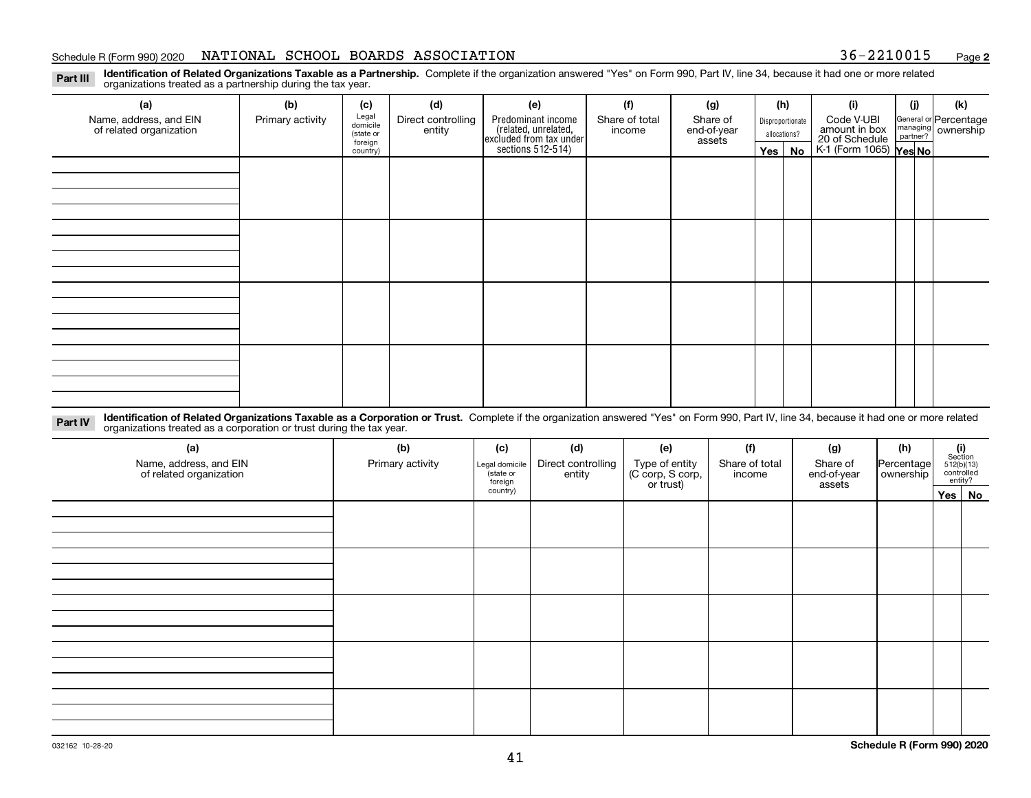Schedule R (Form 990) 2020 NATIONAL SCHOOL BOARDS ASSOCIATION 36-2210015 Page **2**

**Part III** **Identification of Related Organizations Taxable as a Partnership.** Complete if the organization answered "Yes" on Form 990, Part IV, line 34, because it had one or more related organizations treated as a partnership during the tax year.

| (a) Name, address, and EIN of related organization | (b) Primary activity | (c) Legal domicile (state or foreign country) | (d) Direct controlling entity | (e) Predominant income (related, unrelated, excluded from tax under sections 512-514) | (f) Share of total income | (g) Share of end-of-year assets | (h) Disproportionate allocations? Yes | (h) No | (i) Code V-UBI amount in box 20 of Schedule K-1 (Form 1065) | (j) General or managing partner? Yes | (j) No | (k) Percentage ownership |
|---|---|---|---|---|---|---|---|---|---|---|---|---|
| | | | | | | | | | | | | |
| | | | | | | | | | | | | |
| | | | | | | | | | | | | |
| | | | | | | | | | | | | |

**Part IV** **Identification of Related Organizations Taxable as a Corporation or Trust.** Complete if the organization answered "Yes" on Form 990, Part IV, line 34, because it had one or more related organizations treated as a corporation or trust during the tax year.

| (a) Name, address, and EIN of related organization | (b) Primary activity | (c) Legal domicile (state or foreign country) | (d) Direct controlling entity | (e) Type of entity (C corp, S corp, or trust) | (f) Share of total income | (g) Share of end-of-year assets | (h) Percentage ownership | (i) Section 512(b)(13) controlled entity? Yes | (i) No |
|---|---|---|---|---|---|---|---|---|---|
| | | | | | | | | | |
| | | | | | | | | | |
| | | | | | | | | | |
| | | | | | | | | | |
| | | | | | | | | | |

032162 10-28-20 **Schedule R (Form 990) 2020**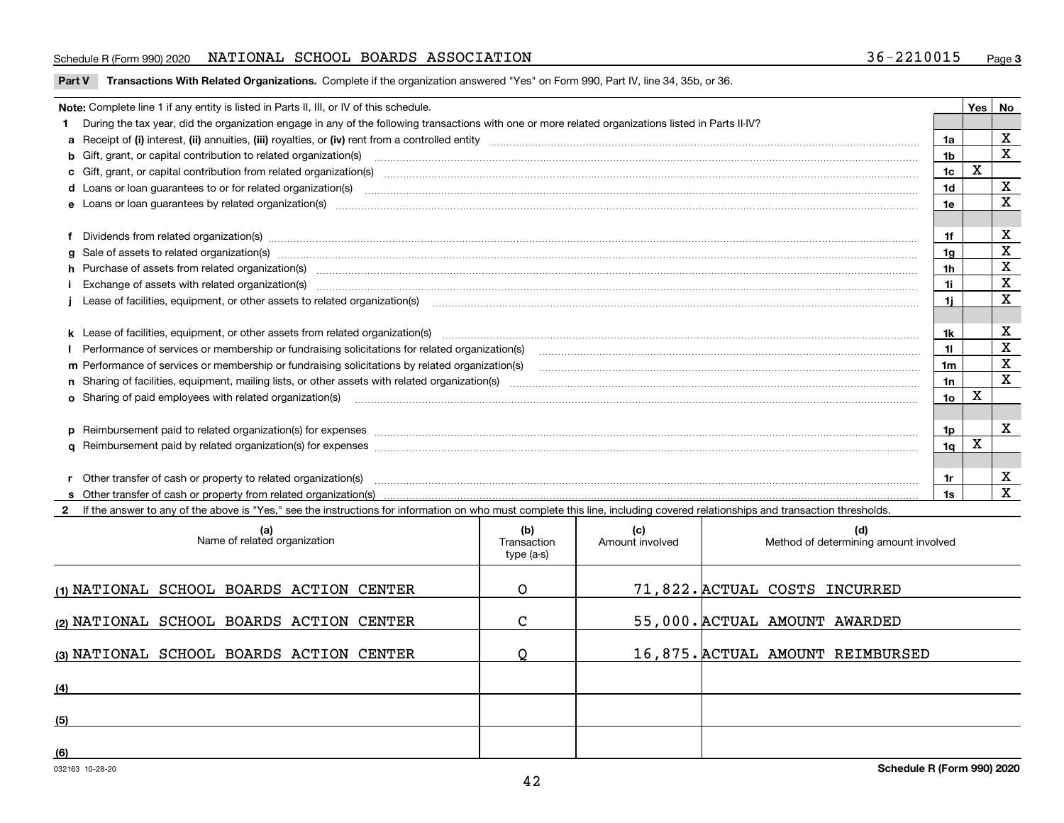Schedule R (Form 990) 2020 NATIONAL SCHOOL BOARDS ASSOCIATION 36-2210015 Page **3**

**Part V Transactions With Related Organizations.** Complete if the organization answered "Yes" on Form 990, Part IV, line 34, 35b, or 36.

| Note: Complete line 1 if any entity is listed in Parts II, III, or IV of this schedule. | | Yes | No |
|---|---|---|---|
| **1** During the tax year, did the organization engage in any of the following transactions with one or more related organizations listed in Parts II-IV? | | | |
| **a** Receipt of **(i)** interest, **(ii)** annuities, **(iii)** royalties, or **(iv)** rent from a controlled entity | 1a | | X |
| **b** Gift, grant, or capital contribution to related organization(s) | 1b | | X |
| **c** Gift, grant, or capital contribution from related organization(s) | 1c | X | |
| **d** Loans or loan guarantees to or for related organization(s) | 1d | | X |
| **e** Loans or loan guarantees by related organization(s) | 1e | | X |
| **f** Dividends from related organization(s) | 1f | | X |
| **g** Sale of assets to related organization(s) | 1g | | X |
| **h** Purchase of assets from related organization(s) | 1h | | X |
| **i** Exchange of assets with related organization(s) | 1i | | X |
| **j** Lease of facilities, equipment, or other assets to related organization(s) | 1j | | X |
| **k** Lease of facilities, equipment, or other assets from related organization(s) | 1k | | X |
| **l** Performance of services or membership or fundraising solicitations for related organization(s) | 1l | | X |
| **m** Performance of services or membership or fundraising solicitations by related organization(s) | 1m | | X |
| **n** Sharing of facilities, equipment, mailing lists, or other assets with related organization(s) | 1n | | X |
| **o** Sharing of paid employees with related organization(s) | 1o | X | |
| **p** Reimbursement paid to related organization(s) for expenses | 1p | | X |
| **q** Reimbursement paid by related organization(s) for expenses | 1q | X | |
| **r** Other transfer of cash or property to related organization(s) | 1r | | X |
| **s** Other transfer of cash or property from related organization(s) | 1s | | X |

**2** If the answer to any of the above is "Yes," see the instructions for information on who must complete this line, including covered relationships and transaction thresholds.

| (a) Name of related organization | (b) Transaction type (a-s) | (c) Amount involved | (d) Method of determining amount involved |
|---|---|---|---|
| (1) NATIONAL SCHOOL BOARDS ACTION CENTER | O | 71,822. | ACTUAL COSTS INCURRED |
| (2) NATIONAL SCHOOL BOARDS ACTION CENTER | C | 55,000. | ACTUAL AMOUNT AWARDED |
| (3) NATIONAL SCHOOL BOARDS ACTION CENTER | Q | 16,875. | ACTUAL AMOUNT REIMBURSED |
| (4) | | | |
| (5) | | | |
| (6) | | | |

032163 10-28-20 **Schedule R (Form 990) 2020**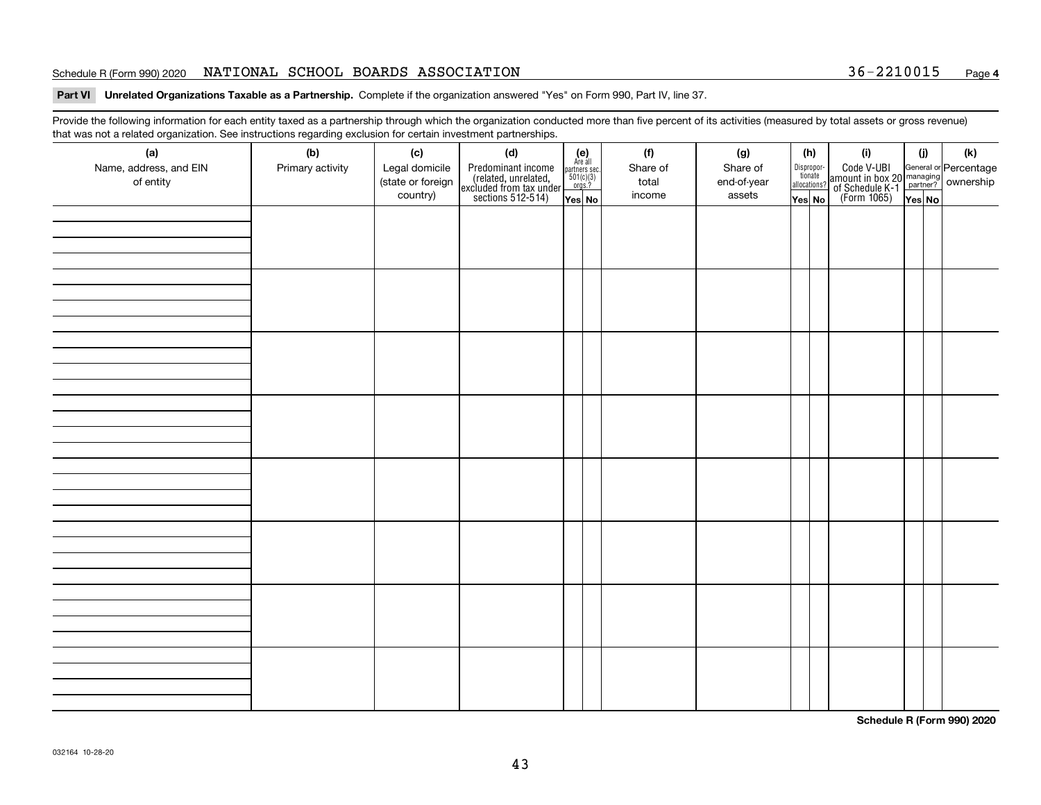Schedule R (Form 990) 2020 NATIONAL SCHOOL BOARDS ASSOCIATION 36-2210015 Page **4**

**Part VI Unrelated Organizations Taxable as a Partnership.** Complete if the organization answered "Yes" on Form 990, Part IV, line 37.

Provide the following information for each entity taxed as a partnership through which the organization conducted more than five percent of its activities (measured by total assets or gross revenue) that was not a related organization. See instructions regarding exclusion for certain investment partnerships.

| (a) Name, address, and EIN of entity | (b) Primary activity | (c) Legal domicile (state or foreign country) | (d) Predominant income (related, unrelated, excluded from tax under sections 512-514) | (e) Are all partners sec. 501(c)(3) orgs.? | | (f) Share of total income | (g) Share of end-of-year assets | (h) Disproportionate allocations? | | (i) Code V-UBI amount in box 20 of Schedule K-1 (Form 1065) | (j) General or managing partner? | | (k) Percentage ownership |
|---|---|---|---|---|---|---|---|---|---|---|---|---|---|
| | | | | Yes | No | | | Yes | No | | Yes | No | |
| | | | | | | | | | | | | | |
| | | | | | | | | | | | | | |
| | | | | | | | | | | | | | |
| | | | | | | | | | | | | | |
| | | | | | | | | | | | | | |
| | | | | | | | | | | | | | |
| | | | | | | | | | | | | | |
| | | | | | | | | | | | | | |

**Schedule R (Form 990) 2020**

032164 10-28-20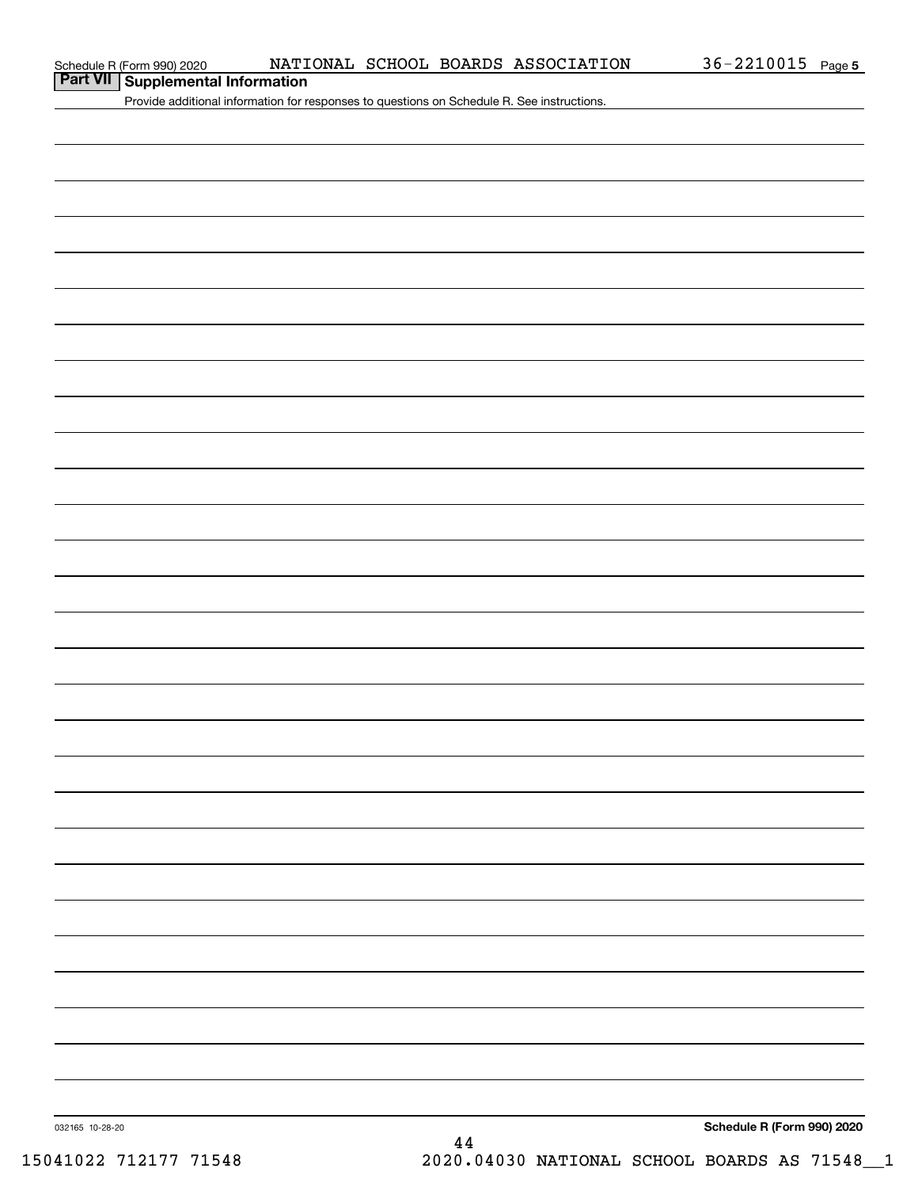Schedule R (Form 990) 2020 NATIONAL SCHOOL BOARDS ASSOCIATION 36-2210015 Page 5

## Part VII Supplemental Information

Provide additional information for responses to questions on Schedule R. See instructions.

032165 10-28-20

**Schedule R (Form 990) 2020**

15041022 712177 71548 2020.04030 NATIONAL SCHOOL BOARDS AS 71548__1